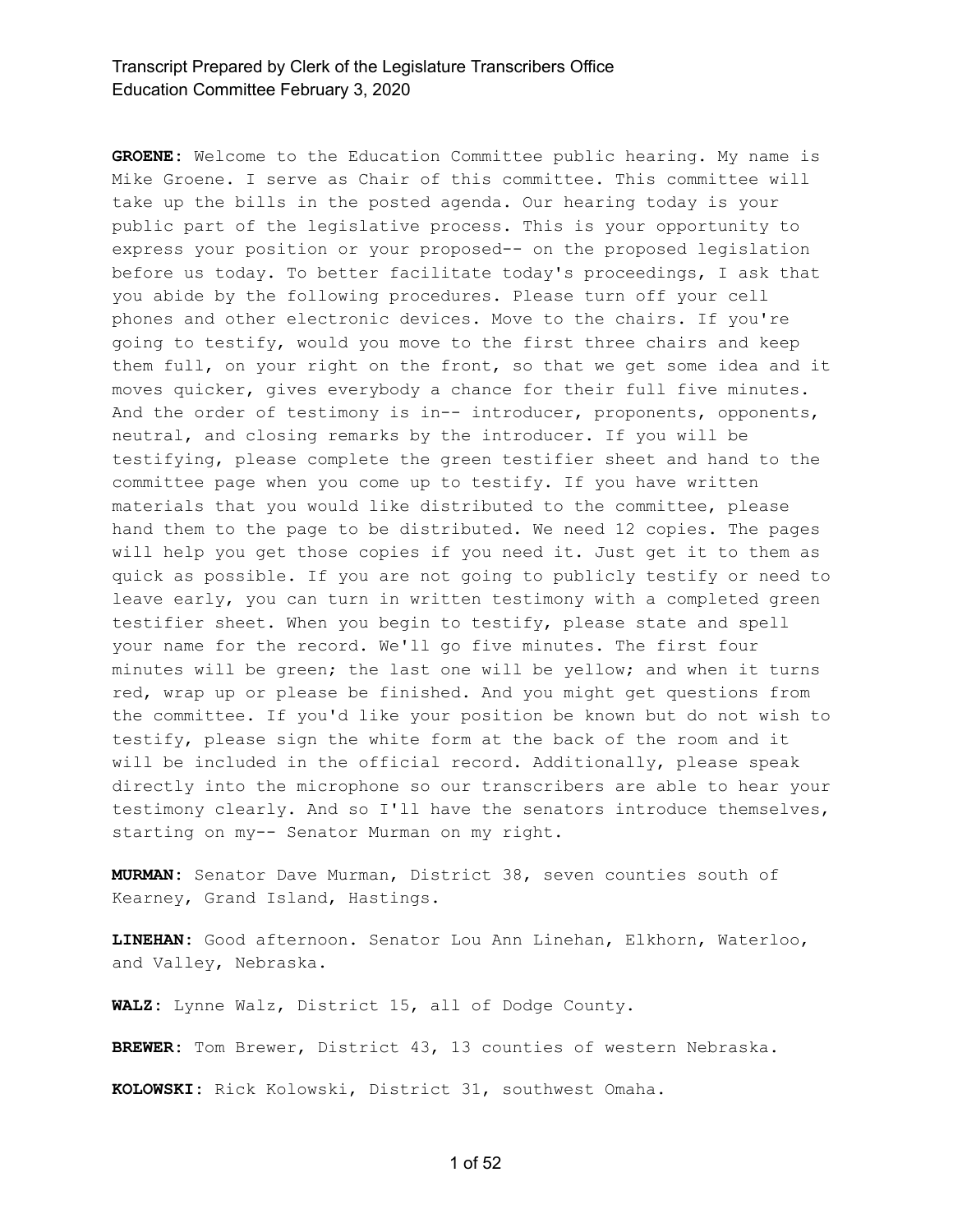**GROENE:** Welcome to the Education Committee public hearing. My name is Mike Groene. I serve as Chair of this committee. This committee will take up the bills in the posted agenda. Our hearing today is your public part of the legislative process. This is your opportunity to express your position or your proposed-- on the proposed legislation before us today. To better facilitate today's proceedings, I ask that you abide by the following procedures. Please turn off your cell phones and other electronic devices. Move to the chairs. If you're going to testify, would you move to the first three chairs and keep them full, on your right on the front, so that we get some idea and it moves quicker, gives everybody a chance for their full five minutes. And the order of testimony is in-- introducer, proponents, opponents, neutral, and closing remarks by the introducer. If you will be testifying, please complete the green testifier sheet and hand to the committee page when you come up to testify. If you have written materials that you would like distributed to the committee, please hand them to the page to be distributed. We need 12 copies. The pages will help you get those copies if you need it. Just get it to them as quick as possible. If you are not going to publicly testify or need to leave early, you can turn in written testimony with a completed green testifier sheet. When you begin to testify, please state and spell your name for the record. We'll go five minutes. The first four minutes will be green; the last one will be yellow; and when it turns red, wrap up or please be finished. And you might get questions from the committee. If you'd like your position be known but do not wish to testify, please sign the white form at the back of the room and it will be included in the official record. Additionally, please speak directly into the microphone so our transcribers are able to hear your testimony clearly. And so I'll have the senators introduce themselves, starting on my-- Senator Murman on my right.

**MURMAN:** Senator Dave Murman, District 38, seven counties south of Kearney, Grand Island, Hastings.

**LINEHAN:** Good afternoon. Senator Lou Ann Linehan, Elkhorn, Waterloo, and Valley, Nebraska.

**WALZ:** Lynne Walz, District 15, all of Dodge County.

**BREWER:** Tom Brewer, District 43, 13 counties of western Nebraska.

**KOLOWSKI:** Rick Kolowski, District 31, southwest Omaha.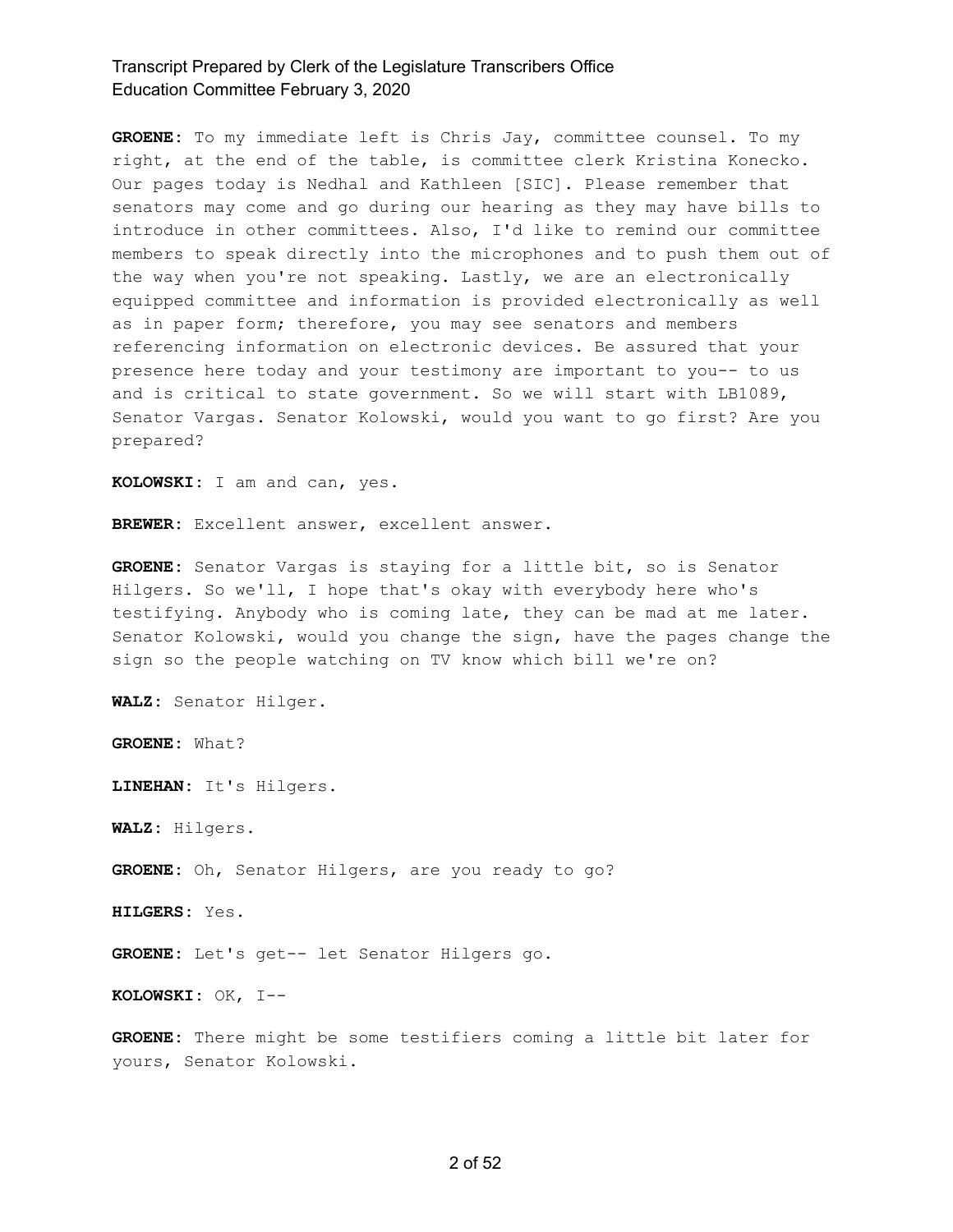**GROENE:** To my immediate left is Chris Jay, committee counsel. To my right, at the end of the table, is committee clerk Kristina Konecko. Our pages today is Nedhal and Kathleen [SIC]. Please remember that senators may come and go during our hearing as they may have bills to introduce in other committees. Also, I'd like to remind our committee members to speak directly into the microphones and to push them out of the way when you're not speaking. Lastly, we are an electronically equipped committee and information is provided electronically as well as in paper form; therefore, you may see senators and members referencing information on electronic devices. Be assured that your presence here today and your testimony are important to you-- to us and is critical to state government. So we will start with LB1089, Senator Vargas. Senator Kolowski, would you want to go first? Are you prepared?

**KOLOWSKI:** I am and can, yes.

**BREWER:** Excellent answer, excellent answer.

**GROENE:** Senator Vargas is staying for a little bit, so is Senator Hilgers. So we'll, I hope that's okay with everybody here who's testifying. Anybody who is coming late, they can be mad at me later. Senator Kolowski, would you change the sign, have the pages change the sign so the people watching on TV know which bill we're on?

**WALZ:** Senator Hilger.

**GROENE:** What?

**LINEHAN:** It's Hilgers.

**WALZ:** Hilgers.

**GROENE:** Oh, Senator Hilgers, are you ready to go?

**HILGERS:** Yes.

**GROENE:** Let's get-- let Senator Hilgers go.

**KOLOWSKI:** OK, I--

**GROENE:** There might be some testifiers coming a little bit later for yours, Senator Kolowski.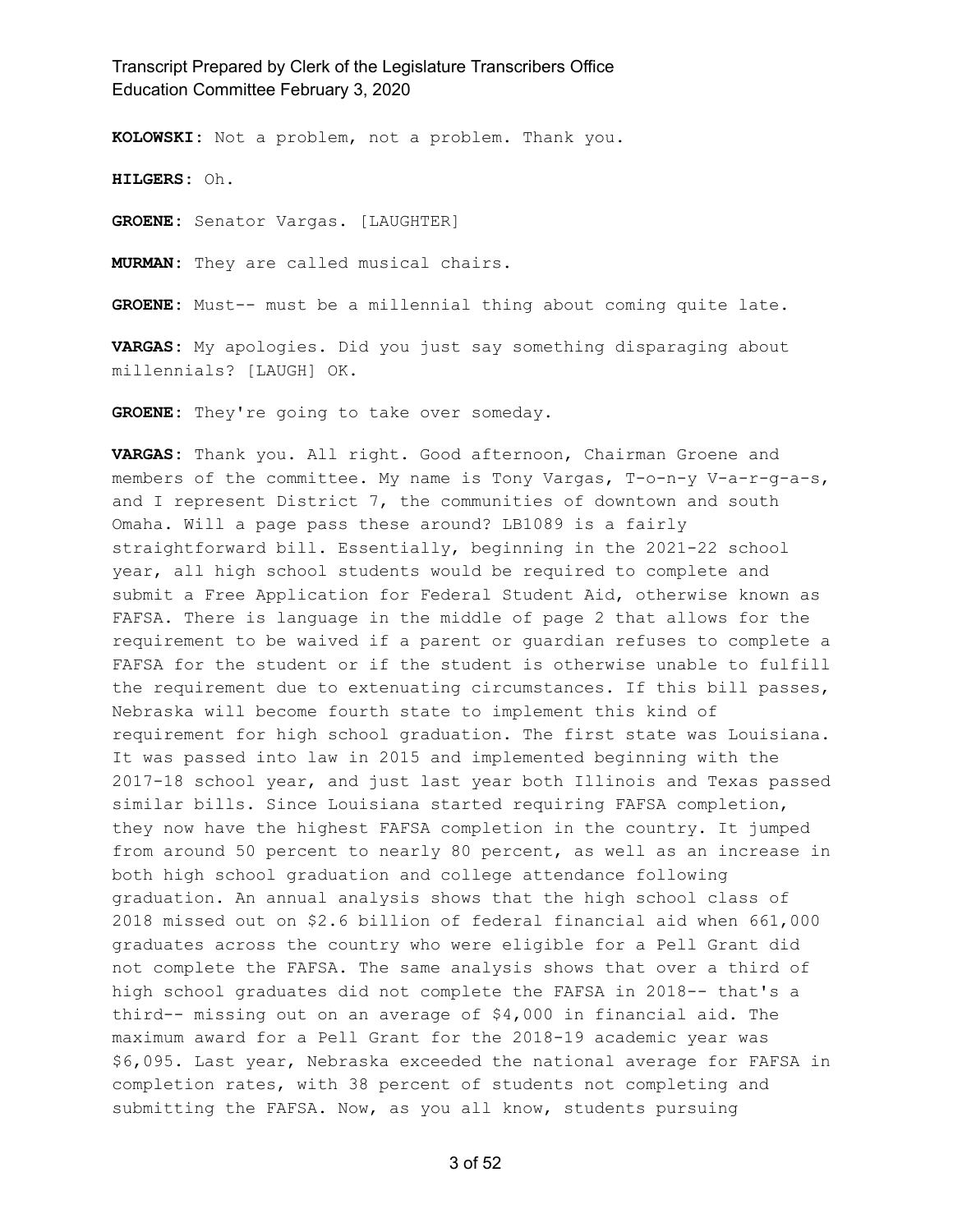**KOLOWSKI:** Not a problem, not a problem. Thank you.

**HILGERS:** Oh.

**GROENE:** Senator Vargas. [LAUGHTER]

**MURMAN:** They are called musical chairs.

**GROENE:** Must-- must be a millennial thing about coming quite late.

**VARGAS:** My apologies. Did you just say something disparaging about millennials? [LAUGH] OK.

**GROENE:** They're going to take over someday.

**VARGAS:** Thank you. All right. Good afternoon, Chairman Groene and members of the committee. My name is Tony Vargas, T-o-n-y V-a-r-g-a-s, and I represent District 7, the communities of downtown and south Omaha. Will a page pass these around? LB1089 is a fairly straightforward bill. Essentially, beginning in the 2021-22 school year, all high school students would be required to complete and submit a Free Application for Federal Student Aid, otherwise known as FAFSA. There is language in the middle of page 2 that allows for the requirement to be waived if a parent or guardian refuses to complete a FAFSA for the student or if the student is otherwise unable to fulfill the requirement due to extenuating circumstances. If this bill passes, Nebraska will become fourth state to implement this kind of requirement for high school graduation. The first state was Louisiana. It was passed into law in 2015 and implemented beginning with the 2017-18 school year, and just last year both Illinois and Texas passed similar bills. Since Louisiana started requiring FAFSA completion, they now have the highest FAFSA completion in the country. It jumped from around 50 percent to nearly 80 percent, as well as an increase in both high school graduation and college attendance following graduation. An annual analysis shows that the high school class of 2018 missed out on $2.6 billion of federal financial aid when 661,000 graduates across the country who were eligible for a Pell Grant did not complete the FAFSA. The same analysis shows that over a third of high school graduates did not complete the FAFSA in 2018-- that's a third-- missing out on an average of $4,000 in financial aid. The maximum award for a Pell Grant for the 2018-19 academic year was $6,095. Last year, Nebraska exceeded the national average for FAFSA in completion rates, with 38 percent of students not completing and submitting the FAFSA. Now, as you all know, students pursuing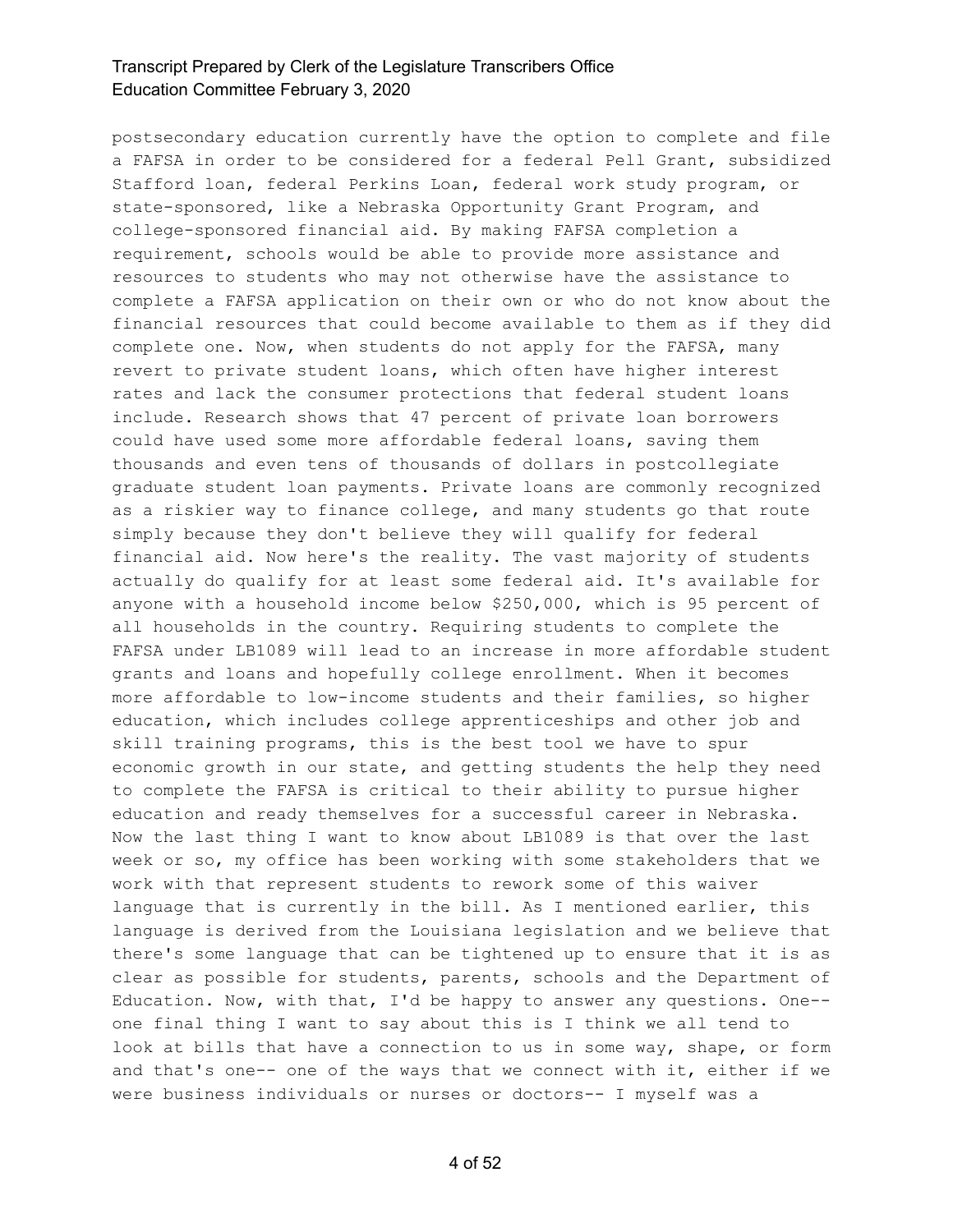postsecondary education currently have the option to complete and file a FAFSA in order to be considered for a federal Pell Grant, subsidized Stafford loan, federal Perkins Loan, federal work study program, or state-sponsored, like a Nebraska Opportunity Grant Program, and college-sponsored financial aid. By making FAFSA completion a requirement, schools would be able to provide more assistance and resources to students who may not otherwise have the assistance to complete a FAFSA application on their own or who do not know about the financial resources that could become available to them as if they did complete one. Now, when students do not apply for the FAFSA, many revert to private student loans, which often have higher interest rates and lack the consumer protections that federal student loans include. Research shows that 47 percent of private loan borrowers could have used some more affordable federal loans, saving them thousands and even tens of thousands of dollars in postcollegiate graduate student loan payments. Private loans are commonly recognized as a riskier way to finance college, and many students go that route simply because they don't believe they will qualify for federal financial aid. Now here's the reality. The vast majority of students actually do qualify for at least some federal aid. It's available for anyone with a household income below $250,000, which is 95 percent of all households in the country. Requiring students to complete the FAFSA under LB1089 will lead to an increase in more affordable student grants and loans and hopefully college enrollment. When it becomes more affordable to low-income students and their families, so higher education, which includes college apprenticeships and other job and skill training programs, this is the best tool we have to spur economic growth in our state, and getting students the help they need to complete the FAFSA is critical to their ability to pursue higher education and ready themselves for a successful career in Nebraska. Now the last thing I want to know about LB1089 is that over the last week or so, my office has been working with some stakeholders that we work with that represent students to rework some of this waiver language that is currently in the bill. As I mentioned earlier, this language is derived from the Louisiana legislation and we believe that there's some language that can be tightened up to ensure that it is as clear as possible for students, parents, schools and the Department of Education. Now, with that, I'd be happy to answer any questions. One-- one final thing I want to say about this is I think we all tend to look at bills that have a connection to us in some way, shape, or form and that's one-- one of the ways that we connect with it, either if we were business individuals or nurses or doctors-- I myself was a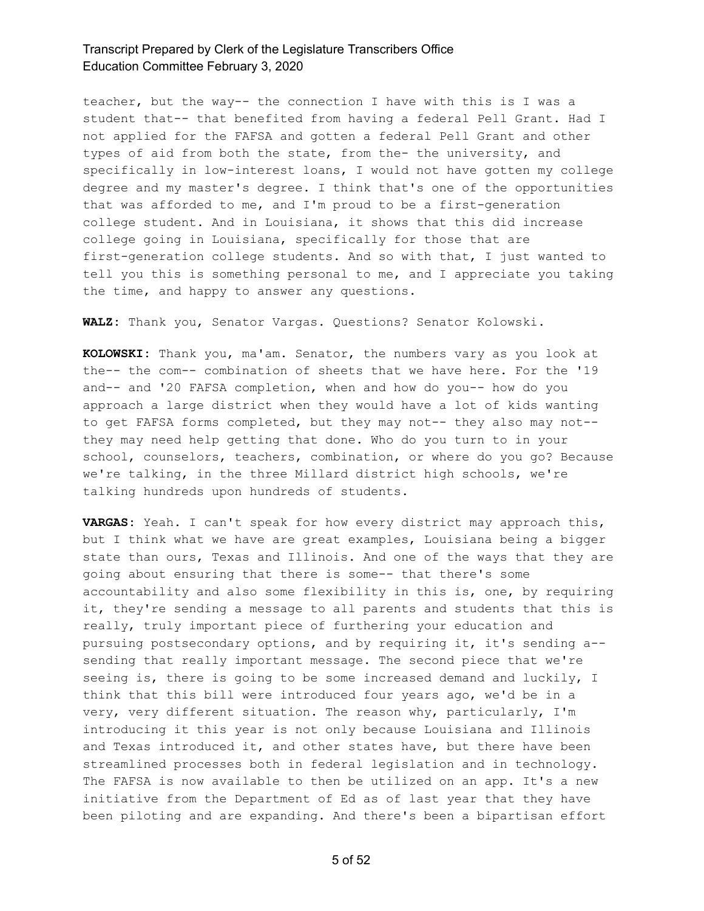teacher, but the way-- the connection I have with this is I was a student that-- that benefited from having a federal Pell Grant. Had I not applied for the FAFSA and gotten a federal Pell Grant and other types of aid from both the state, from the- the university, and specifically in low-interest loans, I would not have gotten my college degree and my master's degree. I think that's one of the opportunities that was afforded to me, and I'm proud to be a first-generation college student. And in Louisiana, it shows that this did increase college going in Louisiana, specifically for those that are first-generation college students. And so with that, I just wanted to tell you this is something personal to me, and I appreciate you taking the time, and happy to answer any questions.

**WALZ:** Thank you, Senator Vargas. Questions? Senator Kolowski.

**KOLOWSKI:** Thank you, ma'am. Senator, the numbers vary as you look at the-- the com-- combination of sheets that we have here. For the '19 and-- and '20 FAFSA completion, when and how do you-- how do you approach a large district when they would have a lot of kids wanting to get FAFSA forms completed, but they may not-- they also may not-- they may need help getting that done. Who do you turn to in your school, counselors, teachers, combination, or where do you go? Because we're talking, in the three Millard district high schools, we're talking hundreds upon hundreds of students.

**VARGAS:** Yeah. I can't speak for how every district may approach this, but I think what we have are great examples, Louisiana being a bigger state than ours, Texas and Illinois. And one of the ways that they are going about ensuring that there is some-- that there's some accountability and also some flexibility in this is, one, by requiring it, they're sending a message to all parents and students that this is really, truly important piece of furthering your education and pursuing postsecondary options, and by requiring it, it's sending a-- sending that really important message. The second piece that we're seeing is, there is going to be some increased demand and luckily, I think that this bill were introduced four years ago, we'd be in a very, very different situation. The reason why, particularly, I'm introducing it this year is not only because Louisiana and Illinois and Texas introduced it, and other states have, but there have been streamlined processes both in federal legislation and in technology. The FAFSA is now available to then be utilized on an app. It's a new initiative from the Department of Ed as of last year that they have been piloting and are expanding. And there's been a bipartisan effort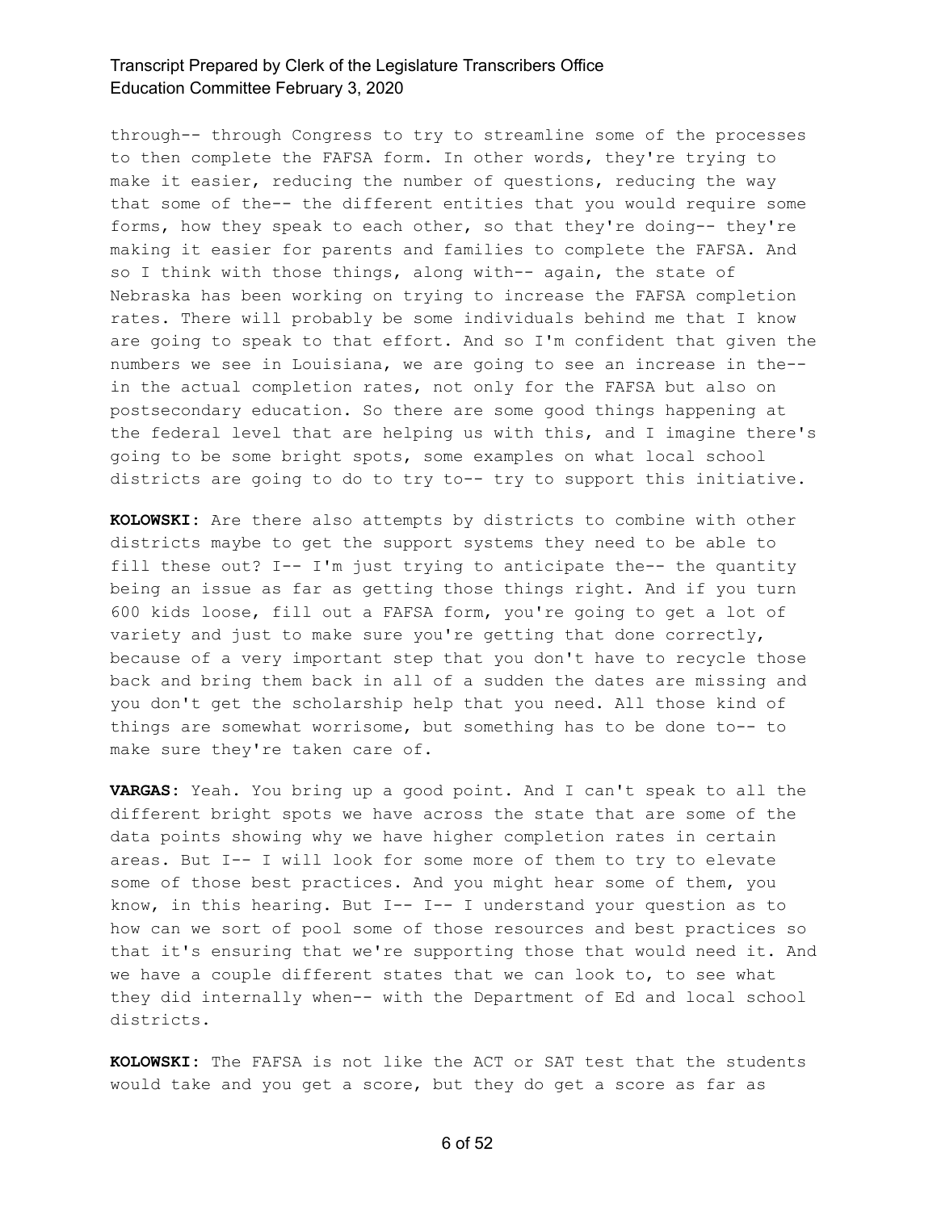through-- through Congress to try to streamline some of the processes to then complete the FAFSA form. In other words, they're trying to make it easier, reducing the number of questions, reducing the way that some of the-- the different entities that you would require some forms, how they speak to each other, so that they're doing-- they're making it easier for parents and families to complete the FAFSA. And so I think with those things, along with-- again, the state of Nebraska has been working on trying to increase the FAFSA completion rates. There will probably be some individuals behind me that I know are going to speak to that effort. And so I'm confident that given the numbers we see in Louisiana, we are going to see an increase in the-- in the actual completion rates, not only for the FAFSA but also on postsecondary education. So there are some good things happening at the federal level that are helping us with this, and I imagine there's going to be some bright spots, some examples on what local school districts are going to do to try to-- try to support this initiative.

**KOLOWSKI:** Are there also attempts by districts to combine with other districts maybe to get the support systems they need to be able to fill these out? I-- I'm just trying to anticipate the-- the quantity being an issue as far as getting those things right. And if you turn 600 kids loose, fill out a FAFSA form, you're going to get a lot of variety and just to make sure you're getting that done correctly, because of a very important step that you don't have to recycle those back and bring them back in all of a sudden the dates are missing and you don't get the scholarship help that you need. All those kind of things are somewhat worrisome, but something has to be done to-- to make sure they're taken care of.

**VARGAS:** Yeah. You bring up a good point. And I can't speak to all the different bright spots we have across the state that are some of the data points showing why we have higher completion rates in certain areas. But I-- I will look for some more of them to try to elevate some of those best practices. And you might hear some of them, you know, in this hearing. But I-- I-- I understand your question as to how can we sort of pool some of those resources and best practices so that it's ensuring that we're supporting those that would need it. And we have a couple different states that we can look to, to see what they did internally when-- with the Department of Ed and local school districts.

**KOLOWSKI:** The FAFSA is not like the ACT or SAT test that the students would take and you get a score, but they do get a score as far as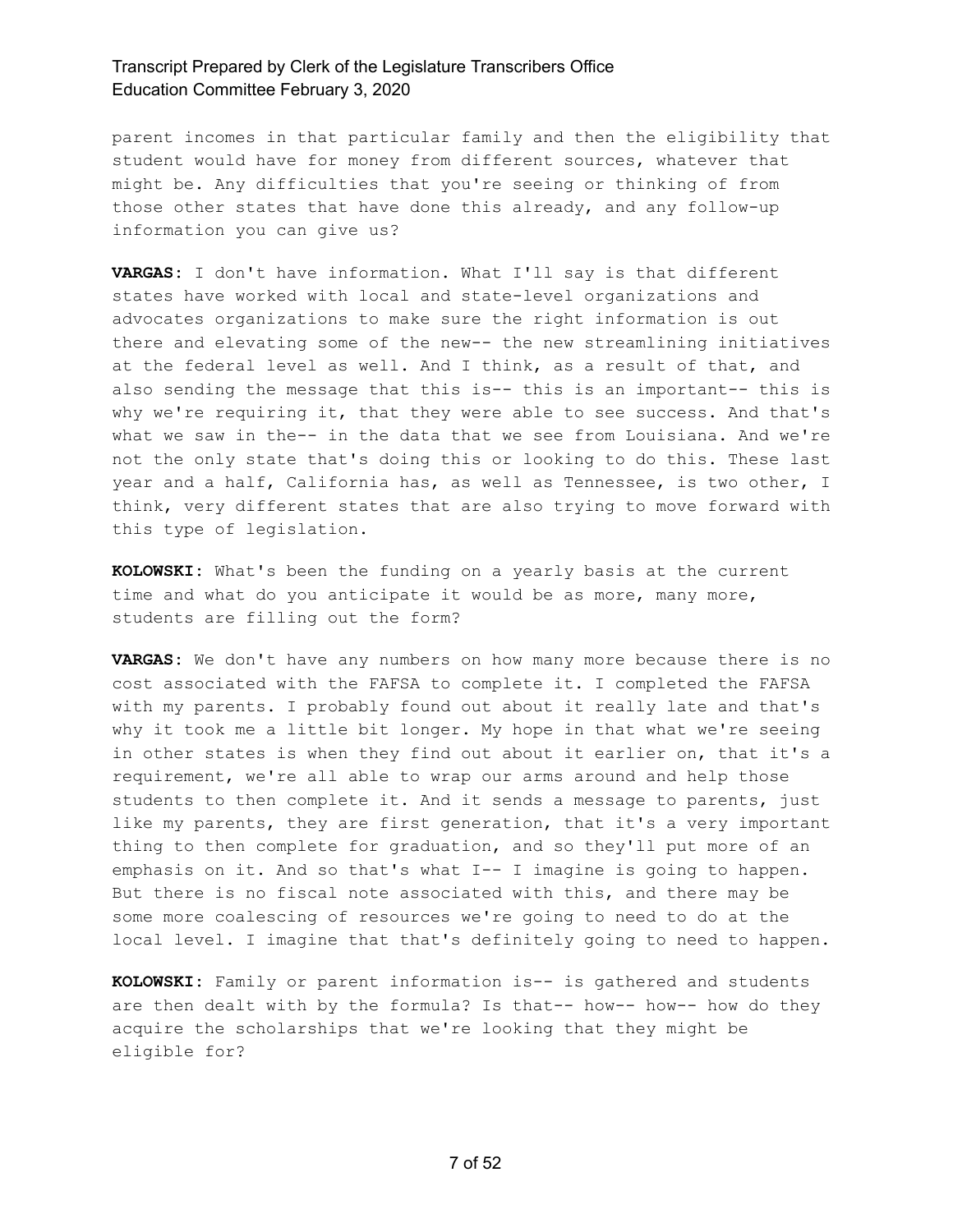parent incomes in that particular family and then the eligibility that student would have for money from different sources, whatever that might be. Any difficulties that you're seeing or thinking of from those other states that have done this already, and any follow-up information you can give us?

**VARGAS:** I don't have information. What I'll say is that different states have worked with local and state-level organizations and advocates organizations to make sure the right information is out there and elevating some of the new-- the new streamlining initiatives at the federal level as well. And I think, as a result of that, and also sending the message that this is-- this is an important-- this is why we're requiring it, that they were able to see success. And that's what we saw in the-- in the data that we see from Louisiana. And we're not the only state that's doing this or looking to do this. These last year and a half, California has, as well as Tennessee, is two other, I think, very different states that are also trying to move forward with this type of legislation.

**KOLOWSKI:** What's been the funding on a yearly basis at the current time and what do you anticipate it would be as more, many more, students are filling out the form?

**VARGAS:** We don't have any numbers on how many more because there is no cost associated with the FAFSA to complete it. I completed the FAFSA with my parents. I probably found out about it really late and that's why it took me a little bit longer. My hope in that what we're seeing in other states is when they find out about it earlier on, that it's a requirement, we're all able to wrap our arms around and help those students to then complete it. And it sends a message to parents, just like my parents, they are first generation, that it's a very important thing to then complete for graduation, and so they'll put more of an emphasis on it. And so that's what I-- I imagine is going to happen. But there is no fiscal note associated with this, and there may be some more coalescing of resources we're going to need to do at the local level. I imagine that that's definitely going to need to happen.

**KOLOWSKI:** Family or parent information is-- is gathered and students are then dealt with by the formula? Is that-- how-- how-- how do they acquire the scholarships that we're looking that they might be eligible for?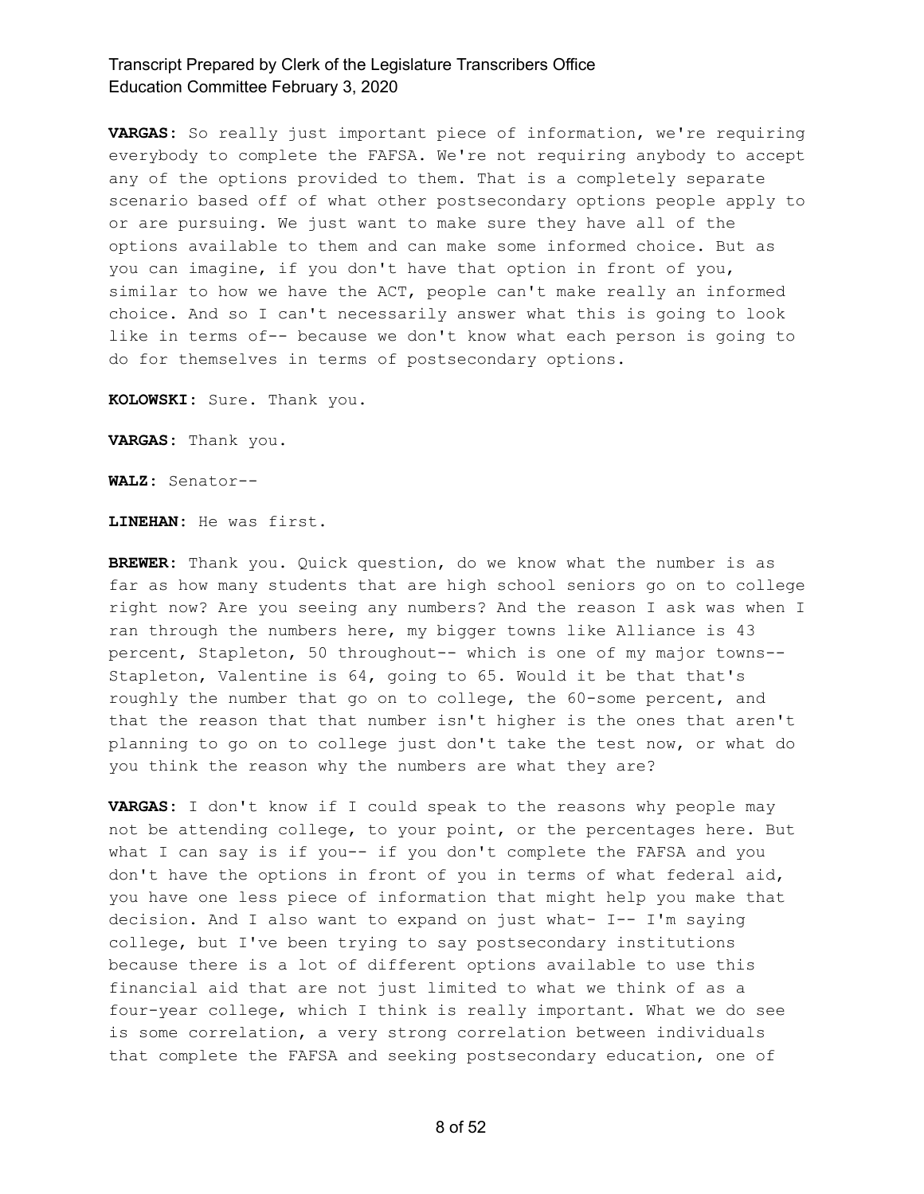**VARGAS:** So really just important piece of information, we're requiring everybody to complete the FAFSA. We're not requiring anybody to accept any of the options provided to them. That is a completely separate scenario based off of what other postsecondary options people apply to or are pursuing. We just want to make sure they have all of the options available to them and can make some informed choice. But as you can imagine, if you don't have that option in front of you, similar to how we have the ACT, people can't make really an informed choice. And so I can't necessarily answer what this is going to look like in terms of-- because we don't know what each person is going to do for themselves in terms of postsecondary options.

**KOLOWSKI:** Sure. Thank you.

**VARGAS:** Thank you.

**WALZ:** Senator--

**LINEHAN:** He was first.

**BREWER:** Thank you. Quick question, do we know what the number is as far as how many students that are high school seniors go on to college right now? Are you seeing any numbers? And the reason I ask was when I ran through the numbers here, my bigger towns like Alliance is 43 percent, Stapleton, 50 throughout-- which is one of my major towns-- Stapleton, Valentine is 64, going to 65. Would it be that that's roughly the number that go on to college, the 60-some percent, and that the reason that that number isn't higher is the ones that aren't planning to go on to college just don't take the test now, or what do you think the reason why the numbers are what they are?

**VARGAS:** I don't know if I could speak to the reasons why people may not be attending college, to your point, or the percentages here. But what I can say is if you-- if you don't complete the FAFSA and you don't have the options in front of you in terms of what federal aid, you have one less piece of information that might help you make that decision. And I also want to expand on just what- I-- I'm saying college, but I've been trying to say postsecondary institutions because there is a lot of different options available to use this financial aid that are not just limited to what we think of as a four-year college, which I think is really important. What we do see is some correlation, a very strong correlation between individuals that complete the FAFSA and seeking postsecondary education, one of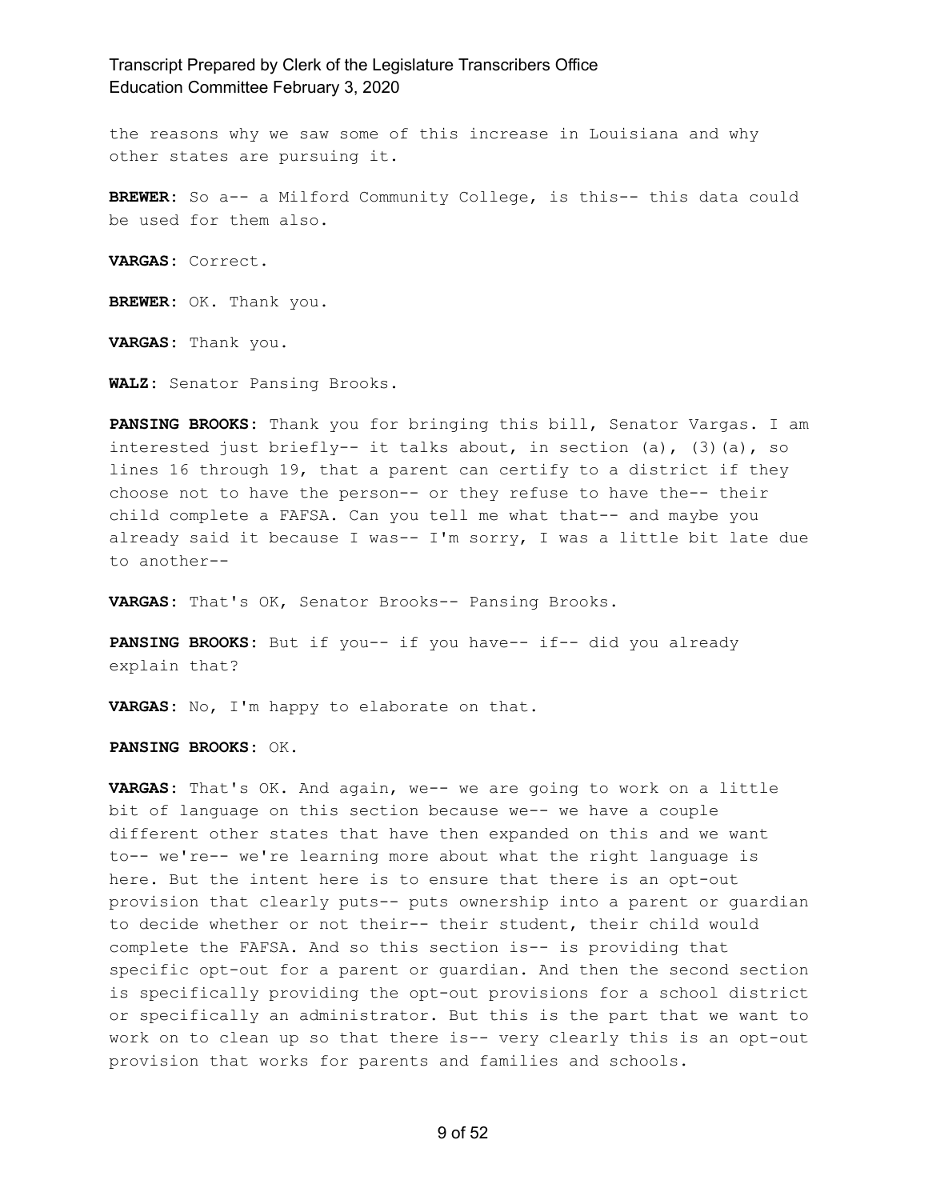the reasons why we saw some of this increase in Louisiana and why other states are pursuing it.

**BREWER:** So a-- a Milford Community College, is this-- this data could be used for them also.

**VARGAS:** Correct.

**BREWER:** OK. Thank you.

**VARGAS:** Thank you.

**WALZ:** Senator Pansing Brooks.

**PANSING BROOKS:** Thank you for bringing this bill, Senator Vargas. I am interested just briefly-- it talks about, in section (a), (3)(a), so lines 16 through 19, that a parent can certify to a district if they choose not to have the person-- or they refuse to have the-- their child complete a FAFSA. Can you tell me what that-- and maybe you already said it because I was-- I'm sorry, I was a little bit late due to another--

**VARGAS:** That's OK, Senator Brooks-- Pansing Brooks.

**PANSING BROOKS:** But if you-- if you have-- if-- did you already explain that?

**VARGAS:** No, I'm happy to elaborate on that.

**PANSING BROOKS:** OK.

**VARGAS:** That's OK. And again, we-- we are going to work on a little bit of language on this section because we-- we have a couple different other states that have then expanded on this and we want to-- we're-- we're learning more about what the right language is here. But the intent here is to ensure that there is an opt-out provision that clearly puts-- puts ownership into a parent or guardian to decide whether or not their-- their student, their child would complete the FAFSA. And so this section is-- is providing that specific opt-out for a parent or guardian. And then the second section is specifically providing the opt-out provisions for a school district or specifically an administrator. But this is the part that we want to work on to clean up so that there is-- very clearly this is an opt-out provision that works for parents and families and schools.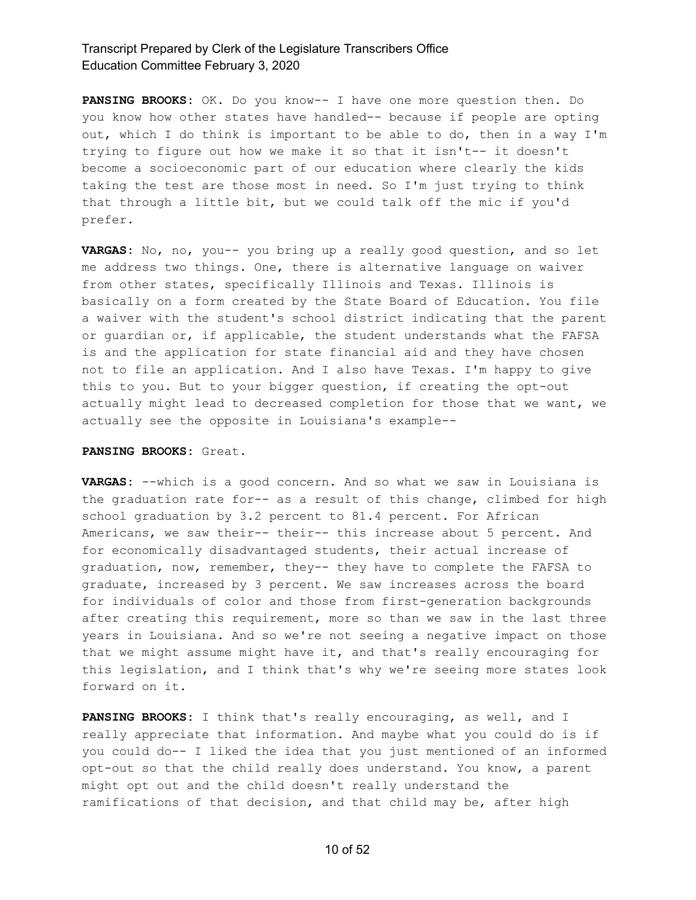**PANSING BROOKS:** OK. Do you know-- I have one more question then. Do you know how other states have handled-- because if people are opting out, which I do think is important to be able to do, then in a way I'm trying to figure out how we make it so that it isn't-- it doesn't become a socioeconomic part of our education where clearly the kids taking the test are those most in need. So I'm just trying to think that through a little bit, but we could talk off the mic if you'd prefer.

**VARGAS:** No, no, you-- you bring up a really good question, and so let me address two things. One, there is alternative language on waiver from other states, specifically Illinois and Texas. Illinois is basically on a form created by the State Board of Education. You file a waiver with the student's school district indicating that the parent or guardian or, if applicable, the student understands what the FAFSA is and the application for state financial aid and they have chosen not to file an application. And I also have Texas. I'm happy to give this to you. But to your bigger question, if creating the opt-out actually might lead to decreased completion for those that we want, we actually see the opposite in Louisiana's example--

**PANSING BROOKS:** Great.

**VARGAS:** --which is a good concern. And so what we saw in Louisiana is the graduation rate for-- as a result of this change, climbed for high school graduation by 3.2 percent to 81.4 percent. For African Americans, we saw their-- their-- this increase about 5 percent. And for economically disadvantaged students, their actual increase of graduation, now, remember, they-- they have to complete the FAFSA to graduate, increased by 3 percent. We saw increases across the board for individuals of color and those from first-generation backgrounds after creating this requirement, more so than we saw in the last three years in Louisiana. And so we're not seeing a negative impact on those that we might assume might have it, and that's really encouraging for this legislation, and I think that's why we're seeing more states look forward on it.

**PANSING BROOKS:** I think that's really encouraging, as well, and I really appreciate that information. And maybe what you could do is if you could do-- I liked the idea that you just mentioned of an informed opt-out so that the child really does understand. You know, a parent might opt out and the child doesn't really understand the ramifications of that decision, and that child may be, after high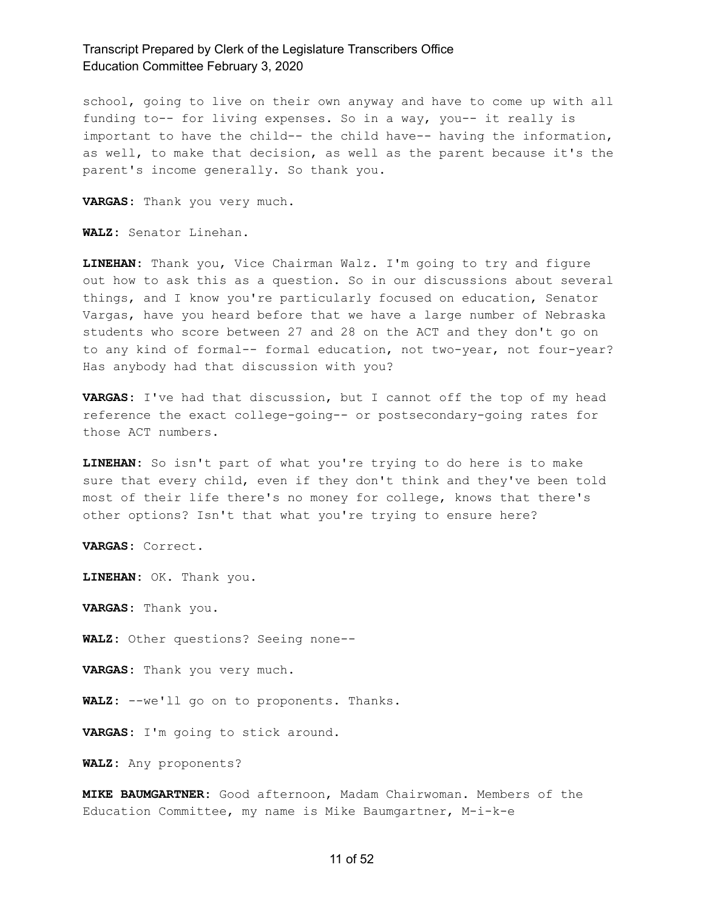school, going to live on their own anyway and have to come up with all funding to-- for living expenses. So in a way, you-- it really is important to have the child-- the child have-- having the information, as well, to make that decision, as well as the parent because it's the parent's income generally. So thank you.

**VARGAS:** Thank you very much.

**WALZ:** Senator Linehan.

**LINEHAN:** Thank you, Vice Chairman Walz. I'm going to try and figure out how to ask this as a question. So in our discussions about several things, and I know you're particularly focused on education, Senator Vargas, have you heard before that we have a large number of Nebraska students who score between 27 and 28 on the ACT and they don't go on to any kind of formal-- formal education, not two-year, not four-year? Has anybody had that discussion with you?

**VARGAS:** I've had that discussion, but I cannot off the top of my head reference the exact college-going-- or postsecondary-going rates for those ACT numbers.

**LINEHAN:** So isn't part of what you're trying to do here is to make sure that every child, even if they don't think and they've been told most of their life there's no money for college, knows that there's other options? Isn't that what you're trying to ensure here?

**VARGAS:** Correct.

**LINEHAN:** OK. Thank you.

**VARGAS:** Thank you.

**WALZ:** Other questions? Seeing none--

**VARGAS:** Thank you very much.

**WALZ:** --we'll go on to proponents. Thanks.

**VARGAS:** I'm going to stick around.

**WALZ:** Any proponents?

**MIKE BAUMGARTNER:** Good afternoon, Madam Chairwoman. Members of the Education Committee, my name is Mike Baumgartner, M-i-k-e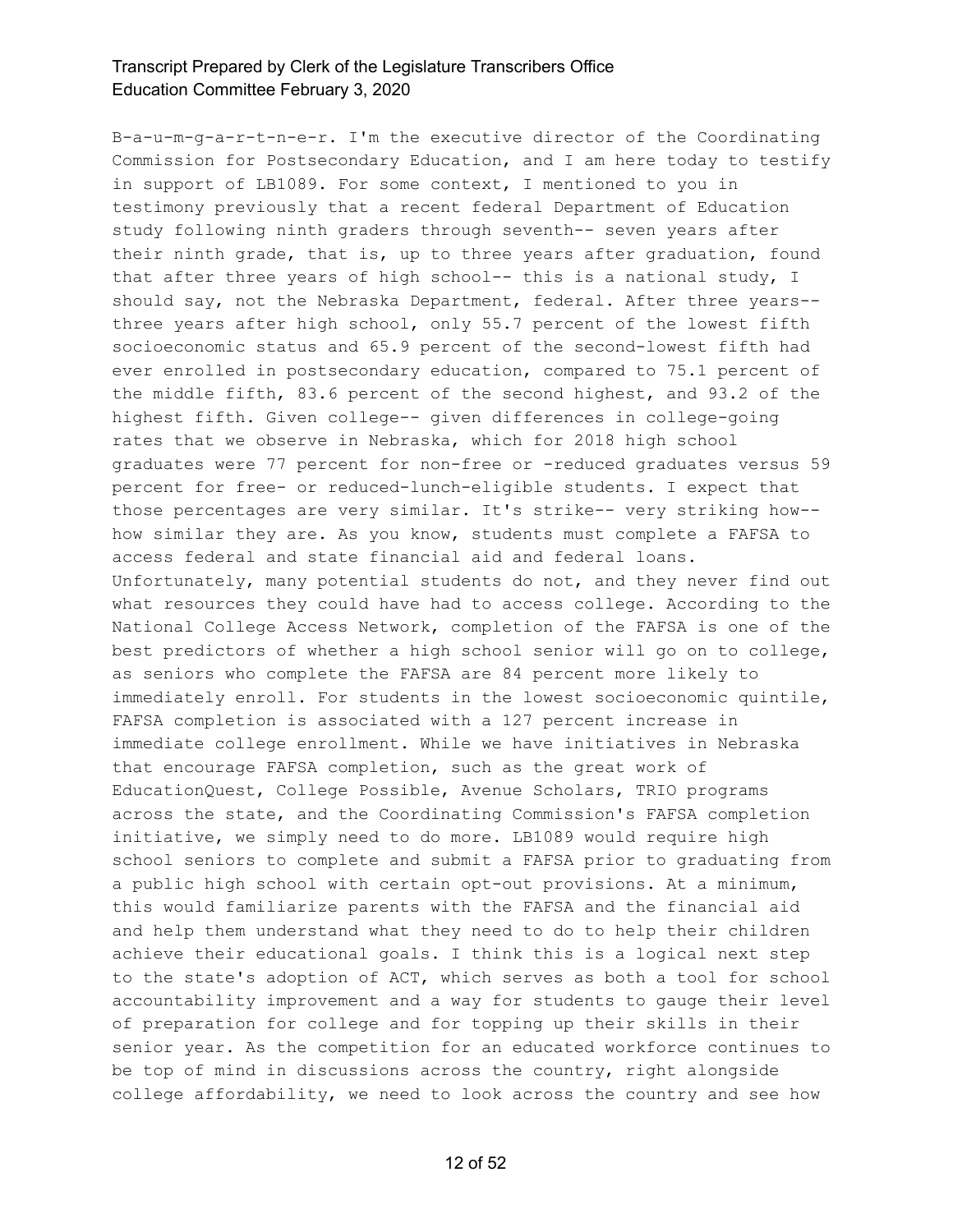B-a-u-m-g-a-r-t-n-e-r. I'm the executive director of the Coordinating Commission for Postsecondary Education, and I am here today to testify in support of LB1089. For some context, I mentioned to you in testimony previously that a recent federal Department of Education study following ninth graders through seventh-- seven years after their ninth grade, that is, up to three years after graduation, found that after three years of high school-- this is a national study, I should say, not the Nebraska Department, federal. After three years-- three years after high school, only 55.7 percent of the lowest fifth socioeconomic status and 65.9 percent of the second-lowest fifth had ever enrolled in postsecondary education, compared to 75.1 percent of the middle fifth, 83.6 percent of the second highest, and 93.2 of the highest fifth. Given college-- given differences in college-going rates that we observe in Nebraska, which for 2018 high school graduates were 77 percent for non-free or -reduced graduates versus 59 percent for free- or reduced-lunch-eligible students. I expect that those percentages are very similar. It's strike-- very striking how-- how similar they are. As you know, students must complete a FAFSA to access federal and state financial aid and federal loans. Unfortunately, many potential students do not, and they never find out what resources they could have had to access college. According to the National College Access Network, completion of the FAFSA is one of the best predictors of whether a high school senior will go on to college, as seniors who complete the FAFSA are 84 percent more likely to immediately enroll. For students in the lowest socioeconomic quintile, FAFSA completion is associated with a 127 percent increase in immediate college enrollment. While we have initiatives in Nebraska that encourage FAFSA completion, such as the great work of EducationQuest, College Possible, Avenue Scholars, TRIO programs across the state, and the Coordinating Commission's FAFSA completion initiative, we simply need to do more. LB1089 would require high school seniors to complete and submit a FAFSA prior to graduating from a public high school with certain opt-out provisions. At a minimum, this would familiarize parents with the FAFSA and the financial aid and help them understand what they need to do to help their children achieve their educational goals. I think this is a logical next step to the state's adoption of ACT, which serves as both a tool for school accountability improvement and a way for students to gauge their level of preparation for college and for topping up their skills in their senior year. As the competition for an educated workforce continues to be top of mind in discussions across the country, right alongside college affordability, we need to look across the country and see how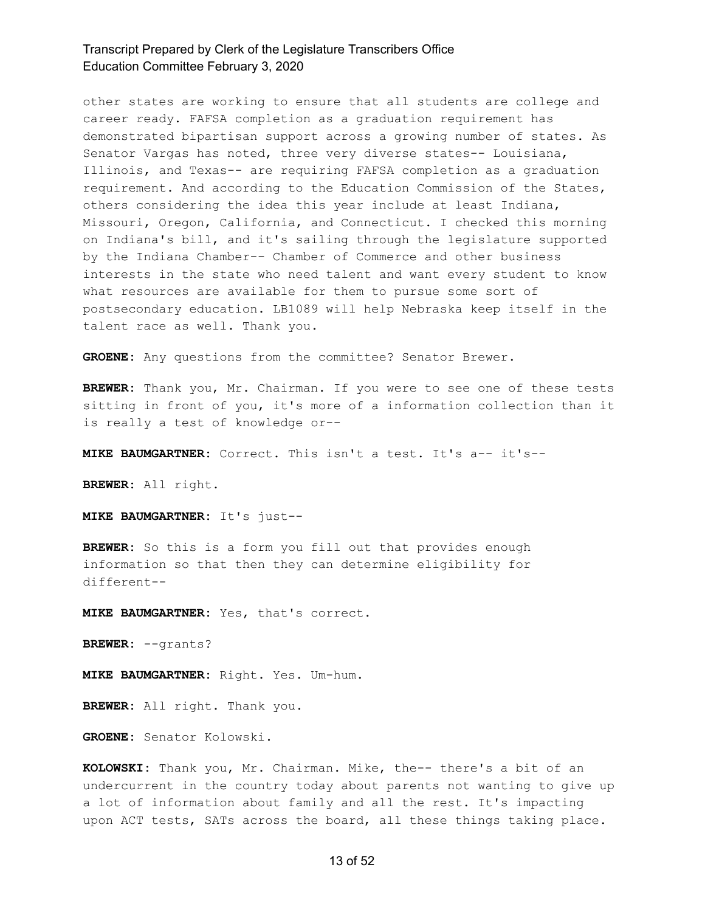other states are working to ensure that all students are college and career ready. FAFSA completion as a graduation requirement has demonstrated bipartisan support across a growing number of states. As Senator Vargas has noted, three very diverse states-- Louisiana, Illinois, and Texas-- are requiring FAFSA completion as a graduation requirement. And according to the Education Commission of the States, others considering the idea this year include at least Indiana, Missouri, Oregon, California, and Connecticut. I checked this morning on Indiana's bill, and it's sailing through the legislature supported by the Indiana Chamber-- Chamber of Commerce and other business interests in the state who need talent and want every student to know what resources are available for them to pursue some sort of postsecondary education. LB1089 will help Nebraska keep itself in the talent race as well. Thank you.

**GROENE:** Any questions from the committee? Senator Brewer.

**BREWER:** Thank you, Mr. Chairman. If you were to see one of these tests sitting in front of you, it's more of a information collection than it is really a test of knowledge or--

**MIKE BAUMGARTNER:** Correct. This isn't a test. It's a-- it's--

**BREWER:** All right.

**MIKE BAUMGARTNER:** It's just--

**BREWER:** So this is a form you fill out that provides enough information so that then they can determine eligibility for different--

**MIKE BAUMGARTNER:** Yes, that's correct.

**BREWER:** --grants?

**MIKE BAUMGARTNER:** Right. Yes. Um-hum.

**BREWER:** All right. Thank you.

**GROENE:** Senator Kolowski.

**KOLOWSKI:** Thank you, Mr. Chairman. Mike, the-- there's a bit of an undercurrent in the country today about parents not wanting to give up a lot of information about family and all the rest. It's impacting upon ACT tests, SATs across the board, all these things taking place.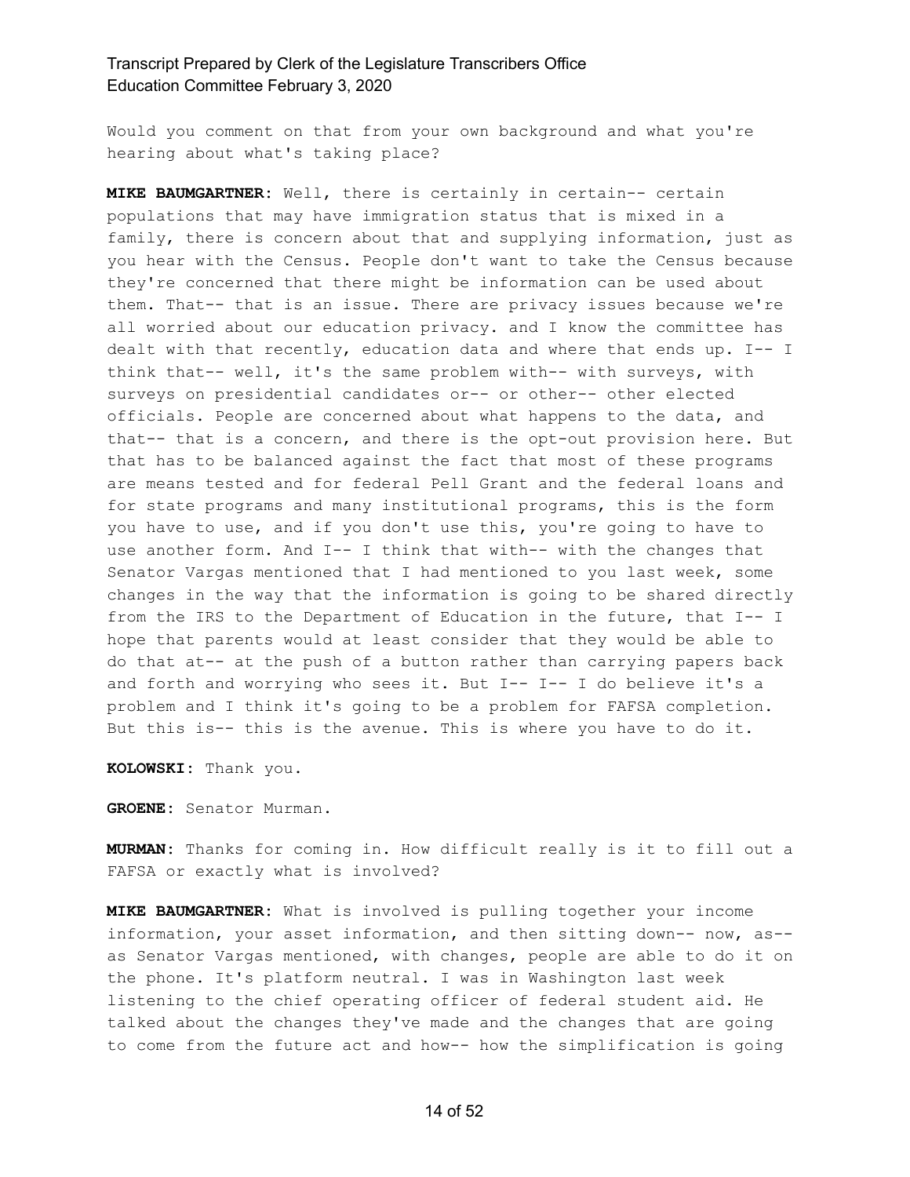Would you comment on that from your own background and what you're hearing about what's taking place?

**MIKE BAUMGARTNER:** Well, there is certainly in certain-- certain populations that may have immigration status that is mixed in a family, there is concern about that and supplying information, just as you hear with the Census. People don't want to take the Census because they're concerned that there might be information can be used about them. That-- that is an issue. There are privacy issues because we're all worried about our education privacy. and I know the committee has dealt with that recently, education data and where that ends up. I-- I think that-- well, it's the same problem with-- with surveys, with surveys on presidential candidates or-- or other-- other elected officials. People are concerned about what happens to the data, and that-- that is a concern, and there is the opt-out provision here. But that has to be balanced against the fact that most of these programs are means tested and for federal Pell Grant and the federal loans and for state programs and many institutional programs, this is the form you have to use, and if you don't use this, you're going to have to use another form. And I-- I think that with-- with the changes that Senator Vargas mentioned that I had mentioned to you last week, some changes in the way that the information is going to be shared directly from the IRS to the Department of Education in the future, that I-- I hope that parents would at least consider that they would be able to do that at-- at the push of a button rather than carrying papers back and forth and worrying who sees it. But I-- I-- I do believe it's a problem and I think it's going to be a problem for FAFSA completion. But this is-- this is the avenue. This is where you have to do it.

**KOLOWSKI:** Thank you.

**GROENE:** Senator Murman.

**MURMAN:** Thanks for coming in. How difficult really is it to fill out a FAFSA or exactly what is involved?

**MIKE BAUMGARTNER:** What is involved is pulling together your income information, your asset information, and then sitting down-- now, as-- as Senator Vargas mentioned, with changes, people are able to do it on the phone. It's platform neutral. I was in Washington last week listening to the chief operating officer of federal student aid. He talked about the changes they've made and the changes that are going to come from the future act and how-- how the simplification is going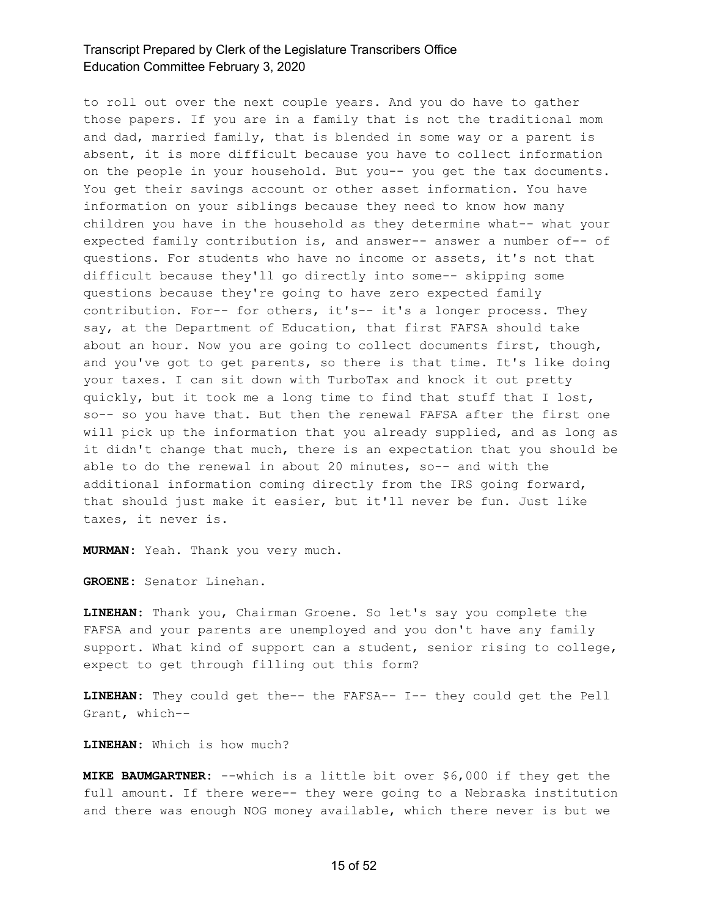to roll out over the next couple years. And you do have to gather those papers. If you are in a family that is not the traditional mom and dad, married family, that is blended in some way or a parent is absent, it is more difficult because you have to collect information on the people in your household. But you-- you get the tax documents. You get their savings account or other asset information. You have information on your siblings because they need to know how many children you have in the household as they determine what-- what your expected family contribution is, and answer-- answer a number of-- of questions. For students who have no income or assets, it's not that difficult because they'll go directly into some-- skipping some questions because they're going to have zero expected family contribution. For-- for others, it's-- it's a longer process. They say, at the Department of Education, that first FAFSA should take about an hour. Now you are going to collect documents first, though, and you've got to get parents, so there is that time. It's like doing your taxes. I can sit down with TurboTax and knock it out pretty quickly, but it took me a long time to find that stuff that I lost, so-- so you have that. But then the renewal FAFSA after the first one will pick up the information that you already supplied, and as long as it didn't change that much, there is an expectation that you should be able to do the renewal in about 20 minutes, so-- and with the additional information coming directly from the IRS going forward, that should just make it easier, but it'll never be fun. Just like taxes, it never is.

**MURMAN:** Yeah. Thank you very much.

**GROENE:** Senator Linehan.

**LINEHAN:** Thank you, Chairman Groene. So let's say you complete the FAFSA and your parents are unemployed and you don't have any family support. What kind of support can a student, senior rising to college, expect to get through filling out this form?

**LINEHAN:** They could get the-- the FAFSA-- I-- they could get the Pell Grant, which--

**LINEHAN:** Which is how much?

**MIKE BAUMGARTNER:** --which is a little bit over $6,000 if they get the full amount. If there were-- they were going to a Nebraska institution and there was enough NOG money available, which there never is but we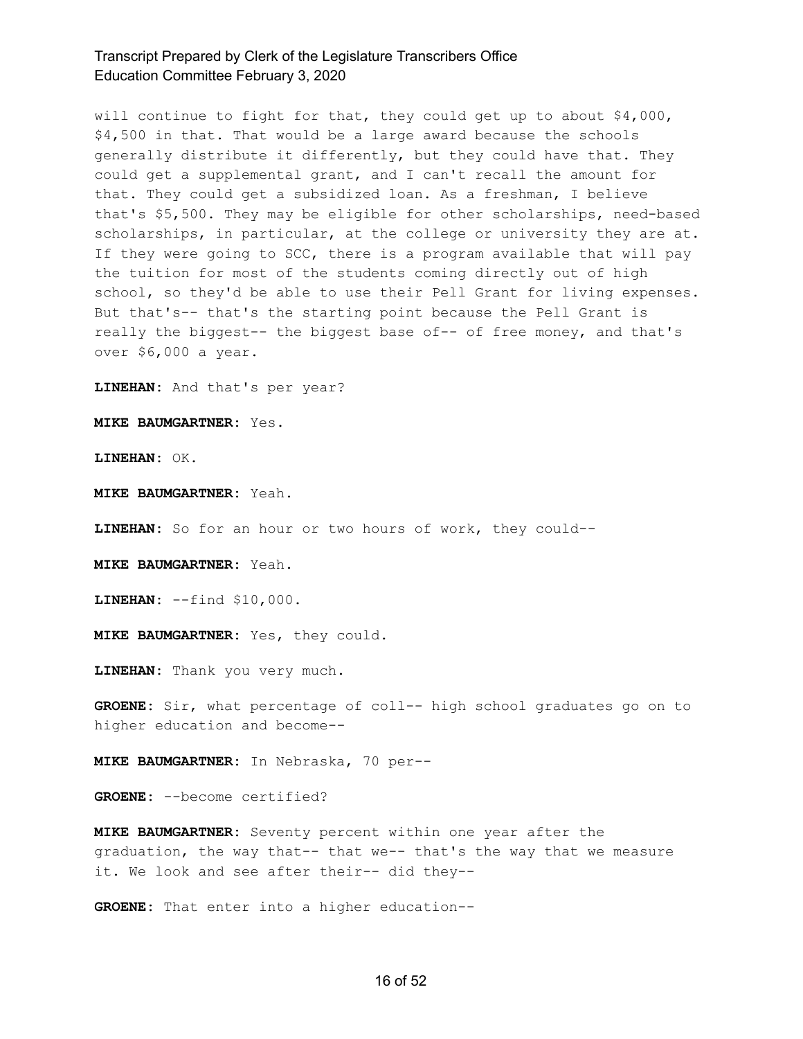will continue to fight for that, they could get up to about $4,000, $4,500 in that. That would be a large award because the schools generally distribute it differently, but they could have that. They could get a supplemental grant, and I can't recall the amount for that. They could get a subsidized loan. As a freshman, I believe that's $5,500. They may be eligible for other scholarships, need-based scholarships, in particular, at the college or university they are at. If they were going to SCC, there is a program available that will pay the tuition for most of the students coming directly out of high school, so they'd be able to use their Pell Grant for living expenses. But that's-- that's the starting point because the Pell Grant is really the biggest-- the biggest base of-- of free money, and that's over $6,000 a year.

**LINEHAN:** And that's per year?

**MIKE BAUMGARTNER:** Yes.

**LINEHAN:** OK.

**MIKE BAUMGARTNER:** Yeah.

**LINEHAN:** So for an hour or two hours of work, they could--

**MIKE BAUMGARTNER:** Yeah.

**LINEHAN:** --find $10,000.

**MIKE BAUMGARTNER:** Yes, they could.

**LINEHAN:** Thank you very much.

**GROENE:** Sir, what percentage of coll-- high school graduates go on to higher education and become--

**MIKE BAUMGARTNER:** In Nebraska, 70 per--

**GROENE:** --become certified?

**MIKE BAUMGARTNER:** Seventy percent within one year after the graduation, the way that-- that we-- that's the way that we measure it. We look and see after their-- did they--

**GROENE:** That enter into a higher education--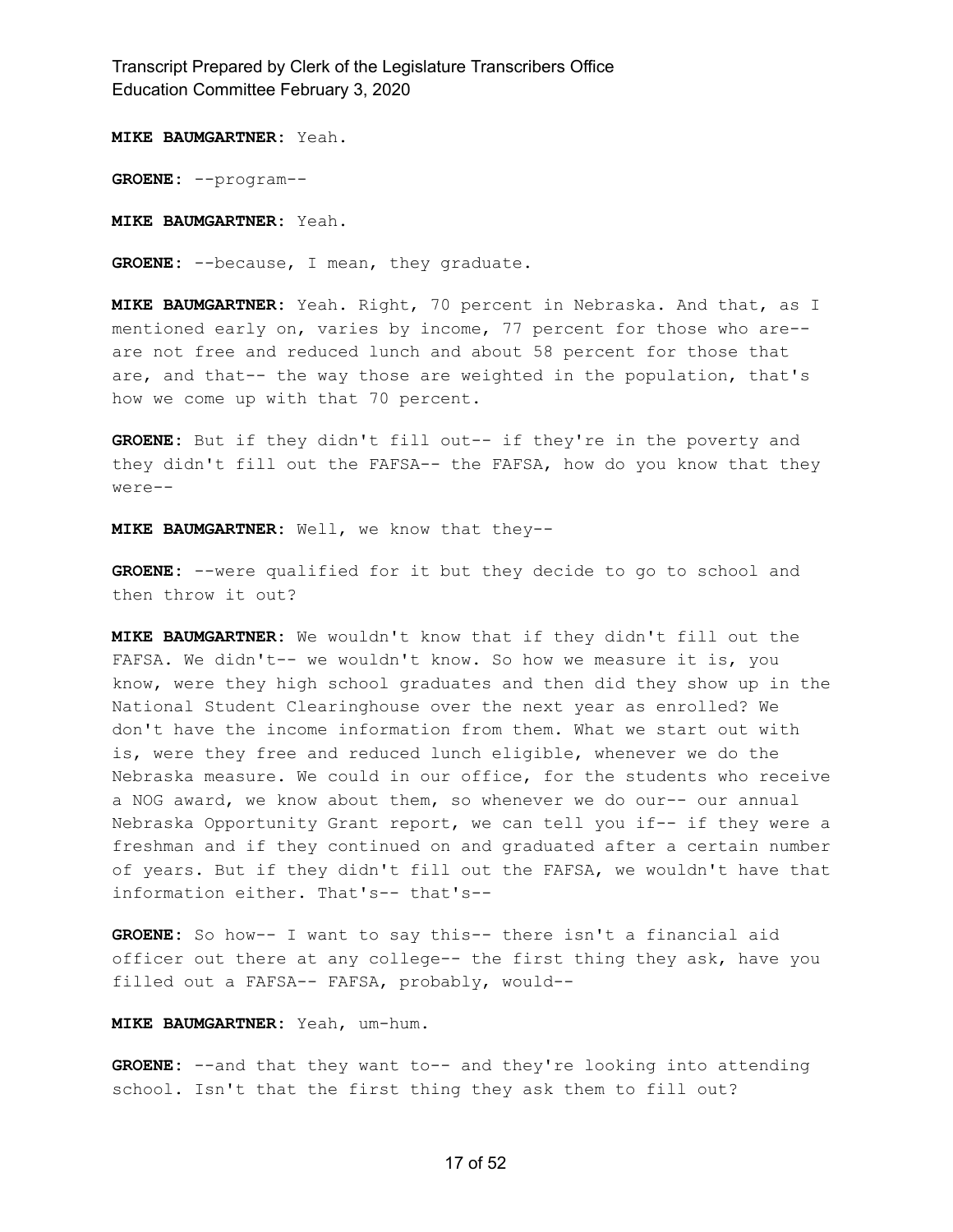**MIKE BAUMGARTNER:** Yeah.

**GROENE:** --program--

**MIKE BAUMGARTNER:** Yeah.

**GROENE:** --because, I mean, they graduate.

**MIKE BAUMGARTNER:** Yeah. Right, 70 percent in Nebraska. And that, as I mentioned early on, varies by income, 77 percent for those who are-- are not free and reduced lunch and about 58 percent for those that are, and that-- the way those are weighted in the population, that's how we come up with that 70 percent.

**GROENE:** But if they didn't fill out-- if they're in the poverty and they didn't fill out the FAFSA-- the FAFSA, how do you know that they were--

**MIKE BAUMGARTNER:** Well, we know that they--

**GROENE:** --were qualified for it but they decide to go to school and then throw it out?

**MIKE BAUMGARTNER:** We wouldn't know that if they didn't fill out the FAFSA. We didn't-- we wouldn't know. So how we measure it is, you know, were they high school graduates and then did they show up in the National Student Clearinghouse over the next year as enrolled? We don't have the income information from them. What we start out with is, were they free and reduced lunch eligible, whenever we do the Nebraska measure. We could in our office, for the students who receive a NOG award, we know about them, so whenever we do our-- our annual Nebraska Opportunity Grant report, we can tell you if-- if they were a freshman and if they continued on and graduated after a certain number of years. But if they didn't fill out the FAFSA, we wouldn't have that information either. That's-- that's--

**GROENE:** So how-- I want to say this-- there isn't a financial aid officer out there at any college-- the first thing they ask, have you filled out a FAFSA-- FAFSA, probably, would--

**MIKE BAUMGARTNER:** Yeah, um-hum.

**GROENE:** --and that they want to-- and they're looking into attending school. Isn't that the first thing they ask them to fill out?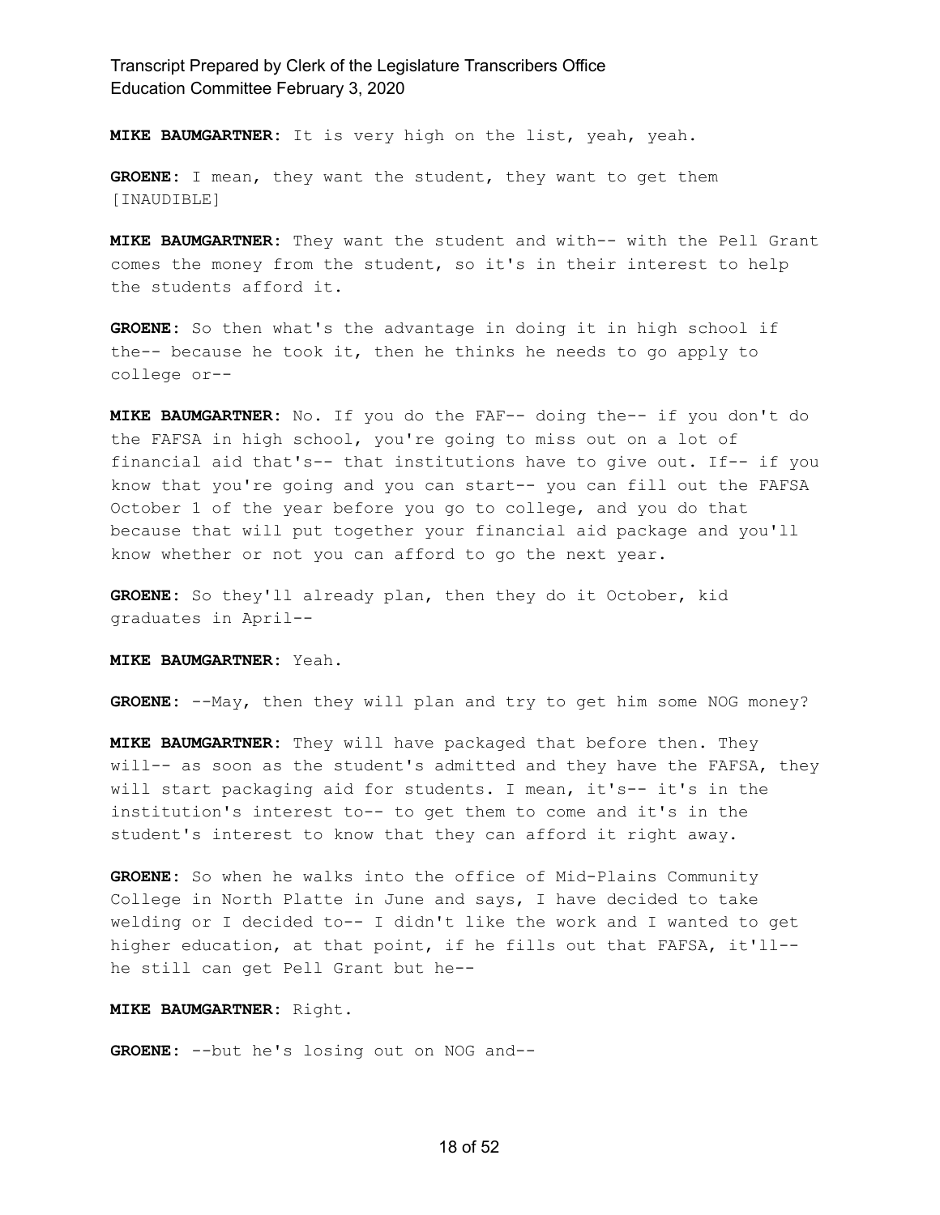**MIKE BAUMGARTNER:** It is very high on the list, yeah, yeah.

**GROENE:** I mean, they want the student, they want to get them [INAUDIBLE]

**MIKE BAUMGARTNER:** They want the student and with-- with the Pell Grant comes the money from the student, so it's in their interest to help the students afford it.

**GROENE:** So then what's the advantage in doing it in high school if the-- because he took it, then he thinks he needs to go apply to college or--

**MIKE BAUMGARTNER:** No. If you do the FAF-- doing the-- if you don't do the FAFSA in high school, you're going to miss out on a lot of financial aid that's-- that institutions have to give out. If-- if you know that you're going and you can start-- you can fill out the FAFSA October 1 of the year before you go to college, and you do that because that will put together your financial aid package and you'll know whether or not you can afford to go the next year.

**GROENE:** So they'll already plan, then they do it October, kid graduates in April--

**MIKE BAUMGARTNER:** Yeah.

**GROENE:** --May, then they will plan and try to get him some NOG money?

**MIKE BAUMGARTNER:** They will have packaged that before then. They will-- as soon as the student's admitted and they have the FAFSA, they will start packaging aid for students. I mean, it's-- it's in the institution's interest to-- to get them to come and it's in the student's interest to know that they can afford it right away.

**GROENE:** So when he walks into the office of Mid-Plains Community College in North Platte in June and says, I have decided to take welding or I decided to-- I didn't like the work and I wanted to get higher education, at that point, if he fills out that FAFSA, it'll-- he still can get Pell Grant but he--

**MIKE BAUMGARTNER:** Right.

**GROENE:** --but he's losing out on NOG and--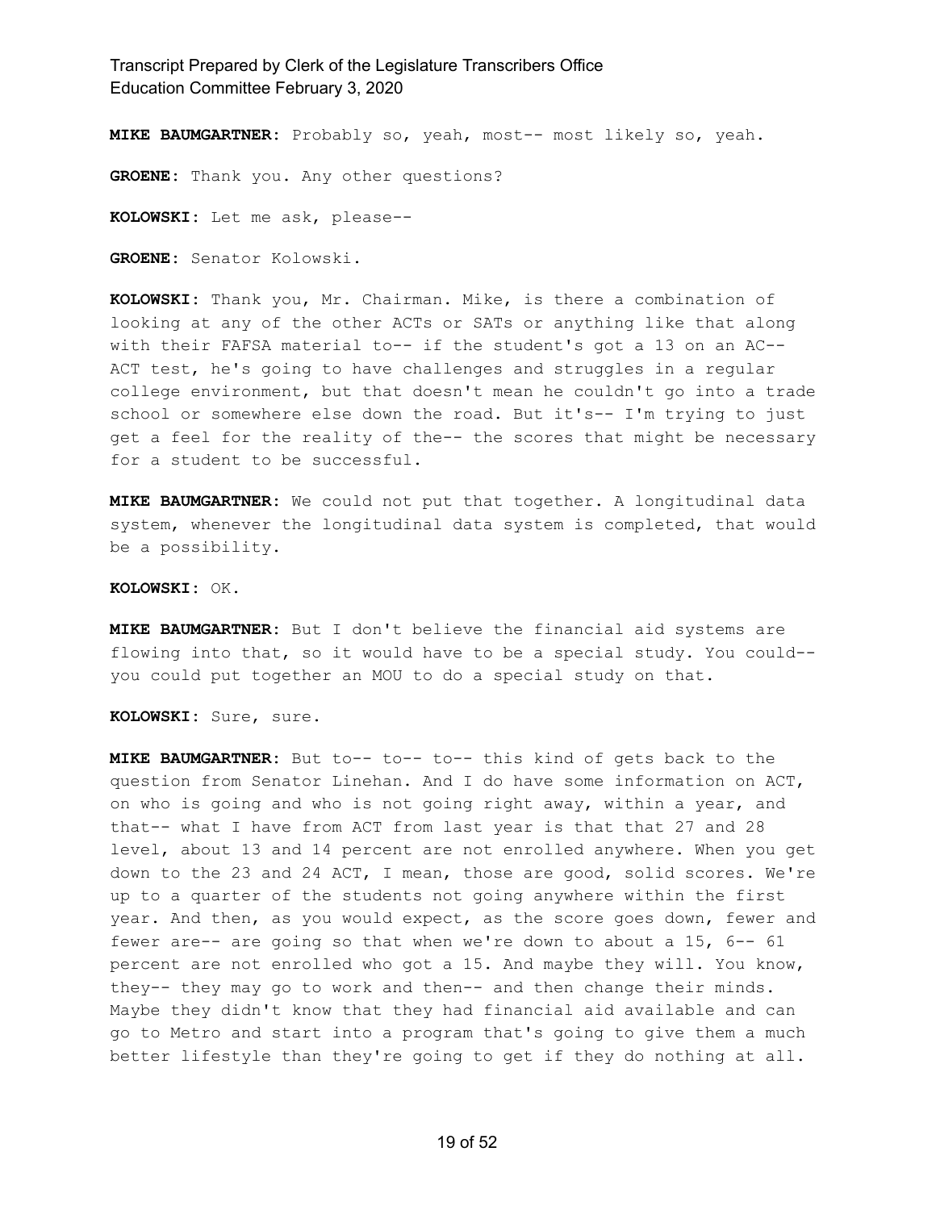**MIKE BAUMGARTNER:** Probably so, yeah, most-- most likely so, yeah.

**GROENE:** Thank you. Any other questions?

**KOLOWSKI:** Let me ask, please--

**GROENE:** Senator Kolowski.

**KOLOWSKI:** Thank you, Mr. Chairman. Mike, is there a combination of looking at any of the other ACTs or SATs or anything like that along with their FAFSA material to-- if the student's got a 13 on an AC-- ACT test, he's going to have challenges and struggles in a regular college environment, but that doesn't mean he couldn't go into a trade school or somewhere else down the road. But it's-- I'm trying to just get a feel for the reality of the-- the scores that might be necessary for a student to be successful.

**MIKE BAUMGARTNER:** We could not put that together. A longitudinal data system, whenever the longitudinal data system is completed, that would be a possibility.

**KOLOWSKI:** OK.

**MIKE BAUMGARTNER:** But I don't believe the financial aid systems are flowing into that, so it would have to be a special study. You could-- you could put together an MOU to do a special study on that.

**KOLOWSKI:** Sure, sure.

**MIKE BAUMGARTNER:** But to-- to-- to-- this kind of gets back to the question from Senator Linehan. And I do have some information on ACT, on who is going and who is not going right away, within a year, and that-- what I have from ACT from last year is that that 27 and 28 level, about 13 and 14 percent are not enrolled anywhere. When you get down to the 23 and 24 ACT, I mean, those are good, solid scores. We're up to a quarter of the students not going anywhere within the first year. And then, as you would expect, as the score goes down, fewer and fewer are-- are going so that when we're down to about a 15, 6-- 61 percent are not enrolled who got a 15. And maybe they will. You know, they-- they may go to work and then-- and then change their minds. Maybe they didn't know that they had financial aid available and can go to Metro and start into a program that's going to give them a much better lifestyle than they're going to get if they do nothing at all.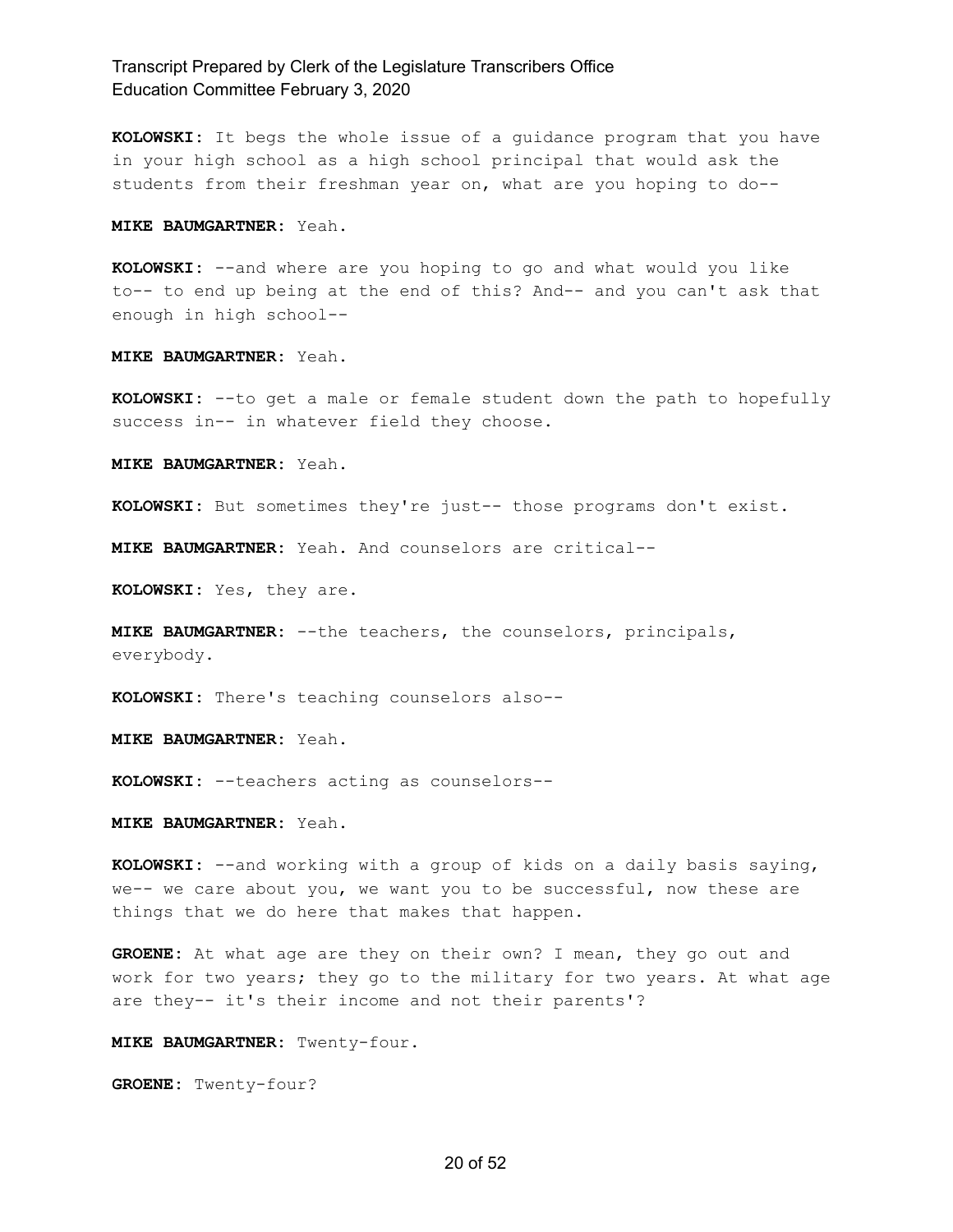**KOLOWSKI:** It begs the whole issue of a guidance program that you have in your high school as a high school principal that would ask the students from their freshman year on, what are you hoping to do--

**MIKE BAUMGARTNER:** Yeah.

**KOLOWSKI:** --and where are you hoping to go and what would you like to-- to end up being at the end of this? And-- and you can't ask that enough in high school--

**MIKE BAUMGARTNER:** Yeah.

**KOLOWSKI:** --to get a male or female student down the path to hopefully success in-- in whatever field they choose.

**MIKE BAUMGARTNER:** Yeah.

**KOLOWSKI:** But sometimes they're just-- those programs don't exist.

**MIKE BAUMGARTNER:** Yeah. And counselors are critical--

**KOLOWSKI:** Yes, they are.

**MIKE BAUMGARTNER:** --the teachers, the counselors, principals, everybody.

**KOLOWSKI:** There's teaching counselors also--

**MIKE BAUMGARTNER:** Yeah.

**KOLOWSKI:** --teachers acting as counselors--

**MIKE BAUMGARTNER:** Yeah.

**KOLOWSKI:** --and working with a group of kids on a daily basis saying, we-- we care about you, we want you to be successful, now these are things that we do here that makes that happen.

**GROENE:** At what age are they on their own? I mean, they go out and work for two years; they go to the military for two years. At what age are they-- it's their income and not their parents'?

**MIKE BAUMGARTNER:** Twenty-four.

**GROENE:** Twenty-four?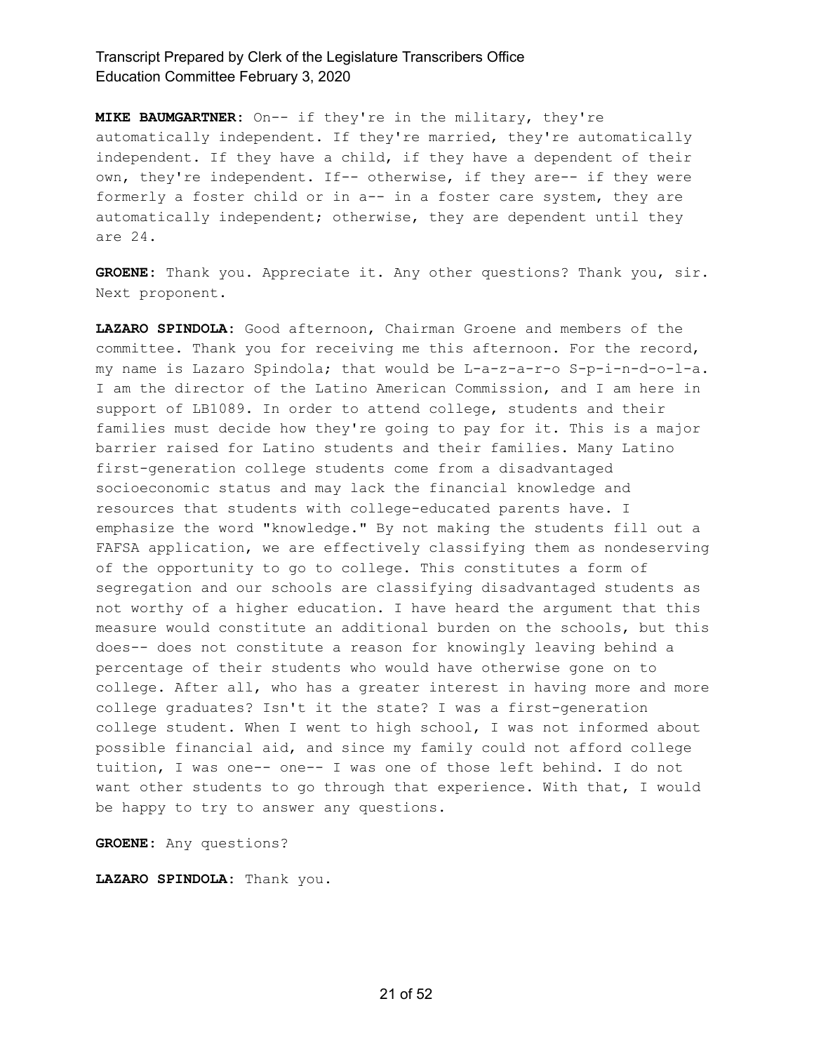**MIKE BAUMGARTNER:** On-- if they're in the military, they're automatically independent. If they're married, they're automatically independent. If they have a child, if they have a dependent of their own, they're independent. If-- otherwise, if they are-- if they were formerly a foster child or in a-- in a foster care system, they are automatically independent; otherwise, they are dependent until they are 24.

**GROENE:** Thank you. Appreciate it. Any other questions? Thank you, sir. Next proponent.

**LAZARO SPINDOLA:** Good afternoon, Chairman Groene and members of the committee. Thank you for receiving me this afternoon. For the record, my name is Lazaro Spindola; that would be L-a-z-a-r-o S-p-i-n-d-o-l-a. I am the director of the Latino American Commission, and I am here in support of LB1089. In order to attend college, students and their families must decide how they're going to pay for it. This is a major barrier raised for Latino students and their families. Many Latino first-generation college students come from a disadvantaged socioeconomic status and may lack the financial knowledge and resources that students with college-educated parents have. I emphasize the word "knowledge." By not making the students fill out a FAFSA application, we are effectively classifying them as nondeserving of the opportunity to go to college. This constitutes a form of segregation and our schools are classifying disadvantaged students as not worthy of a higher education. I have heard the argument that this measure would constitute an additional burden on the schools, but this does-- does not constitute a reason for knowingly leaving behind a percentage of their students who would have otherwise gone on to college. After all, who has a greater interest in having more and more college graduates? Isn't it the state? I was a first-generation college student. When I went to high school, I was not informed about possible financial aid, and since my family could not afford college tuition, I was one-- one-- I was one of those left behind. I do not want other students to go through that experience. With that, I would be happy to try to answer any questions.

**GROENE:** Any questions?

**LAZARO SPINDOLA:** Thank you.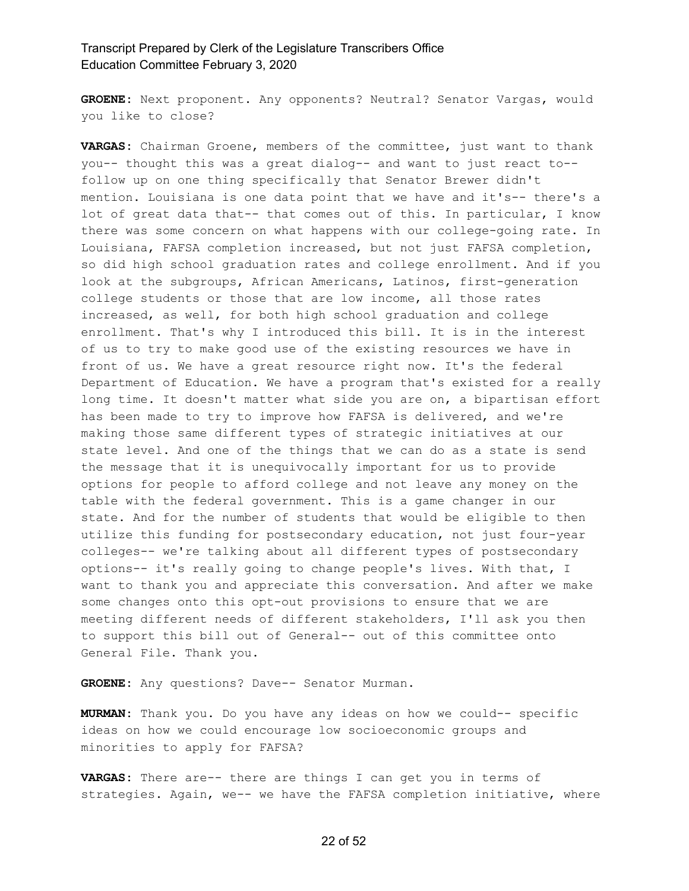**GROENE:** Next proponent. Any opponents? Neutral? Senator Vargas, would you like to close?

**VARGAS:** Chairman Groene, members of the committee, just want to thank you-- thought this was a great dialog-- and want to just react to-- follow up on one thing specifically that Senator Brewer didn't mention. Louisiana is one data point that we have and it's-- there's a lot of great data that-- that comes out of this. In particular, I know there was some concern on what happens with our college-going rate. In Louisiana, FAFSA completion increased, but not just FAFSA completion, so did high school graduation rates and college enrollment. And if you look at the subgroups, African Americans, Latinos, first-generation college students or those that are low income, all those rates increased, as well, for both high school graduation and college enrollment. That's why I introduced this bill. It is in the interest of us to try to make good use of the existing resources we have in front of us. We have a great resource right now. It's the federal Department of Education. We have a program that's existed for a really long time. It doesn't matter what side you are on, a bipartisan effort has been made to try to improve how FAFSA is delivered, and we're making those same different types of strategic initiatives at our state level. And one of the things that we can do as a state is send the message that it is unequivocally important for us to provide options for people to afford college and not leave any money on the table with the federal government. This is a game changer in our state. And for the number of students that would be eligible to then utilize this funding for postsecondary education, not just four-year colleges-- we're talking about all different types of postsecondary options-- it's really going to change people's lives. With that, I want to thank you and appreciate this conversation. And after we make some changes onto this opt-out provisions to ensure that we are meeting different needs of different stakeholders, I'll ask you then to support this bill out of General-- out of this committee onto General File. Thank you.

**GROENE:** Any questions? Dave-- Senator Murman.

**MURMAN:** Thank you. Do you have any ideas on how we could-- specific ideas on how we could encourage low socioeconomic groups and minorities to apply for FAFSA?

**VARGAS:** There are-- there are things I can get you in terms of strategies. Again, we-- we have the FAFSA completion initiative, where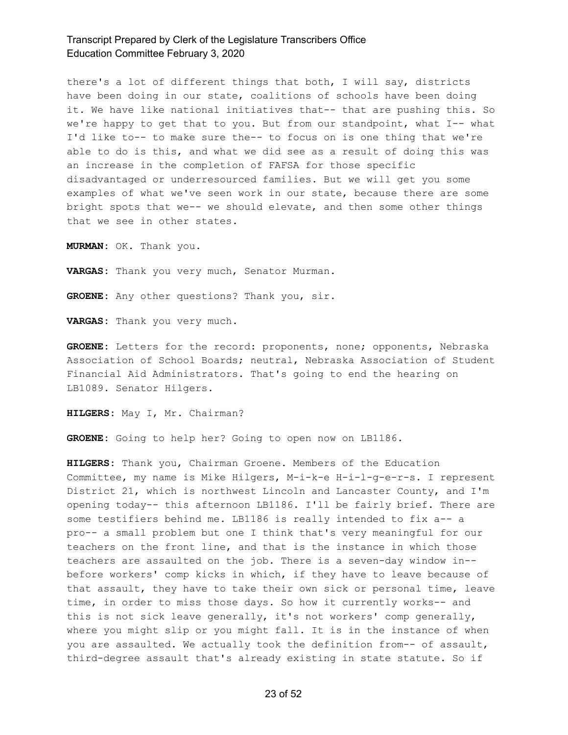there's a lot of different things that both, I will say, districts have been doing in our state, coalitions of schools have been doing it. We have like national initiatives that-- that are pushing this. So we're happy to get that to you. But from our standpoint, what I-- what I'd like to-- to make sure the-- to focus on is one thing that we're able to do is this, and what we did see as a result of doing this was an increase in the completion of FAFSA for those specific disadvantaged or underresourced families. But we will get you some examples of what we've seen work in our state, because there are some bright spots that we-- we should elevate, and then some other things that we see in other states.

**MURMAN:** OK. Thank you.

**VARGAS:** Thank you very much, Senator Murman.

**GROENE:** Any other questions? Thank you, sir.

**VARGAS:** Thank you very much.

**GROENE:** Letters for the record: proponents, none; opponents, Nebraska Association of School Boards; neutral, Nebraska Association of Student Financial Aid Administrators. That's going to end the hearing on LB1089. Senator Hilgers.

**HILGERS:** May I, Mr. Chairman?

**GROENE:** Going to help her? Going to open now on LB1186.

**HILGERS:** Thank you, Chairman Groene. Members of the Education Committee, my name is Mike Hilgers, M-i-k-e H-i-l-g-e-r-s. I represent District 21, which is northwest Lincoln and Lancaster County, and I'm opening today-- this afternoon LB1186. I'll be fairly brief. There are some testifiers behind me. LB1186 is really intended to fix a-- a pro-- a small problem but one I think that's very meaningful for our teachers on the front line, and that is the instance in which those teachers are assaulted on the job. There is a seven-day window in-- before workers' comp kicks in which, if they have to leave because of that assault, they have to take their own sick or personal time, leave time, in order to miss those days. So how it currently works-- and this is not sick leave generally, it's not workers' comp generally, where you might slip or you might fall. It is in the instance of when you are assaulted. We actually took the definition from-- of assault, third-degree assault that's already existing in state statute. So if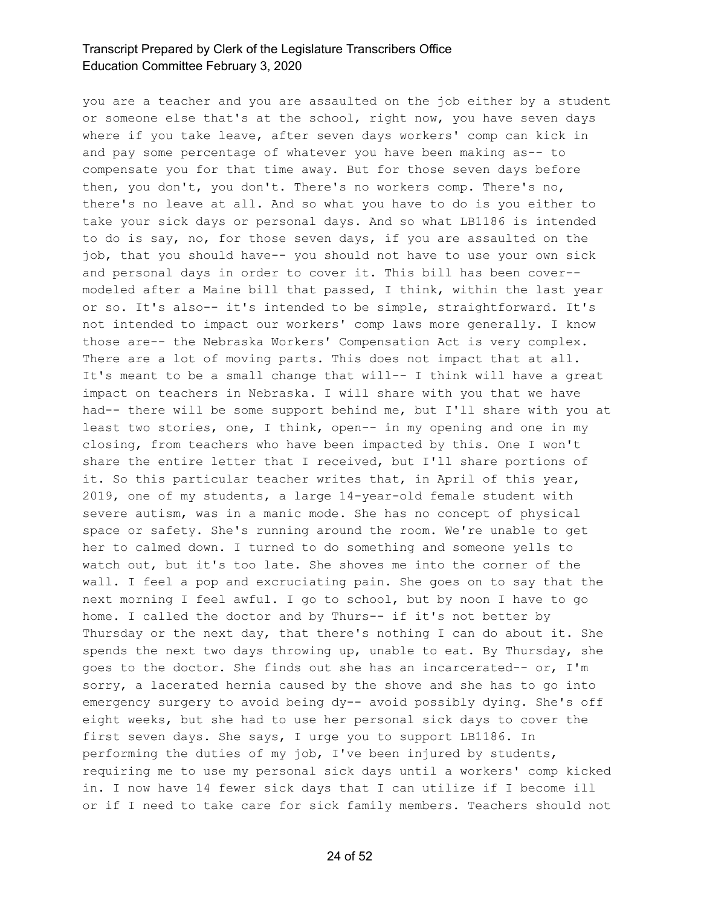you are a teacher and you are assaulted on the job either by a student or someone else that's at the school, right now, you have seven days where if you take leave, after seven days workers' comp can kick in and pay some percentage of whatever you have been making as-- to compensate you for that time away. But for those seven days before then, you don't, you don't. There's no workers comp. There's no, there's no leave at all. And so what you have to do is you either to take your sick days or personal days. And so what LB1186 is intended to do is say, no, for those seven days, if you are assaulted on the job, that you should have-- you should not have to use your own sick and personal days in order to cover it. This bill has been cover-- modeled after a Maine bill that passed, I think, within the last year or so. It's also-- it's intended to be simple, straightforward. It's not intended to impact our workers' comp laws more generally. I know those are-- the Nebraska Workers' Compensation Act is very complex. There are a lot of moving parts. This does not impact that at all. It's meant to be a small change that will-- I think will have a great impact on teachers in Nebraska. I will share with you that we have had-- there will be some support behind me, but I'll share with you at least two stories, one, I think, open-- in my opening and one in my closing, from teachers who have been impacted by this. One I won't share the entire letter that I received, but I'll share portions of it. So this particular teacher writes that, in April of this year, 2019, one of my students, a large 14-year-old female student with severe autism, was in a manic mode. She has no concept of physical space or safety. She's running around the room. We're unable to get her to calmed down. I turned to do something and someone yells to watch out, but it's too late. She shoves me into the corner of the wall. I feel a pop and excruciating pain. She goes on to say that the next morning I feel awful. I go to school, but by noon I have to go home. I called the doctor and by Thurs-- if it's not better by Thursday or the next day, that there's nothing I can do about it. She spends the next two days throwing up, unable to eat. By Thursday, she goes to the doctor. She finds out she has an incarcerated-- or, I'm sorry, a lacerated hernia caused by the shove and she has to go into emergency surgery to avoid being dy-- avoid possibly dying. She's off eight weeks, but she had to use her personal sick days to cover the first seven days. She says, I urge you to support LB1186. In performing the duties of my job, I've been injured by students, requiring me to use my personal sick days until a workers' comp kicked in. I now have 14 fewer sick days that I can utilize if I become ill or if I need to take care for sick family members. Teachers should not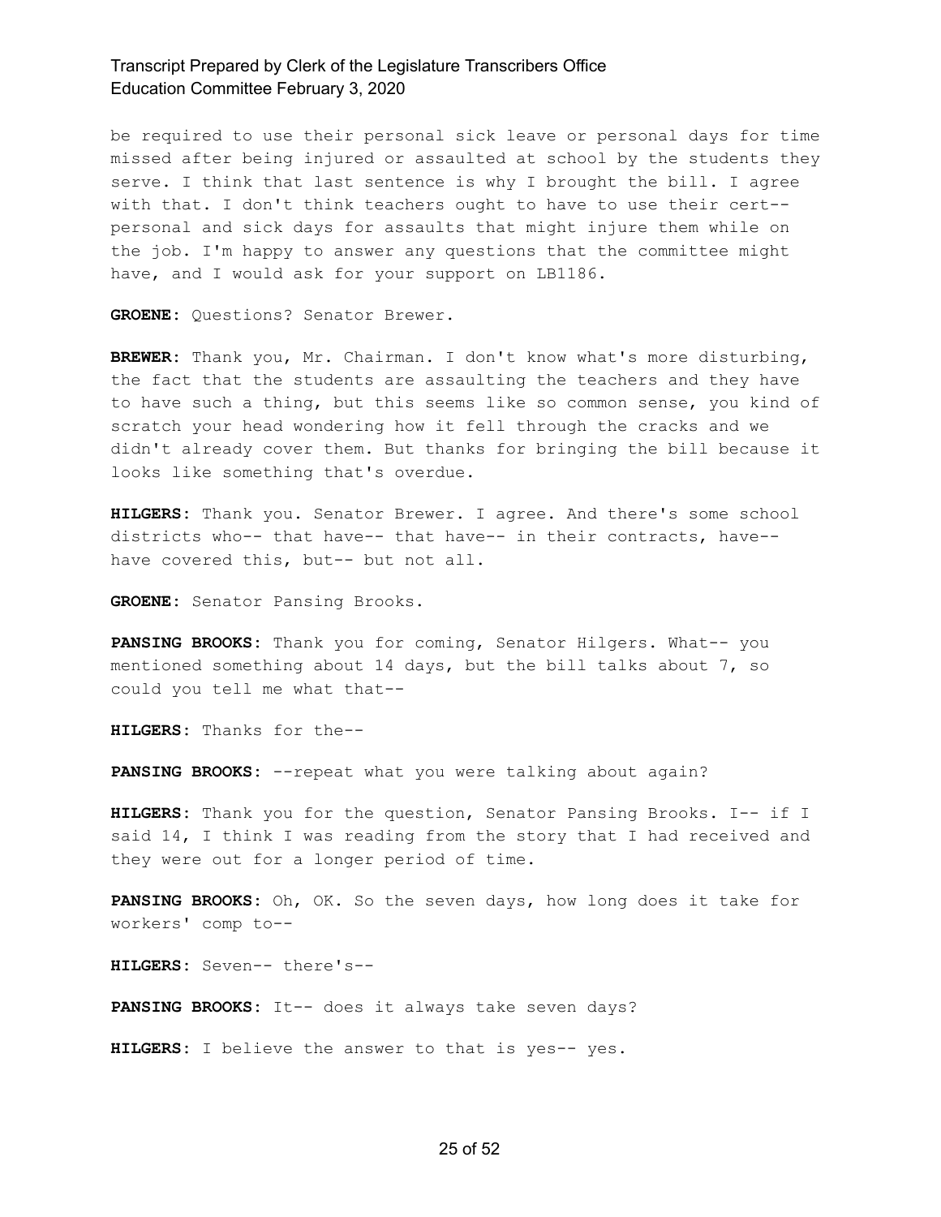be required to use their personal sick leave or personal days for time missed after being injured or assaulted at school by the students they serve. I think that last sentence is why I brought the bill. I agree with that. I don't think teachers ought to have to use their cert-- personal and sick days for assaults that might injure them while on the job. I'm happy to answer any questions that the committee might have, and I would ask for your support on LB1186.

**GROENE:** Questions? Senator Brewer.

**BREWER:** Thank you, Mr. Chairman. I don't know what's more disturbing, the fact that the students are assaulting the teachers and they have to have such a thing, but this seems like so common sense, you kind of scratch your head wondering how it fell through the cracks and we didn't already cover them. But thanks for bringing the bill because it looks like something that's overdue.

**HILGERS:** Thank you. Senator Brewer. I agree. And there's some school districts who-- that have-- that have-- in their contracts, have-- have covered this, but-- but not all.

**GROENE:** Senator Pansing Brooks.

**PANSING BROOKS:** Thank you for coming, Senator Hilgers. What-- you mentioned something about 14 days, but the bill talks about 7, so could you tell me what that--

**HILGERS:** Thanks for the--

**PANSING BROOKS:** --repeat what you were talking about again?

**HILGERS:** Thank you for the question, Senator Pansing Brooks. I-- if I said 14, I think I was reading from the story that I had received and they were out for a longer period of time.

**PANSING BROOKS:** Oh, OK. So the seven days, how long does it take for workers' comp to--

**HILGERS:** Seven-- there's--

**PANSING BROOKS:** It-- does it always take seven days?

**HILGERS:** I believe the answer to that is yes-- yes.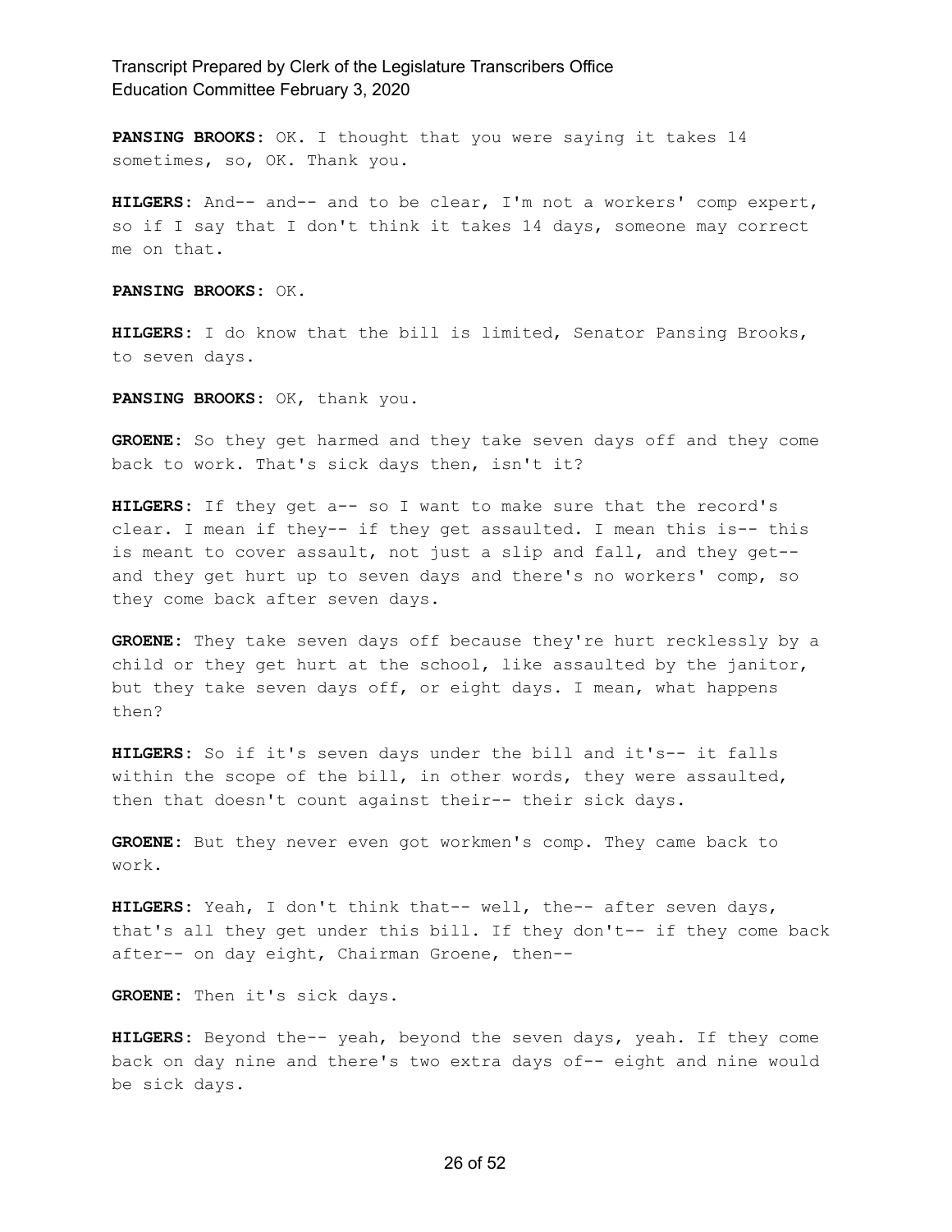**PANSING BROOKS:** OK. I thought that you were saying it takes 14 sometimes, so, OK. Thank you.

**HILGERS:** And-- and-- and to be clear, I'm not a workers' comp expert, so if I say that I don't think it takes 14 days, someone may correct me on that.

**PANSING BROOKS:** OK.

**HILGERS:** I do know that the bill is limited, Senator Pansing Brooks, to seven days.

**PANSING BROOKS:** OK, thank you.

**GROENE:** So they get harmed and they take seven days off and they come back to work. That's sick days then, isn't it?

**HILGERS:** If they get a-- so I want to make sure that the record's clear. I mean if they-- if they get assaulted. I mean this is-- this is meant to cover assault, not just a slip and fall, and they get-- and they get hurt up to seven days and there's no workers' comp, so they come back after seven days.

**GROENE:** They take seven days off because they're hurt recklessly by a child or they get hurt at the school, like assaulted by the janitor, but they take seven days off, or eight days. I mean, what happens then?

**HILGERS:** So if it's seven days under the bill and it's-- it falls within the scope of the bill, in other words, they were assaulted, then that doesn't count against their-- their sick days.

**GROENE:** But they never even got workmen's comp. They came back to work.

**HILGERS:** Yeah, I don't think that-- well, the-- after seven days, that's all they get under this bill. If they don't-- if they come back after-- on day eight, Chairman Groene, then--

**GROENE:** Then it's sick days.

**HILGERS:** Beyond the-- yeah, beyond the seven days, yeah. If they come back on day nine and there's two extra days of-- eight and nine would be sick days.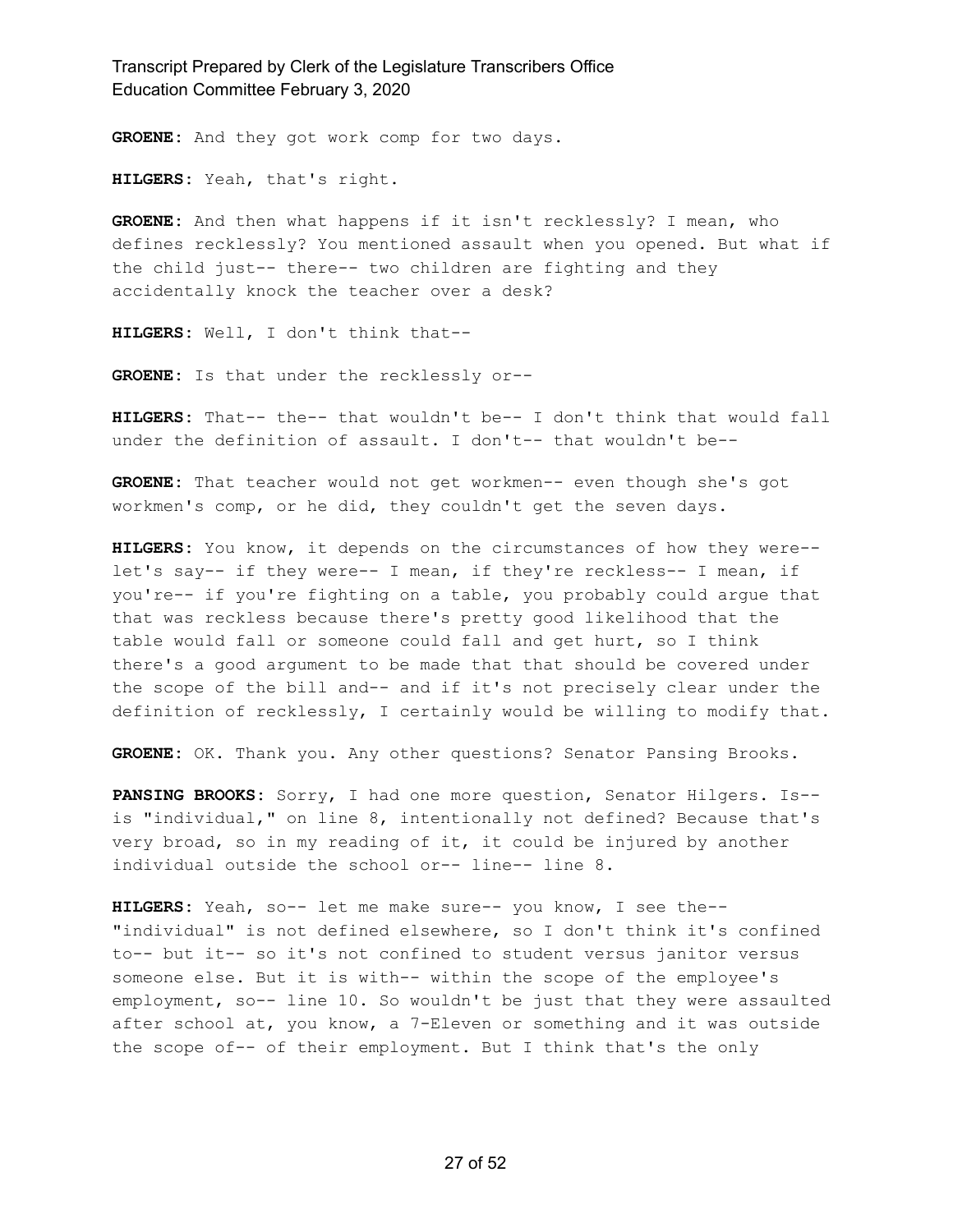**GROENE:** And they got work comp for two days.

**HILGERS:** Yeah, that's right.

**GROENE:** And then what happens if it isn't recklessly? I mean, who defines recklessly? You mentioned assault when you opened. But what if the child just-- there-- two children are fighting and they accidentally knock the teacher over a desk?

**HILGERS:** Well, I don't think that--

**GROENE:** Is that under the recklessly or--

**HILGERS:** That-- the-- that wouldn't be-- I don't think that would fall under the definition of assault. I don't-- that wouldn't be--

**GROENE:** That teacher would not get workmen-- even though she's got workmen's comp, or he did, they couldn't get the seven days.

**HILGERS:** You know, it depends on the circumstances of how they were-- let's say-- if they were-- I mean, if they're reckless-- I mean, if you're-- if you're fighting on a table, you probably could argue that that was reckless because there's pretty good likelihood that the table would fall or someone could fall and get hurt, so I think there's a good argument to be made that that should be covered under the scope of the bill and-- and if it's not precisely clear under the definition of recklessly, I certainly would be willing to modify that.

**GROENE:** OK. Thank you. Any other questions? Senator Pansing Brooks.

**PANSING BROOKS:** Sorry, I had one more question, Senator Hilgers. Is-- is "individual," on line 8, intentionally not defined? Because that's very broad, so in my reading of it, it could be injured by another individual outside the school or-- line-- line 8.

**HILGERS:** Yeah, so-- let me make sure-- you know, I see the-- "individual" is not defined elsewhere, so I don't think it's confined to-- but it-- so it's not confined to student versus janitor versus someone else. But it is with-- within the scope of the employee's employment, so-- line 10. So wouldn't be just that they were assaulted after school at, you know, a 7-Eleven or something and it was outside the scope of-- of their employment. But I think that's the only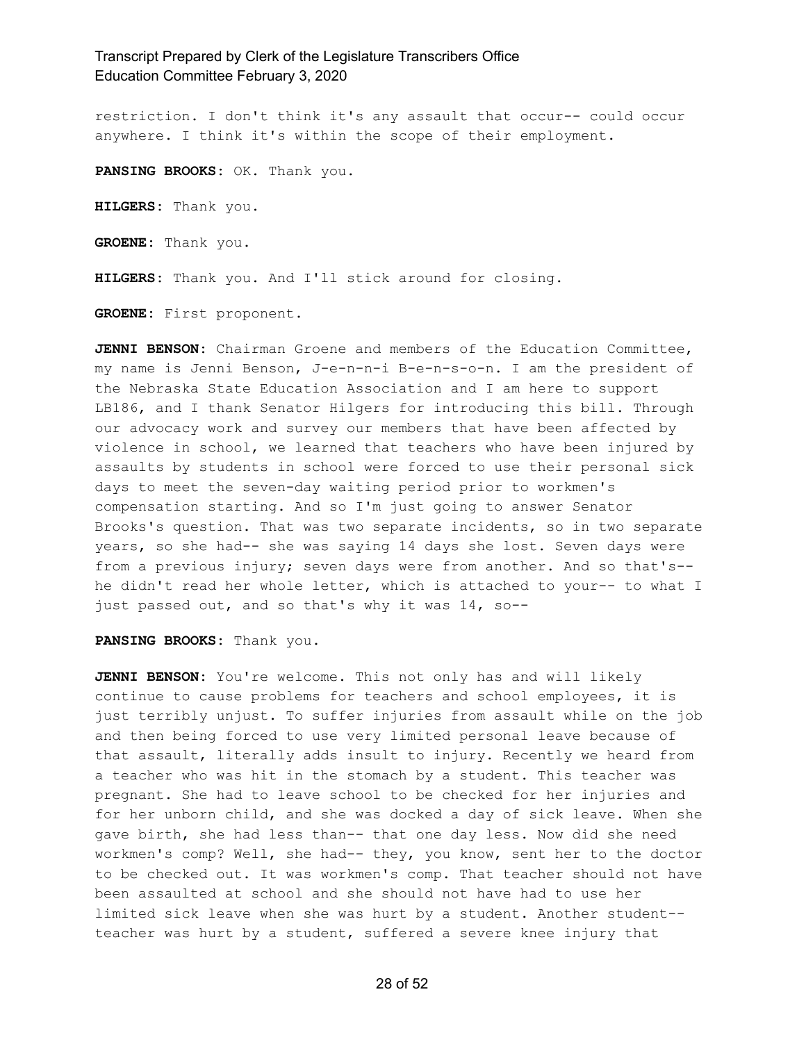restriction. I don't think it's any assault that occur-- could occur anywhere. I think it's within the scope of their employment.

**PANSING BROOKS:** OK. Thank you.

**HILGERS:** Thank you.

**GROENE:** Thank you.

**HILGERS:** Thank you. And I'll stick around for closing.

**GROENE:** First proponent.

**JENNI BENSON:** Chairman Groene and members of the Education Committee, my name is Jenni Benson, J-e-n-n-i B-e-n-s-o-n. I am the president of the Nebraska State Education Association and I am here to support LB186, and I thank Senator Hilgers for introducing this bill. Through our advocacy work and survey our members that have been affected by violence in school, we learned that teachers who have been injured by assaults by students in school were forced to use their personal sick days to meet the seven-day waiting period prior to workmen's compensation starting. And so I'm just going to answer Senator Brooks's question. That was two separate incidents, so in two separate years, so she had-- she was saying 14 days she lost. Seven days were from a previous injury; seven days were from another. And so that's-- he didn't read her whole letter, which is attached to your-- to what I just passed out, and so that's why it was 14, so--

**PANSING BROOKS:** Thank you.

**JENNI BENSON:** You're welcome. This not only has and will likely continue to cause problems for teachers and school employees, it is just terribly unjust. To suffer injuries from assault while on the job and then being forced to use very limited personal leave because of that assault, literally adds insult to injury. Recently we heard from a teacher who was hit in the stomach by a student. This teacher was pregnant. She had to leave school to be checked for her injuries and for her unborn child, and she was docked a day of sick leave. When she gave birth, she had less than-- that one day less. Now did she need workmen's comp? Well, she had-- they, you know, sent her to the doctor to be checked out. It was workmen's comp. That teacher should not have been assaulted at school and she should not have had to use her limited sick leave when she was hurt by a student. Another student-- teacher was hurt by a student, suffered a severe knee injury that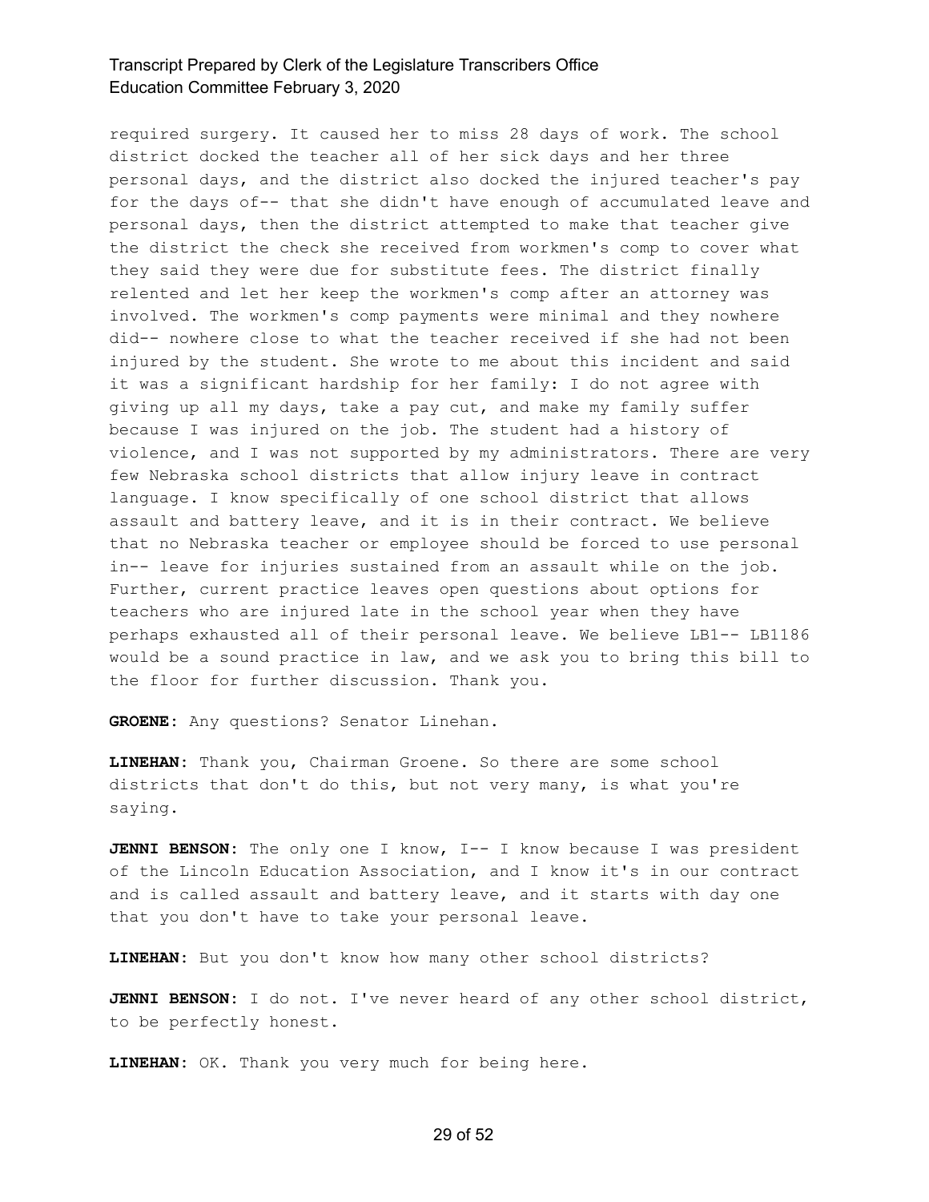required surgery. It caused her to miss 28 days of work. The school district docked the teacher all of her sick days and her three personal days, and the district also docked the injured teacher's pay for the days of-- that she didn't have enough of accumulated leave and personal days, then the district attempted to make that teacher give the district the check she received from workmen's comp to cover what they said they were due for substitute fees. The district finally relented and let her keep the workmen's comp after an attorney was involved. The workmen's comp payments were minimal and they nowhere did-- nowhere close to what the teacher received if she had not been injured by the student. She wrote to me about this incident and said it was a significant hardship for her family: I do not agree with giving up all my days, take a pay cut, and make my family suffer because I was injured on the job. The student had a history of violence, and I was not supported by my administrators. There are very few Nebraska school districts that allow injury leave in contract language. I know specifically of one school district that allows assault and battery leave, and it is in their contract. We believe that no Nebraska teacher or employee should be forced to use personal in-- leave for injuries sustained from an assault while on the job. Further, current practice leaves open questions about options for teachers who are injured late in the school year when they have perhaps exhausted all of their personal leave. We believe LB1-- LB1186 would be a sound practice in law, and we ask you to bring this bill to the floor for further discussion. Thank you.

**GROENE:** Any questions? Senator Linehan.

**LINEHAN:** Thank you, Chairman Groene. So there are some school districts that don't do this, but not very many, is what you're saying.

**JENNI BENSON:** The only one I know, I-- I know because I was president of the Lincoln Education Association, and I know it's in our contract and is called assault and battery leave, and it starts with day one that you don't have to take your personal leave.

**LINEHAN:** But you don't know how many other school districts?

**JENNI BENSON:** I do not. I've never heard of any other school district, to be perfectly honest.

**LINEHAN:** OK. Thank you very much for being here.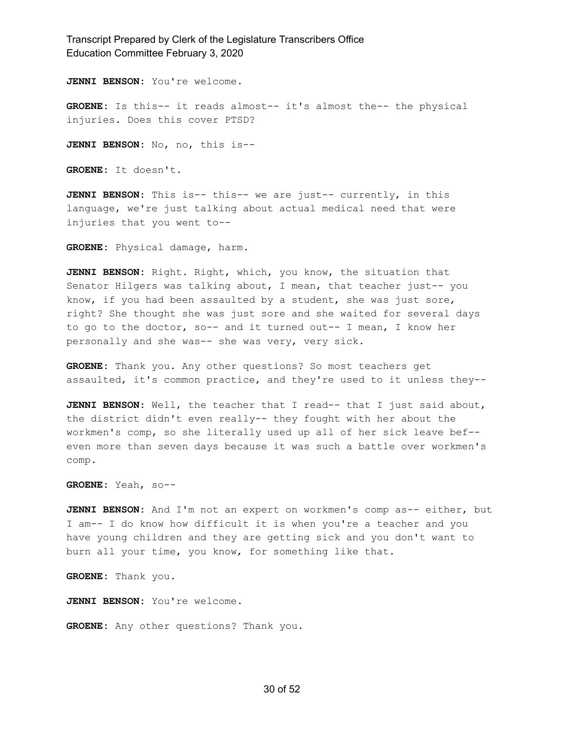**JENNI BENSON:** You're welcome.

**GROENE:** Is this-- it reads almost-- it's almost the-- the physical injuries. Does this cover PTSD?

**JENNI BENSON:** No, no, this is--

**GROENE:** It doesn't.

**JENNI BENSON:** This is-- this-- we are just-- currently, in this language, we're just talking about actual medical need that were injuries that you went to--

**GROENE:** Physical damage, harm.

**JENNI BENSON:** Right. Right, which, you know, the situation that Senator Hilgers was talking about, I mean, that teacher just-- you know, if you had been assaulted by a student, she was just sore, right? She thought she was just sore and she waited for several days to go to the doctor, so-- and it turned out-- I mean, I know her personally and she was-- she was very, very sick.

**GROENE:** Thank you. Any other questions? So most teachers get assaulted, it's common practice, and they're used to it unless they--

**JENNI BENSON:** Well, the teacher that I read-- that I just said about, the district didn't even really-- they fought with her about the workmen's comp, so she literally used up all of her sick leave bef-- even more than seven days because it was such a battle over workmen's comp.

**GROENE:** Yeah, so--

**JENNI BENSON:** And I'm not an expert on workmen's comp as-- either, but I am-- I do know how difficult it is when you're a teacher and you have young children and they are getting sick and you don't want to burn all your time, you know, for something like that.

**GROENE:** Thank you.

**JENNI BENSON:** You're welcome.

**GROENE:** Any other questions? Thank you.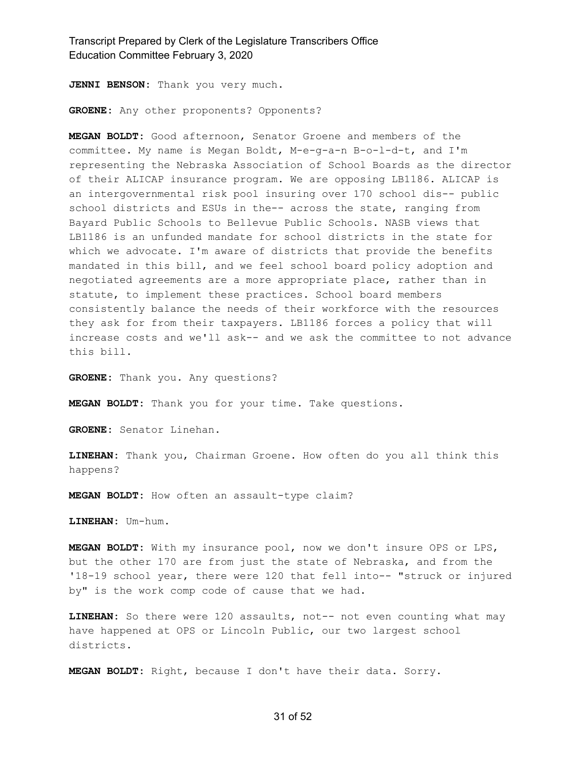**JENNI BENSON:** Thank you very much.

**GROENE:** Any other proponents? Opponents?

**MEGAN BOLDT:** Good afternoon, Senator Groene and members of the committee. My name is Megan Boldt, M-e-g-a-n B-o-l-d-t, and I'm representing the Nebraska Association of School Boards as the director of their ALICAP insurance program. We are opposing LB1186. ALICAP is an intergovernmental risk pool insuring over 170 school dis-- public school districts and ESUs in the-- across the state, ranging from Bayard Public Schools to Bellevue Public Schools. NASB views that LB1186 is an unfunded mandate for school districts in the state for which we advocate. I'm aware of districts that provide the benefits mandated in this bill, and we feel school board policy adoption and negotiated agreements are a more appropriate place, rather than in statute, to implement these practices. School board members consistently balance the needs of their workforce with the resources they ask for from their taxpayers. LB1186 forces a policy that will increase costs and we'll ask-- and we ask the committee to not advance this bill.

**GROENE:** Thank you. Any questions?

**MEGAN BOLDT:** Thank you for your time. Take questions.

**GROENE:** Senator Linehan.

**LINEHAN:** Thank you, Chairman Groene. How often do you all think this happens?

**MEGAN BOLDT:** How often an assault-type claim?

**LINEHAN:** Um-hum.

**MEGAN BOLDT:** With my insurance pool, now we don't insure OPS or LPS, but the other 170 are from just the state of Nebraska, and from the '18-19 school year, there were 120 that fell into-- "struck or injured by" is the work comp code of cause that we had.

**LINEHAN:** So there were 120 assaults, not-- not even counting what may have happened at OPS or Lincoln Public, our two largest school districts.

**MEGAN BOLDT:** Right, because I don't have their data. Sorry.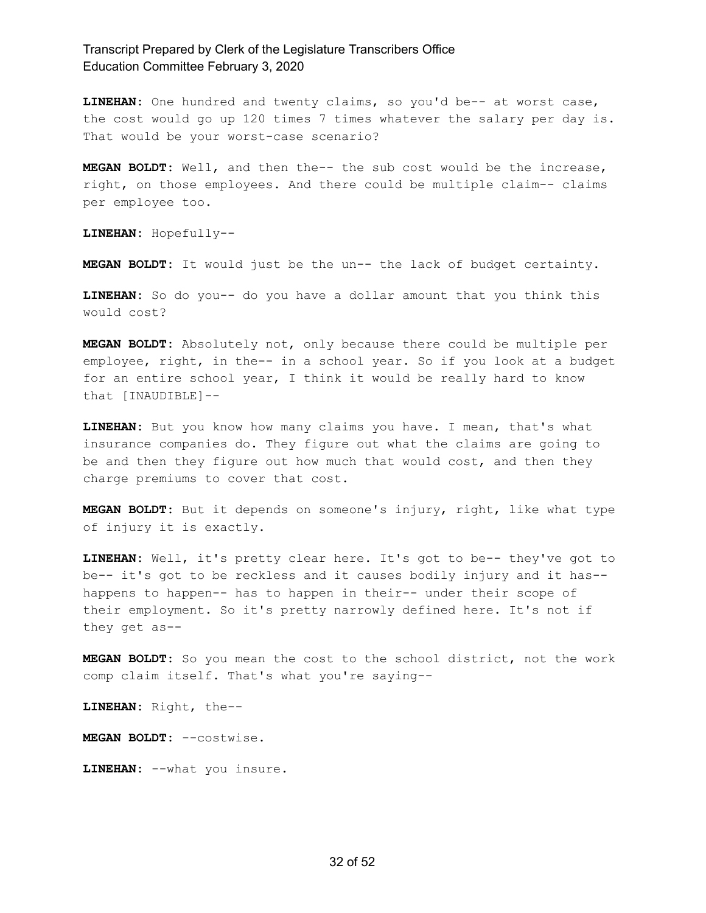**LINEHAN:** One hundred and twenty claims, so you'd be-- at worst case, the cost would go up 120 times 7 times whatever the salary per day is. That would be your worst-case scenario?

**MEGAN BOLDT:** Well, and then the-- the sub cost would be the increase, right, on those employees. And there could be multiple claim-- claims per employee too.

**LINEHAN:** Hopefully--

**MEGAN BOLDT:** It would just be the un-- the lack of budget certainty.

**LINEHAN:** So do you-- do you have a dollar amount that you think this would cost?

**MEGAN BOLDT:** Absolutely not, only because there could be multiple per employee, right, in the-- in a school year. So if you look at a budget for an entire school year, I think it would be really hard to know that [INAUDIBLE]--

**LINEHAN:** But you know how many claims you have. I mean, that's what insurance companies do. They figure out what the claims are going to be and then they figure out how much that would cost, and then they charge premiums to cover that cost.

**MEGAN BOLDT:** But it depends on someone's injury, right, like what type of injury it is exactly.

**LINEHAN:** Well, it's pretty clear here. It's got to be-- they've got to be-- it's got to be reckless and it causes bodily injury and it has-- happens to happen-- has to happen in their-- under their scope of their employment. So it's pretty narrowly defined here. It's not if they get as--

**MEGAN BOLDT:** So you mean the cost to the school district, not the work comp claim itself. That's what you're saying--

**LINEHAN:** Right, the--

**MEGAN BOLDT:** --costwise.

**LINEHAN:** --what you insure.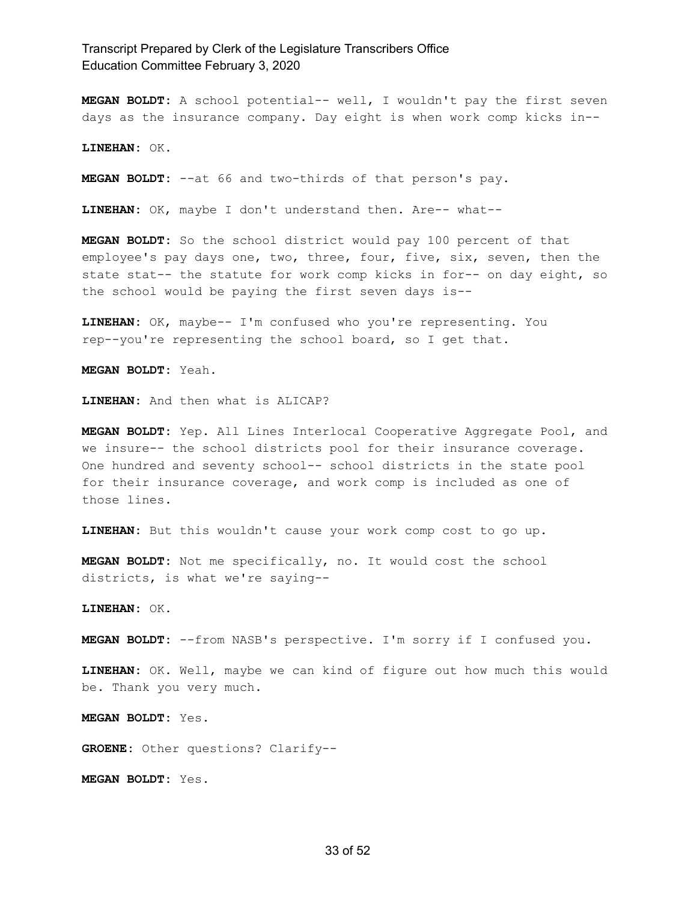**MEGAN BOLDT:** A school potential-- well, I wouldn't pay the first seven days as the insurance company. Day eight is when work comp kicks in--

**LINEHAN:** OK.

**MEGAN BOLDT:** --at 66 and two-thirds of that person's pay.

**LINEHAN:** OK, maybe I don't understand then. Are-- what--

**MEGAN BOLDT:** So the school district would pay 100 percent of that employee's pay days one, two, three, four, five, six, seven, then the state stat-- the statute for work comp kicks in for-- on day eight, so the school would be paying the first seven days is--

**LINEHAN:** OK, maybe-- I'm confused who you're representing. You rep--you're representing the school board, so I get that.

**MEGAN BOLDT:** Yeah.

**LINEHAN:** And then what is ALICAP?

**MEGAN BOLDT:** Yep. All Lines Interlocal Cooperative Aggregate Pool, and we insure-- the school districts pool for their insurance coverage. One hundred and seventy school-- school districts in the state pool for their insurance coverage, and work comp is included as one of those lines.

**LINEHAN:** But this wouldn't cause your work comp cost to go up.

**MEGAN BOLDT:** Not me specifically, no. It would cost the school districts, is what we're saying--

**LINEHAN:** OK.

**MEGAN BOLDT:** --from NASB's perspective. I'm sorry if I confused you.

**LINEHAN:** OK. Well, maybe we can kind of figure out how much this would be. Thank you very much.

**MEGAN BOLDT:** Yes.

**GROENE:** Other questions? Clarify--

**MEGAN BOLDT:** Yes.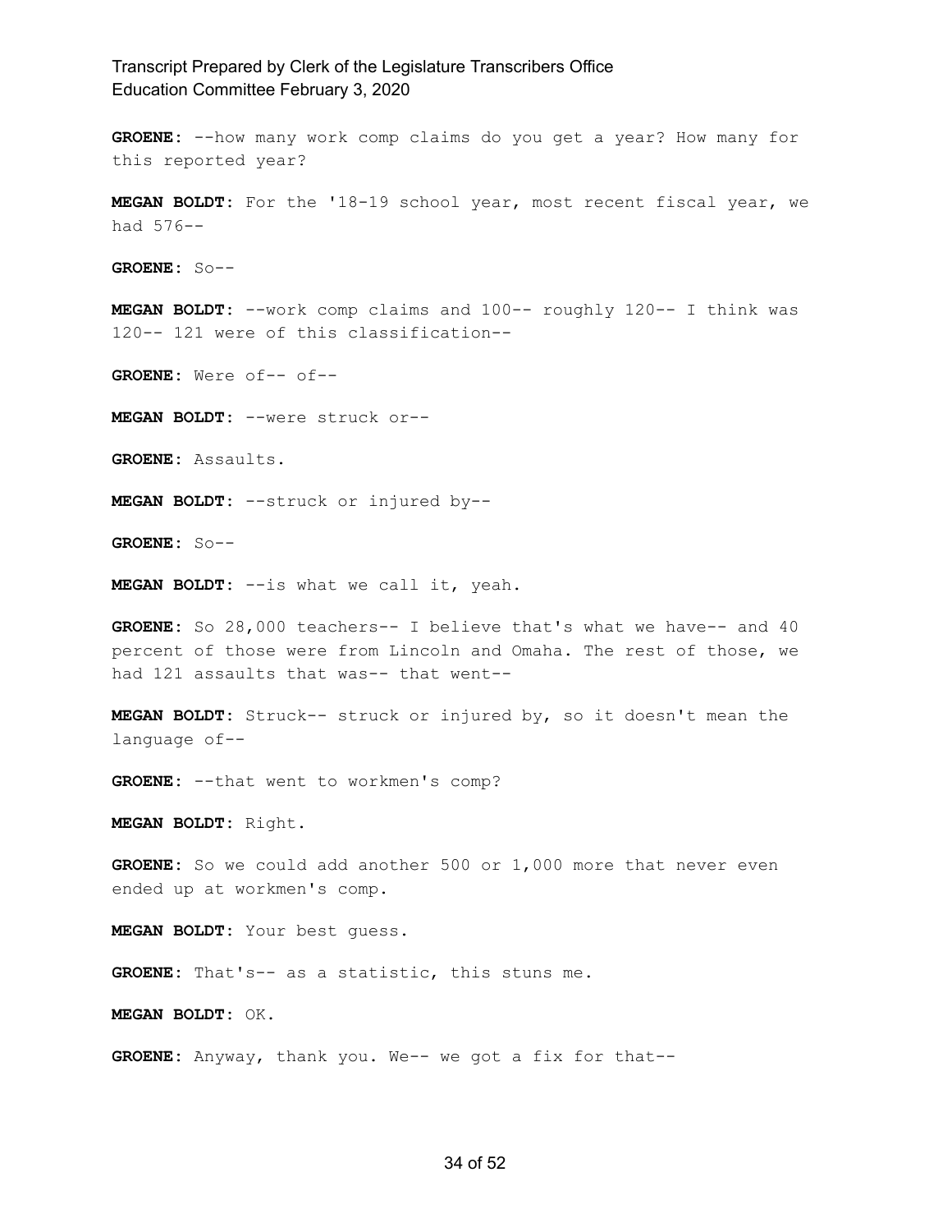**GROENE:** --how many work comp claims do you get a year? How many for this reported year?

**MEGAN BOLDT:** For the '18-19 school year, most recent fiscal year, we had 576--

**GROENE:** So--

**MEGAN BOLDT:** --work comp claims and 100-- roughly 120-- I think was 120-- 121 were of this classification--

**GROENE:** Were of-- of--

**MEGAN BOLDT:** --were struck or--

**GROENE:** Assaults.

**MEGAN BOLDT:** --struck or injured by--

**GROENE:** So--

**MEGAN BOLDT:** --is what we call it, yeah.

**GROENE:** So 28,000 teachers-- I believe that's what we have-- and 40 percent of those were from Lincoln and Omaha. The rest of those, we had 121 assaults that was-- that went--

**MEGAN BOLDT:** Struck-- struck or injured by, so it doesn't mean the language of--

**GROENE:** --that went to workmen's comp?

**MEGAN BOLDT:** Right.

**GROENE:** So we could add another 500 or 1,000 more that never even ended up at workmen's comp.

**MEGAN BOLDT:** Your best guess.

**GROENE:** That's-- as a statistic, this stuns me.

**MEGAN BOLDT:** OK.

**GROENE:** Anyway, thank you. We-- we got a fix for that--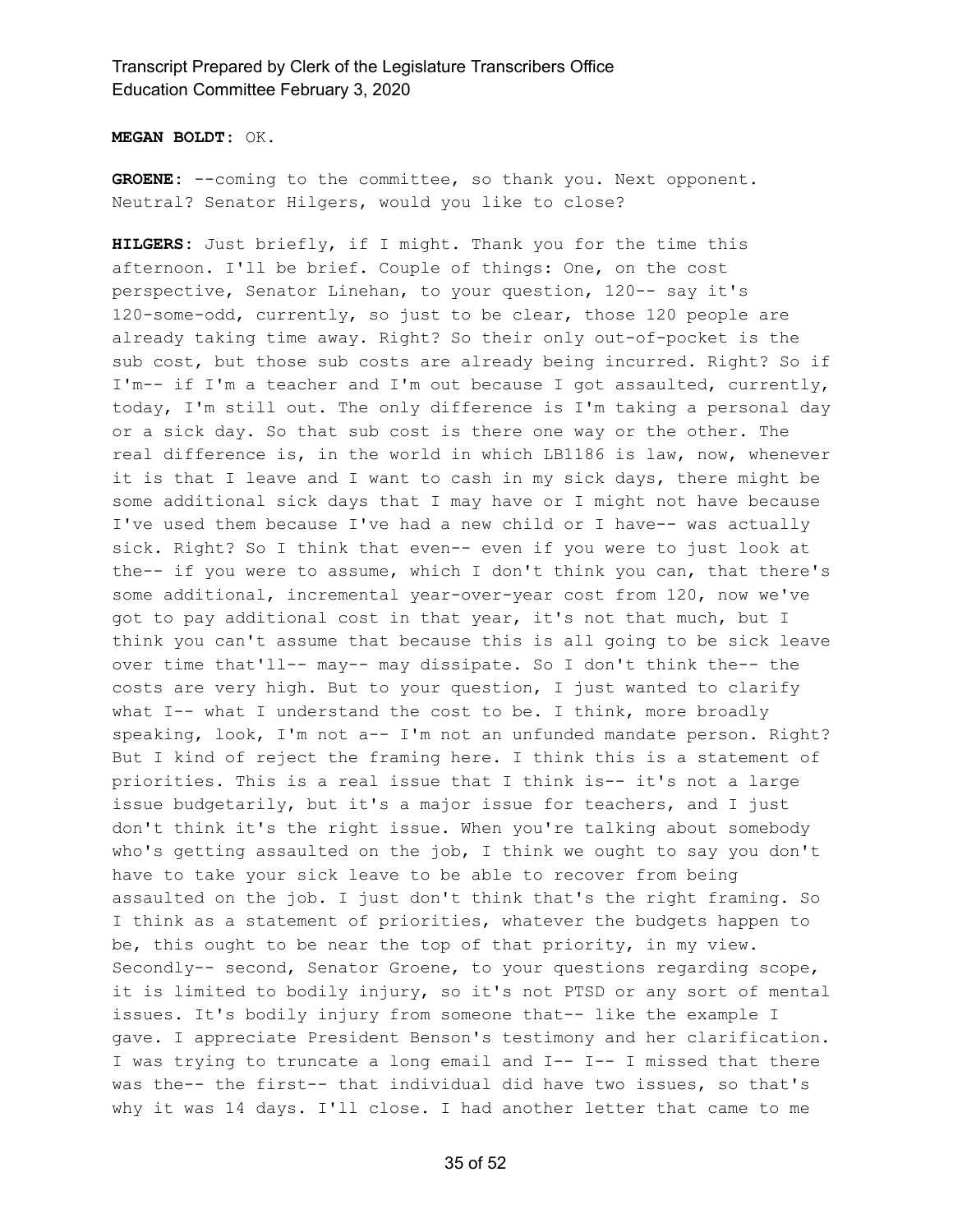**MEGAN BOLDT:** OK.

**GROENE:** --coming to the committee, so thank you. Next opponent. Neutral? Senator Hilgers, would you like to close?

**HILGERS:** Just briefly, if I might. Thank you for the time this afternoon. I'll be brief. Couple of things: One, on the cost perspective, Senator Linehan, to your question, 120-- say it's 120-some-odd, currently, so just to be clear, those 120 people are already taking time away. Right? So their only out-of-pocket is the sub cost, but those sub costs are already being incurred. Right? So if I'm-- if I'm a teacher and I'm out because I got assaulted, currently, today, I'm still out. The only difference is I'm taking a personal day or a sick day. So that sub cost is there one way or the other. The real difference is, in the world in which LB1186 is law, now, whenever it is that I leave and I want to cash in my sick days, there might be some additional sick days that I may have or I might not have because I've used them because I've had a new child or I have-- was actually sick. Right? So I think that even-- even if you were to just look at the-- if you were to assume, which I don't think you can, that there's some additional, incremental year-over-year cost from 120, now we've got to pay additional cost in that year, it's not that much, but I think you can't assume that because this is all going to be sick leave over time that'll-- may-- may dissipate. So I don't think the-- the costs are very high. But to your question, I just wanted to clarify what I-- what I understand the cost to be. I think, more broadly speaking, look, I'm not a-- I'm not an unfunded mandate person. Right? But I kind of reject the framing here. I think this is a statement of priorities. This is a real issue that I think is-- it's not a large issue budgetarily, but it's a major issue for teachers, and I just don't think it's the right issue. When you're talking about somebody who's getting assaulted on the job, I think we ought to say you don't have to take your sick leave to be able to recover from being assaulted on the job. I just don't think that's the right framing. So I think as a statement of priorities, whatever the budgets happen to be, this ought to be near the top of that priority, in my view. Secondly-- second, Senator Groene, to your questions regarding scope, it is limited to bodily injury, so it's not PTSD or any sort of mental issues. It's bodily injury from someone that-- like the example I gave. I appreciate President Benson's testimony and her clarification. I was trying to truncate a long email and I-- I-- I missed that there was the-- the first-- that individual did have two issues, so that's why it was 14 days. I'll close. I had another letter that came to me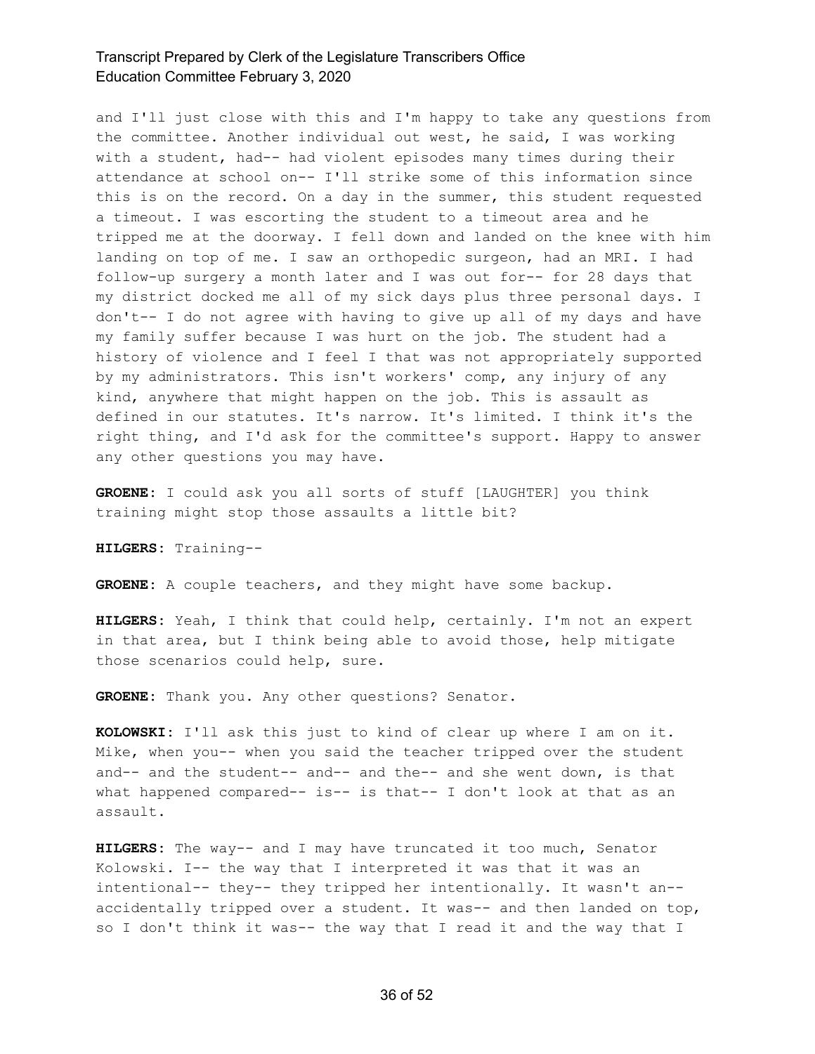and I'll just close with this and I'm happy to take any questions from the committee. Another individual out west, he said, I was working with a student, had-- had violent episodes many times during their attendance at school on-- I'll strike some of this information since this is on the record. On a day in the summer, this student requested a timeout. I was escorting the student to a timeout area and he tripped me at the doorway. I fell down and landed on the knee with him landing on top of me. I saw an orthopedic surgeon, had an MRI. I had follow-up surgery a month later and I was out for-- for 28 days that my district docked me all of my sick days plus three personal days. I don't-- I do not agree with having to give up all of my days and have my family suffer because I was hurt on the job. The student had a history of violence and I feel I that was not appropriately supported by my administrators. This isn't workers' comp, any injury of any kind, anywhere that might happen on the job. This is assault as defined in our statutes. It's narrow. It's limited. I think it's the right thing, and I'd ask for the committee's support. Happy to answer any other questions you may have.

**GROENE:** I could ask you all sorts of stuff [LAUGHTER] you think training might stop those assaults a little bit?

**HILGERS:** Training--

**GROENE:** A couple teachers, and they might have some backup.

**HILGERS:** Yeah, I think that could help, certainly. I'm not an expert in that area, but I think being able to avoid those, help mitigate those scenarios could help, sure.

**GROENE:** Thank you. Any other questions? Senator.

**KOLOWSKI:** I'll ask this just to kind of clear up where I am on it. Mike, when you-- when you said the teacher tripped over the student and-- and the student-- and-- and the-- and she went down, is that what happened compared-- is-- is that-- I don't look at that as an assault.

**HILGERS:** The way-- and I may have truncated it too much, Senator Kolowski. I-- the way that I interpreted it was that it was an intentional-- they-- they tripped her intentionally. It wasn't an-- accidentally tripped over a student. It was-- and then landed on top, so I don't think it was-- the way that I read it and the way that I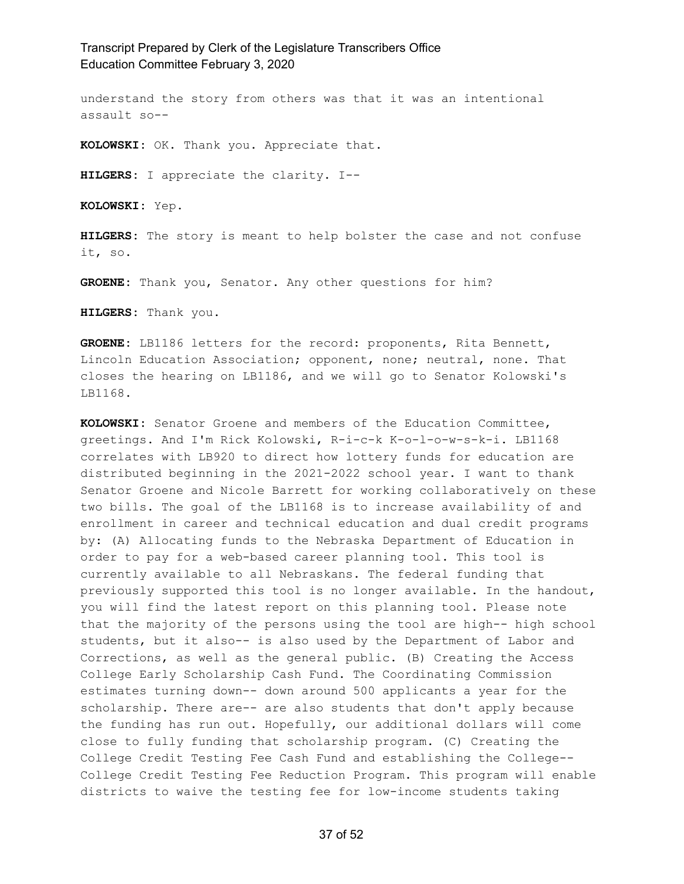understand the story from others was that it was an intentional assault so--

**KOLOWSKI:** OK. Thank you. Appreciate that.

**HILGERS:** I appreciate the clarity. I--

**KOLOWSKI:** Yep.

**HILGERS:** The story is meant to help bolster the case and not confuse it, so.

**GROENE:** Thank you, Senator. Any other questions for him?

**HILGERS:** Thank you.

**GROENE:** LB1186 letters for the record: proponents, Rita Bennett, Lincoln Education Association; opponent, none; neutral, none. That closes the hearing on LB1186, and we will go to Senator Kolowski's LB1168.

**KOLOWSKI:** Senator Groene and members of the Education Committee, greetings. And I'm Rick Kolowski, R-i-c-k K-o-l-o-w-s-k-i. LB1168 correlates with LB920 to direct how lottery funds for education are distributed beginning in the 2021-2022 school year. I want to thank Senator Groene and Nicole Barrett for working collaboratively on these two bills. The goal of the LB1168 is to increase availability of and enrollment in career and technical education and dual credit programs by: (A) Allocating funds to the Nebraska Department of Education in order to pay for a web-based career planning tool. This tool is currently available to all Nebraskans. The federal funding that previously supported this tool is no longer available. In the handout, you will find the latest report on this planning tool. Please note that the majority of the persons using the tool are high-- high school students, but it also-- is also used by the Department of Labor and Corrections, as well as the general public. (B) Creating the Access College Early Scholarship Cash Fund. The Coordinating Commission estimates turning down-- down around 500 applicants a year for the scholarship. There are-- are also students that don't apply because the funding has run out. Hopefully, our additional dollars will come close to fully funding that scholarship program. (C) Creating the College Credit Testing Fee Cash Fund and establishing the College-- College Credit Testing Fee Reduction Program. This program will enable districts to waive the testing fee for low-income students taking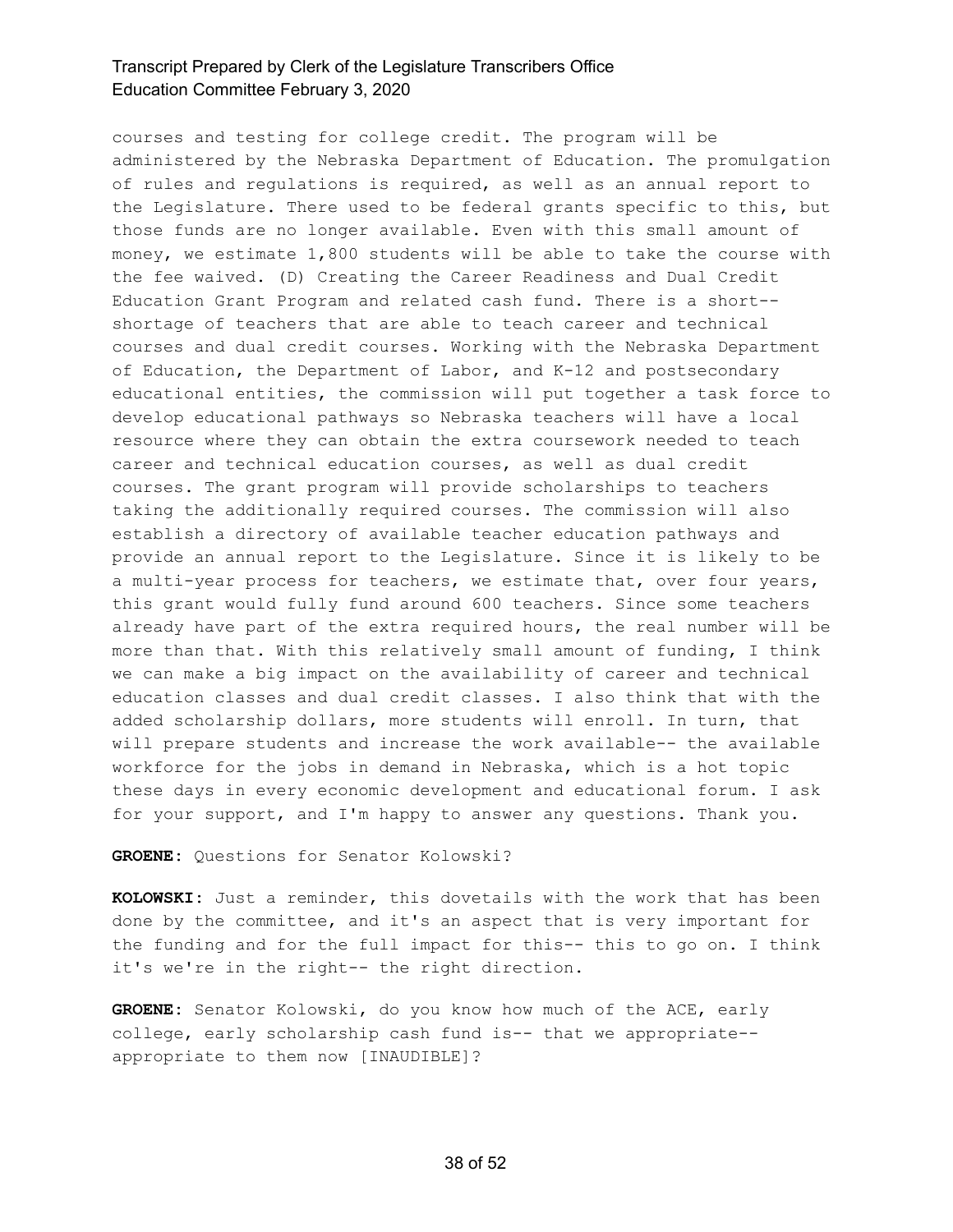courses and testing for college credit. The program will be administered by the Nebraska Department of Education. The promulgation of rules and regulations is required, as well as an annual report to the Legislature. There used to be federal grants specific to this, but those funds are no longer available. Even with this small amount of money, we estimate 1,800 students will be able to take the course with the fee waived. (D) Creating the Career Readiness and Dual Credit Education Grant Program and related cash fund. There is a short-- shortage of teachers that are able to teach career and technical courses and dual credit courses. Working with the Nebraska Department of Education, the Department of Labor, and K-12 and postsecondary educational entities, the commission will put together a task force to develop educational pathways so Nebraska teachers will have a local resource where they can obtain the extra coursework needed to teach career and technical education courses, as well as dual credit courses. The grant program will provide scholarships to teachers taking the additionally required courses. The commission will also establish a directory of available teacher education pathways and provide an annual report to the Legislature. Since it is likely to be a multi-year process for teachers, we estimate that, over four years, this grant would fully fund around 600 teachers. Since some teachers already have part of the extra required hours, the real number will be more than that. With this relatively small amount of funding, I think we can make a big impact on the availability of career and technical education classes and dual credit classes. I also think that with the added scholarship dollars, more students will enroll. In turn, that will prepare students and increase the work available-- the available workforce for the jobs in demand in Nebraska, which is a hot topic these days in every economic development and educational forum. I ask for your support, and I'm happy to answer any questions. Thank you.

**GROENE:** Questions for Senator Kolowski?

**KOLOWSKI:** Just a reminder, this dovetails with the work that has been done by the committee, and it's an aspect that is very important for the funding and for the full impact for this-- this to go on. I think it's we're in the right-- the right direction.

**GROENE:** Senator Kolowski, do you know how much of the ACE, early college, early scholarship cash fund is-- that we appropriate-- appropriate to them now [INAUDIBLE]?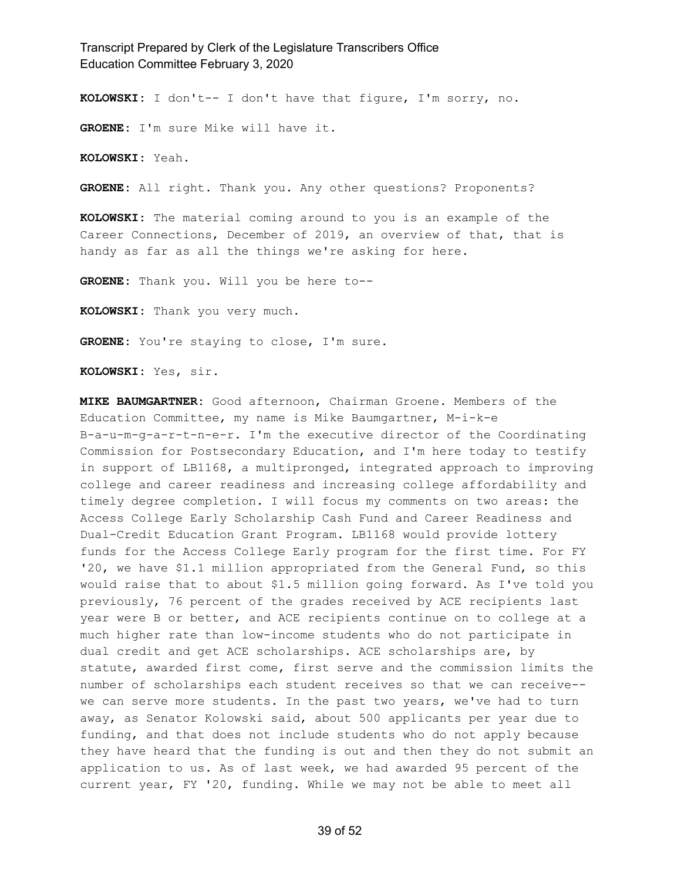**KOLOWSKI:** I don't-- I don't have that figure, I'm sorry, no.

**GROENE:** I'm sure Mike will have it.

**KOLOWSKI:** Yeah.

**GROENE:** All right. Thank you. Any other questions? Proponents?

**KOLOWSKI:** The material coming around to you is an example of the Career Connections, December of 2019, an overview of that, that is handy as far as all the things we're asking for here.

**GROENE:** Thank you. Will you be here to--

**KOLOWSKI:** Thank you very much.

**GROENE:** You're staying to close, I'm sure.

**KOLOWSKI:** Yes, sir.

**MIKE BAUMGARTNER:** Good afternoon, Chairman Groene. Members of the Education Committee, my name is Mike Baumgartner, M-i-k-e B-a-u-m-g-a-r-t-n-e-r. I'm the executive director of the Coordinating Commission for Postsecondary Education, and I'm here today to testify in support of LB1168, a multipronged, integrated approach to improving college and career readiness and increasing college affordability and timely degree completion. I will focus my comments on two areas: the Access College Early Scholarship Cash Fund and Career Readiness and Dual-Credit Education Grant Program. LB1168 would provide lottery funds for the Access College Early program for the first time. For FY '20, we have $1.1 million appropriated from the General Fund, so this would raise that to about $1.5 million going forward. As I've told you previously, 76 percent of the grades received by ACE recipients last year were B or better, and ACE recipients continue on to college at a much higher rate than low-income students who do not participate in dual credit and get ACE scholarships. ACE scholarships are, by statute, awarded first come, first serve and the commission limits the number of scholarships each student receives so that we can receive-- we can serve more students. In the past two years, we've had to turn away, as Senator Kolowski said, about 500 applicants per year due to funding, and that does not include students who do not apply because they have heard that the funding is out and then they do not submit an application to us. As of last week, we had awarded 95 percent of the current year, FY '20, funding. While we may not be able to meet all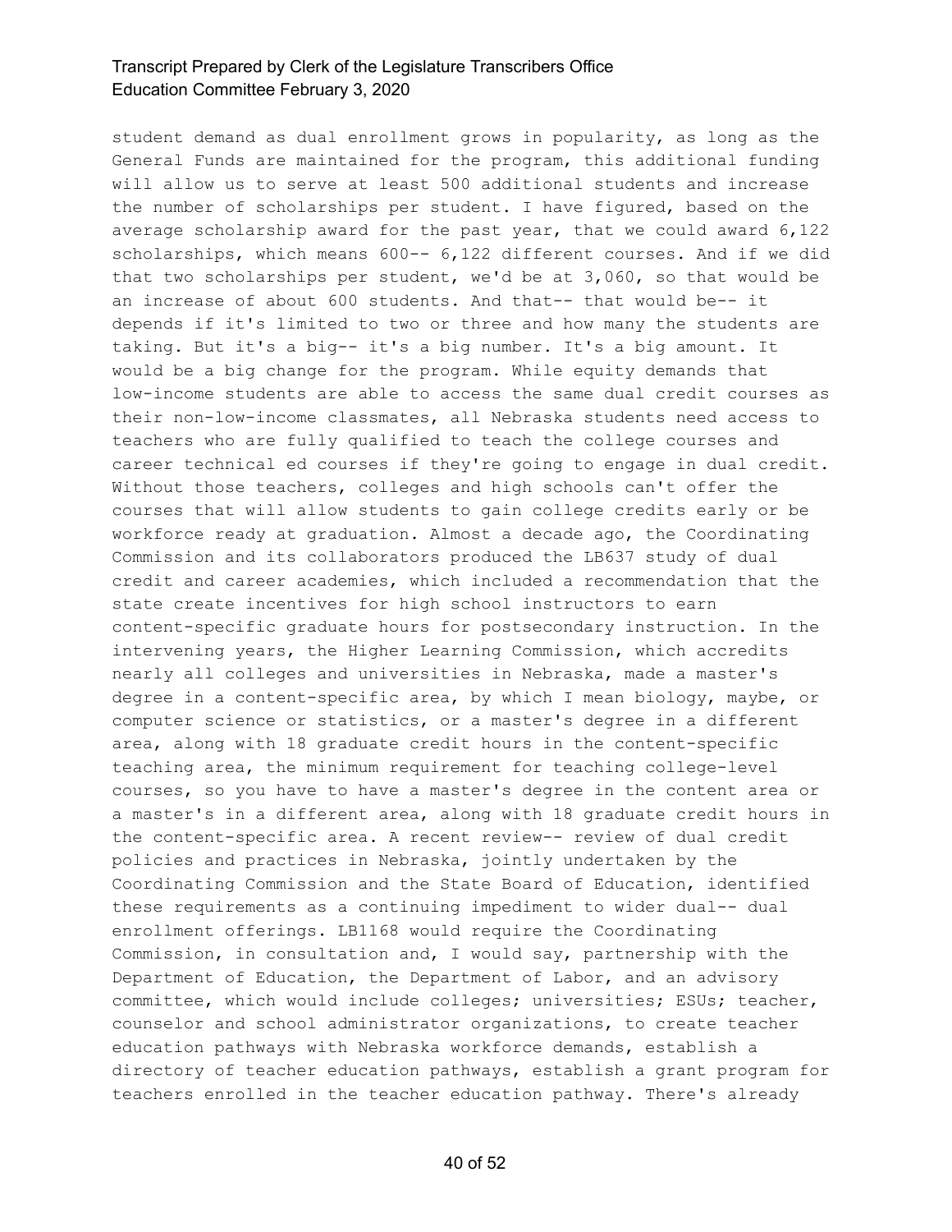student demand as dual enrollment grows in popularity, as long as the General Funds are maintained for the program, this additional funding will allow us to serve at least 500 additional students and increase the number of scholarships per student. I have figured, based on the average scholarship award for the past year, that we could award 6,122 scholarships, which means 600-- 6,122 different courses. And if we did that two scholarships per student, we'd be at 3,060, so that would be an increase of about 600 students. And that-- that would be-- it depends if it's limited to two or three and how many the students are taking. But it's a big-- it's a big number. It's a big amount. It would be a big change for the program. While equity demands that low-income students are able to access the same dual credit courses as their non-low-income classmates, all Nebraska students need access to teachers who are fully qualified to teach the college courses and career technical ed courses if they're going to engage in dual credit. Without those teachers, colleges and high schools can't offer the courses that will allow students to gain college credits early or be workforce ready at graduation. Almost a decade ago, the Coordinating Commission and its collaborators produced the LB637 study of dual credit and career academies, which included a recommendation that the state create incentives for high school instructors to earn content-specific graduate hours for postsecondary instruction. In the intervening years, the Higher Learning Commission, which accredits nearly all colleges and universities in Nebraska, made a master's degree in a content-specific area, by which I mean biology, maybe, or computer science or statistics, or a master's degree in a different area, along with 18 graduate credit hours in the content-specific teaching area, the minimum requirement for teaching college-level courses, so you have to have a master's degree in the content area or a master's in a different area, along with 18 graduate credit hours in the content-specific area. A recent review-- review of dual credit policies and practices in Nebraska, jointly undertaken by the Coordinating Commission and the State Board of Education, identified these requirements as a continuing impediment to wider dual-- dual enrollment offerings. LB1168 would require the Coordinating Commission, in consultation and, I would say, partnership with the Department of Education, the Department of Labor, and an advisory committee, which would include colleges; universities; ESUs; teacher, counselor and school administrator organizations, to create teacher education pathways with Nebraska workforce demands, establish a directory of teacher education pathways, establish a grant program for teachers enrolled in the teacher education pathway. There's already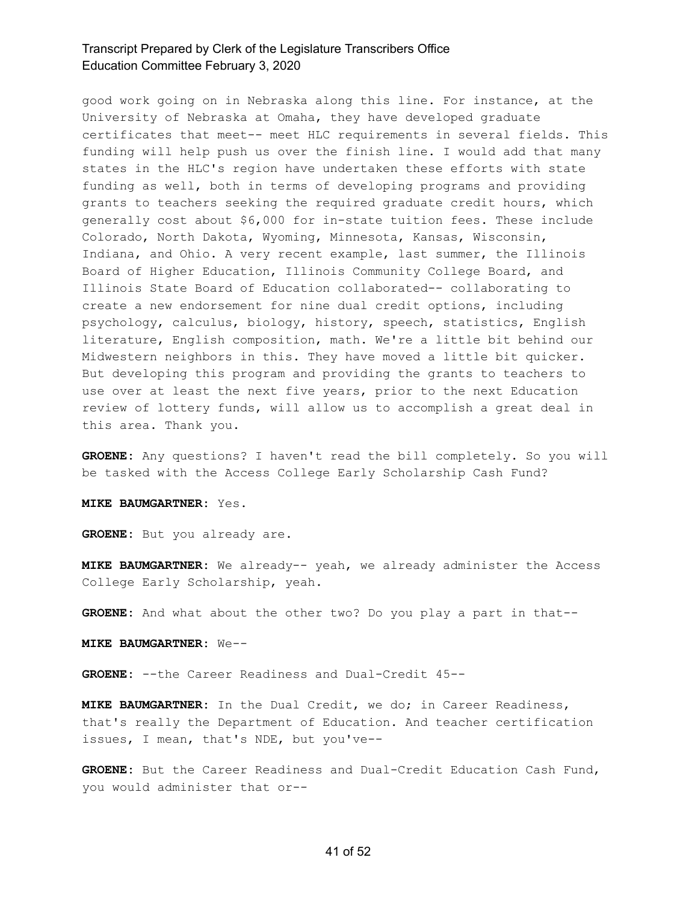good work going on in Nebraska along this line. For instance, at the University of Nebraska at Omaha, they have developed graduate certificates that meet-- meet HLC requirements in several fields. This funding will help push us over the finish line. I would add that many states in the HLC's region have undertaken these efforts with state funding as well, both in terms of developing programs and providing grants to teachers seeking the required graduate credit hours, which generally cost about $6,000 for in-state tuition fees. These include Colorado, North Dakota, Wyoming, Minnesota, Kansas, Wisconsin, Indiana, and Ohio. A very recent example, last summer, the Illinois Board of Higher Education, Illinois Community College Board, and Illinois State Board of Education collaborated-- collaborating to create a new endorsement for nine dual credit options, including psychology, calculus, biology, history, speech, statistics, English literature, English composition, math. We're a little bit behind our Midwestern neighbors in this. They have moved a little bit quicker. But developing this program and providing the grants to teachers to use over at least the next five years, prior to the next Education review of lottery funds, will allow us to accomplish a great deal in this area. Thank you.

**GROENE:** Any questions? I haven't read the bill completely. So you will be tasked with the Access College Early Scholarship Cash Fund?

**MIKE BAUMGARTNER:** Yes.

**GROENE:** But you already are.

**MIKE BAUMGARTNER:** We already-- yeah, we already administer the Access College Early Scholarship, yeah.

**GROENE:** And what about the other two? Do you play a part in that--

**MIKE BAUMGARTNER:** We--

**GROENE:** --the Career Readiness and Dual-Credit 45--

**MIKE BAUMGARTNER:** In the Dual Credit, we do; in Career Readiness, that's really the Department of Education. And teacher certification issues, I mean, that's NDE, but you've--

**GROENE:** But the Career Readiness and Dual-Credit Education Cash Fund, you would administer that or--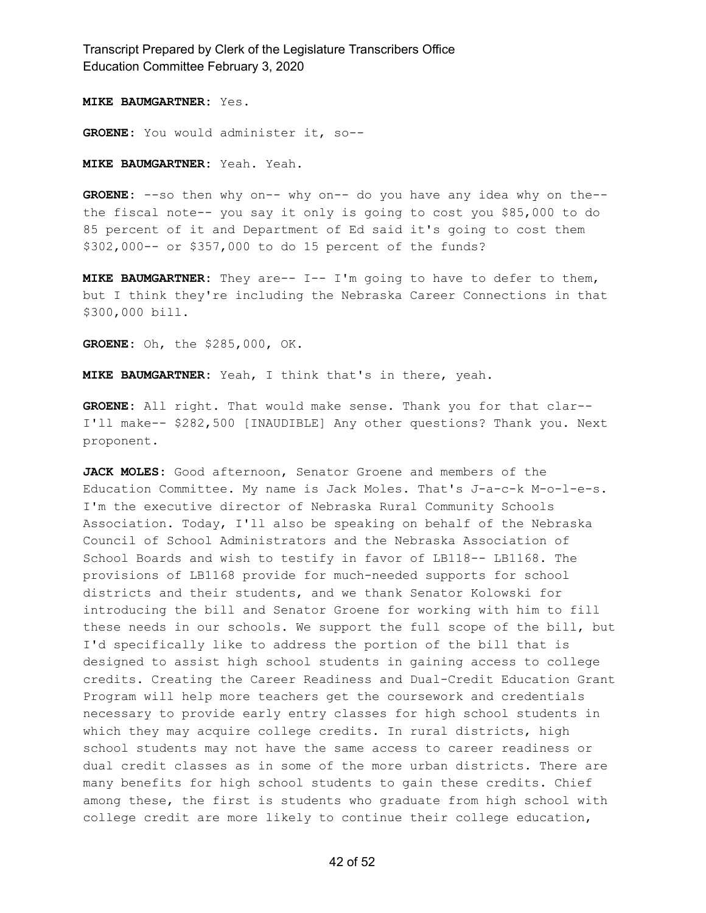**MIKE BAUMGARTNER:** Yes.

**GROENE:** You would administer it, so--

**MIKE BAUMGARTNER:** Yeah. Yeah.

**GROENE:** --so then why on-- why on-- do you have any idea why on the-- the fiscal note-- you say it only is going to cost you $85,000 to do 85 percent of it and Department of Ed said it's going to cost them $302,000-- or $357,000 to do 15 percent of the funds?

**MIKE BAUMGARTNER:** They are-- I-- I'm going to have to defer to them, but I think they're including the Nebraska Career Connections in that $300,000 bill.

**GROENE:** Oh, the $285,000, OK.

**MIKE BAUMGARTNER:** Yeah, I think that's in there, yeah.

**GROENE:** All right. That would make sense. Thank you for that clar-- I'll make-- $282,500 [INAUDIBLE] Any other questions? Thank you. Next proponent.

**JACK MOLES:** Good afternoon, Senator Groene and members of the Education Committee. My name is Jack Moles. That's J-a-c-k M-o-l-e-s. I'm the executive director of Nebraska Rural Community Schools Association. Today, I'll also be speaking on behalf of the Nebraska Council of School Administrators and the Nebraska Association of School Boards and wish to testify in favor of LB118-- LB1168. The provisions of LB1168 provide for much-needed supports for school districts and their students, and we thank Senator Kolowski for introducing the bill and Senator Groene for working with him to fill these needs in our schools. We support the full scope of the bill, but I'd specifically like to address the portion of the bill that is designed to assist high school students in gaining access to college credits. Creating the Career Readiness and Dual-Credit Education Grant Program will help more teachers get the coursework and credentials necessary to provide early entry classes for high school students in which they may acquire college credits. In rural districts, high school students may not have the same access to career readiness or dual credit classes as in some of the more urban districts. There are many benefits for high school students to gain these credits. Chief among these, the first is students who graduate from high school with college credit are more likely to continue their college education,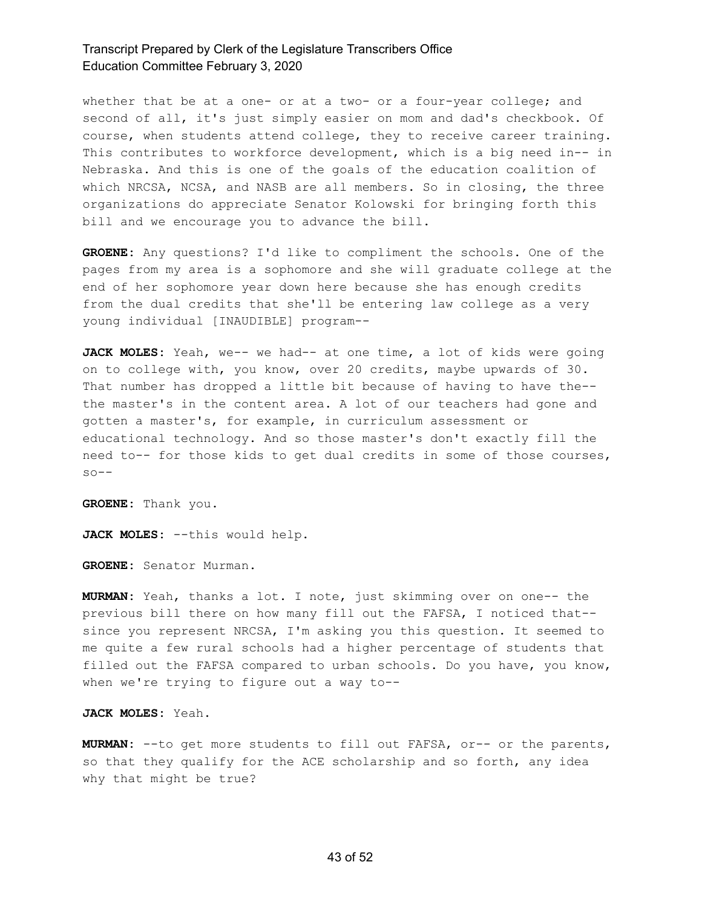whether that be at a one- or at a two- or a four-year college; and second of all, it's just simply easier on mom and dad's checkbook. Of course, when students attend college, they to receive career training. This contributes to workforce development, which is a big need in-- in Nebraska. And this is one of the goals of the education coalition of which NRCSA, NCSA, and NASB are all members. So in closing, the three organizations do appreciate Senator Kolowski for bringing forth this bill and we encourage you to advance the bill.

**GROENE:** Any questions? I'd like to compliment the schools. One of the pages from my area is a sophomore and she will graduate college at the end of her sophomore year down here because she has enough credits from the dual credits that she'll be entering law college as a very young individual [INAUDIBLE] program--

**JACK MOLES:** Yeah, we-- we had-- at one time, a lot of kids were going on to college with, you know, over 20 credits, maybe upwards of 30. That number has dropped a little bit because of having to have the-- the master's in the content area. A lot of our teachers had gone and gotten a master's, for example, in curriculum assessment or educational technology. And so those master's don't exactly fill the need to-- for those kids to get dual credits in some of those courses, so--

**GROENE:** Thank you.

**JACK MOLES:** --this would help.

**GROENE:** Senator Murman.

**MURMAN:** Yeah, thanks a lot. I note, just skimming over on one-- the previous bill there on how many fill out the FAFSA, I noticed that-- since you represent NRCSA, I'm asking you this question. It seemed to me quite a few rural schools had a higher percentage of students that filled out the FAFSA compared to urban schools. Do you have, you know, when we're trying to figure out a way to--

**JACK MOLES:** Yeah.

**MURMAN:** --to get more students to fill out FAFSA, or-- or the parents, so that they qualify for the ACE scholarship and so forth, any idea why that might be true?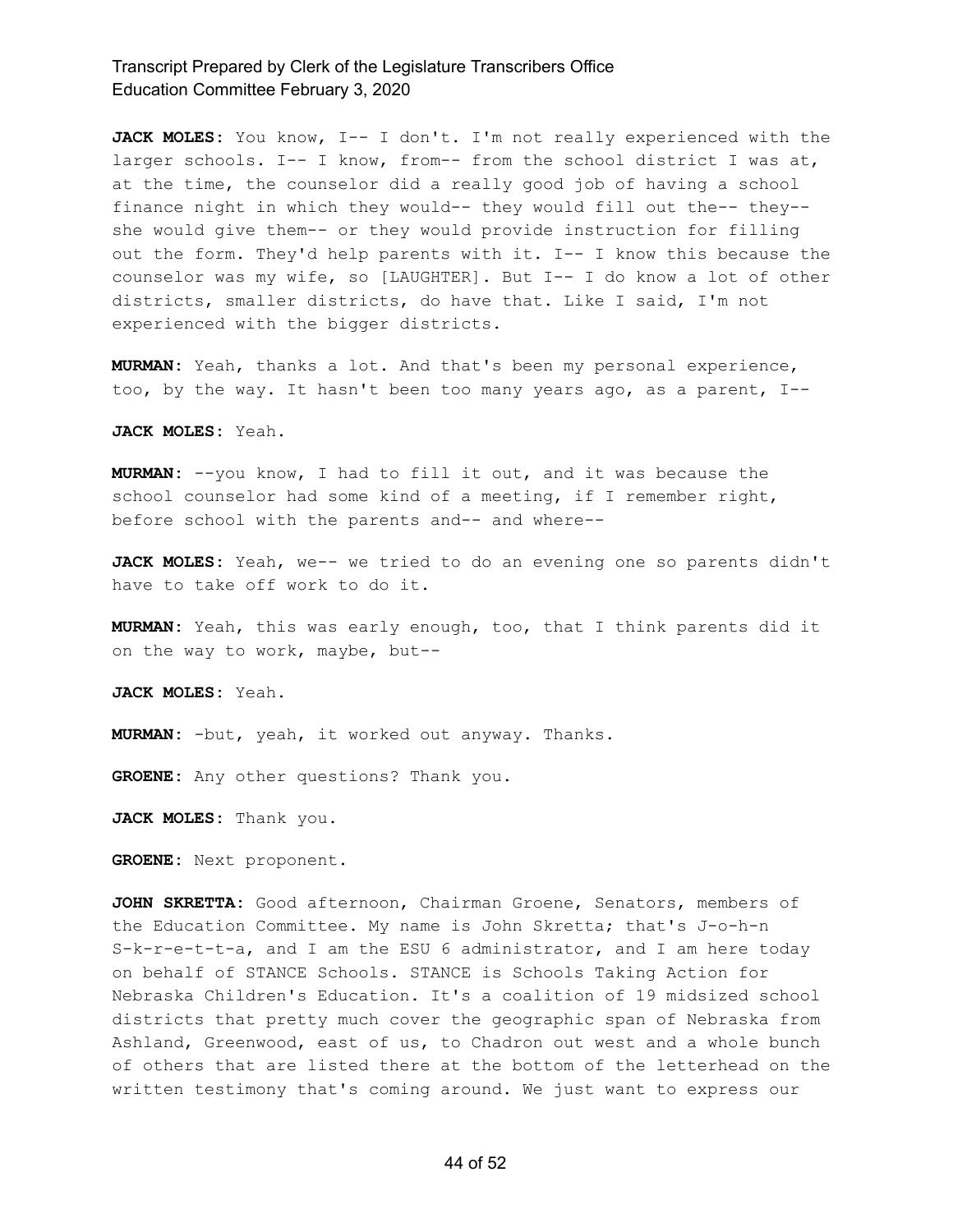**JACK MOLES:** You know, I-- I don't. I'm not really experienced with the larger schools. I-- I know, from-- from the school district I was at, at the time, the counselor did a really good job of having a school finance night in which they would-- they would fill out the-- they-- she would give them-- or they would provide instruction for filling out the form. They'd help parents with it. I-- I know this because the counselor was my wife, so [LAUGHTER]. But I-- I do know a lot of other districts, smaller districts, do have that. Like I said, I'm not experienced with the bigger districts.

**MURMAN:** Yeah, thanks a lot. And that's been my personal experience, too, by the way. It hasn't been too many years ago, as a parent, I--

**JACK MOLES:** Yeah.

**MURMAN:** --you know, I had to fill it out, and it was because the school counselor had some kind of a meeting, if I remember right, before school with the parents and-- and where--

**JACK MOLES:** Yeah, we-- we tried to do an evening one so parents didn't have to take off work to do it.

**MURMAN:** Yeah, this was early enough, too, that I think parents did it on the way to work, maybe, but--

**JACK MOLES:** Yeah.

**MURMAN:** -but, yeah, it worked out anyway. Thanks.

**GROENE:** Any other questions? Thank you.

**JACK MOLES:** Thank you.

**GROENE:** Next proponent.

**JOHN SKRETTA:** Good afternoon, Chairman Groene, Senators, members of the Education Committee. My name is John Skretta; that's J-o-h-n S-k-r-e-t-t-a, and I am the ESU 6 administrator, and I am here today on behalf of STANCE Schools. STANCE is Schools Taking Action for Nebraska Children's Education. It's a coalition of 19 midsized school districts that pretty much cover the geographic span of Nebraska from Ashland, Greenwood, east of us, to Chadron out west and a whole bunch of others that are listed there at the bottom of the letterhead on the written testimony that's coming around. We just want to express our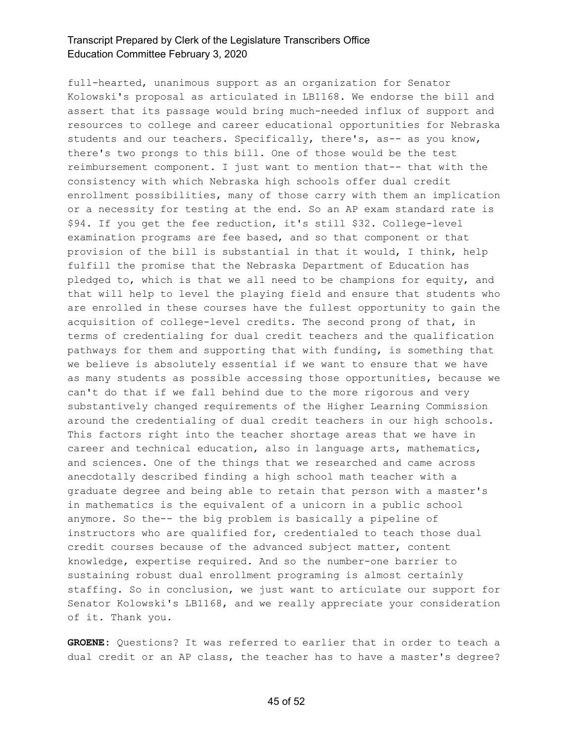full-hearted, unanimous support as an organization for Senator Kolowski's proposal as articulated in LB1168. We endorse the bill and assert that its passage would bring much-needed influx of support and resources to college and career educational opportunities for Nebraska students and our teachers. Specifically, there's, as-- as you know, there's two prongs to this bill. One of those would be the test reimbursement component. I just want to mention that-- that with the consistency with which Nebraska high schools offer dual credit enrollment possibilities, many of those carry with them an implication or a necessity for testing at the end. So an AP exam standard rate is $94. If you get the fee reduction, it's still $32. College-level examination programs are fee based, and so that component or that provision of the bill is substantial in that it would, I think, help fulfill the promise that the Nebraska Department of Education has pledged to, which is that we all need to be champions for equity, and that will help to level the playing field and ensure that students who are enrolled in these courses have the fullest opportunity to gain the acquisition of college-level credits. The second prong of that, in terms of credentialing for dual credit teachers and the qualification pathways for them and supporting that with funding, is something that we believe is absolutely essential if we want to ensure that we have as many students as possible accessing those opportunities, because we can't do that if we fall behind due to the more rigorous and very substantively changed requirements of the Higher Learning Commission around the credentialing of dual credit teachers in our high schools. This factors right into the teacher shortage areas that we have in career and technical education, also in language arts, mathematics, and sciences. One of the things that we researched and came across anecdotally described finding a high school math teacher with a graduate degree and being able to retain that person with a master's in mathematics is the equivalent of a unicorn in a public school anymore. So the-- the big problem is basically a pipeline of instructors who are qualified for, credentialed to teach those dual credit courses because of the advanced subject matter, content knowledge, expertise required. And so the number-one barrier to sustaining robust dual enrollment programing is almost certainly staffing. So in conclusion, we just want to articulate our support for Senator Kolowski's LB1168, and we really appreciate your consideration of it. Thank you.

**GROENE:** Questions? It was referred to earlier that in order to teach a dual credit or an AP class, the teacher has to have a master's degree?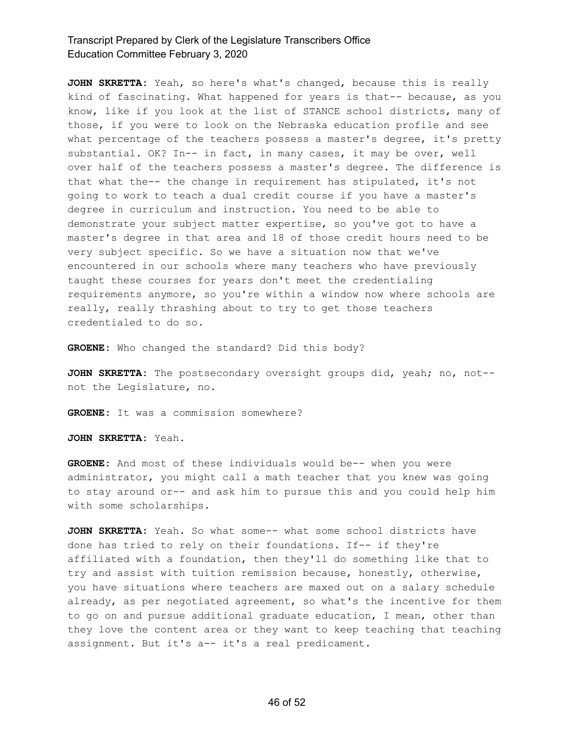**JOHN SKRETTA:** Yeah, so here's what's changed, because this is really kind of fascinating. What happened for years is that-- because, as you know, like if you look at the list of STANCE school districts, many of those, if you were to look on the Nebraska education profile and see what percentage of the teachers possess a master's degree, it's pretty substantial. OK? In-- in fact, in many cases, it may be over, well over half of the teachers possess a master's degree. The difference is that what the-- the change in requirement has stipulated, it's not going to work to teach a dual credit course if you have a master's degree in curriculum and instruction. You need to be able to demonstrate your subject matter expertise, so you've got to have a master's degree in that area and 18 of those credit hours need to be very subject specific. So we have a situation now that we've encountered in our schools where many teachers who have previously taught these courses for years don't meet the credentialing requirements anymore, so you're within a window now where schools are really, really thrashing about to try to get those teachers credentialed to do so.

**GROENE:** Who changed the standard? Did this body?

**JOHN SKRETTA:** The postsecondary oversight groups did, yeah; no, not-- not the Legislature, no.

**GROENE:** It was a commission somewhere?

**JOHN SKRETTA:** Yeah.

**GROENE:** And most of these individuals would be-- when you were administrator, you might call a math teacher that you knew was going to stay around or-- and ask him to pursue this and you could help him with some scholarships.

**JOHN SKRETTA:** Yeah. So what some-- what some school districts have done has tried to rely on their foundations. If-- if they're affiliated with a foundation, then they'll do something like that to try and assist with tuition remission because, honestly, otherwise, you have situations where teachers are maxed out on a salary schedule already, as per negotiated agreement, so what's the incentive for them to go on and pursue additional graduate education, I mean, other than they love the content area or they want to keep teaching that teaching assignment. But it's a-- it's a real predicament.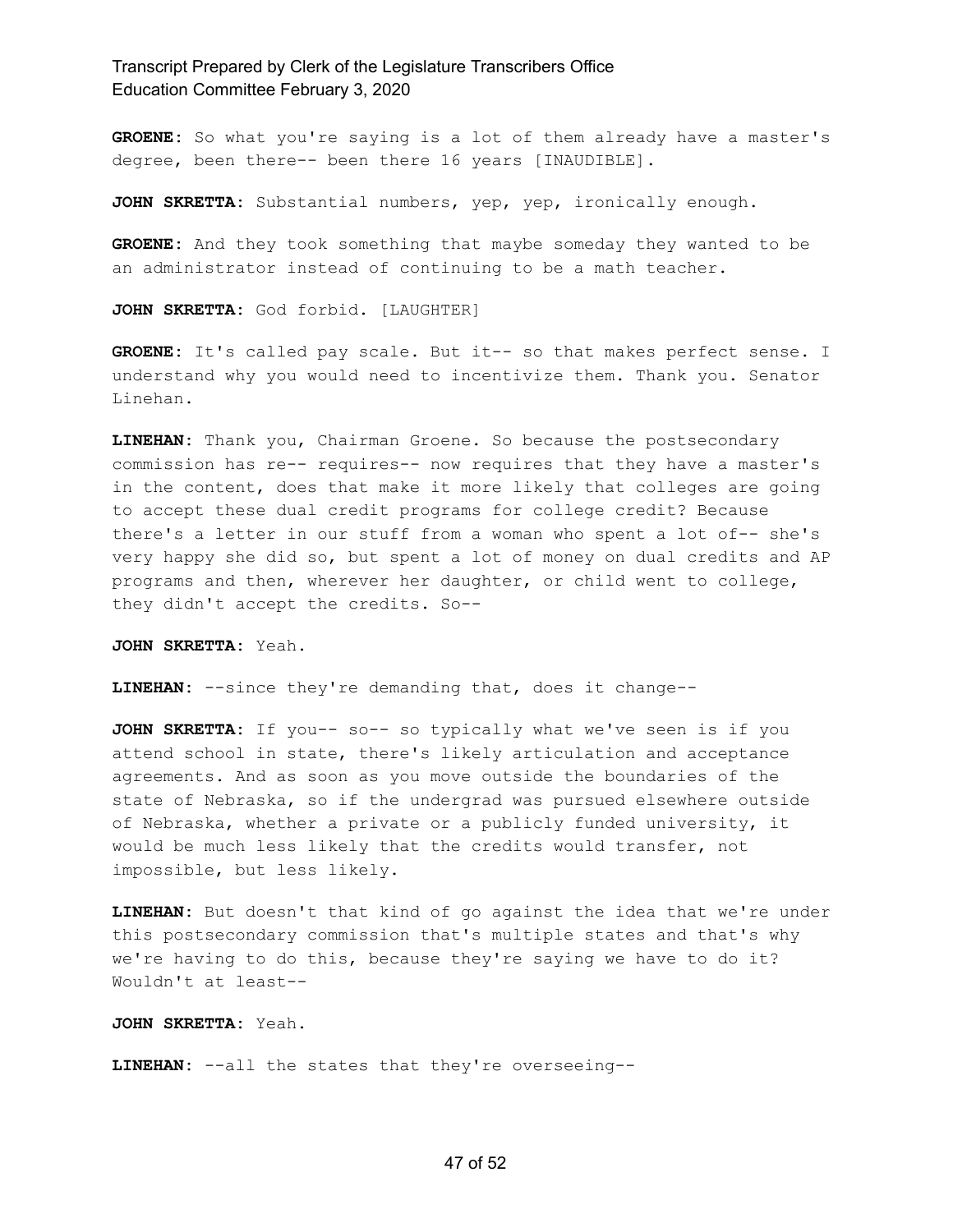**GROENE:** So what you're saying is a lot of them already have a master's degree, been there-- been there 16 years [INAUDIBLE].

**JOHN SKRETTA:** Substantial numbers, yep, yep, ironically enough.

**GROENE:** And they took something that maybe someday they wanted to be an administrator instead of continuing to be a math teacher.

**JOHN SKRETTA:** God forbid. [LAUGHTER]

**GROENE:** It's called pay scale. But it-- so that makes perfect sense. I understand why you would need to incentivize them. Thank you. Senator Linehan.

**LINEHAN:** Thank you, Chairman Groene. So because the postsecondary commission has re-- requires-- now requires that they have a master's in the content, does that make it more likely that colleges are going to accept these dual credit programs for college credit? Because there's a letter in our stuff from a woman who spent a lot of-- she's very happy she did so, but spent a lot of money on dual credits and AP programs and then, wherever her daughter, or child went to college, they didn't accept the credits. So--

**JOHN SKRETTA:** Yeah.

**LINEHAN:** --since they're demanding that, does it change--

**JOHN SKRETTA:** If you-- so-- so typically what we've seen is if you attend school in state, there's likely articulation and acceptance agreements. And as soon as you move outside the boundaries of the state of Nebraska, so if the undergrad was pursued elsewhere outside of Nebraska, whether a private or a publicly funded university, it would be much less likely that the credits would transfer, not impossible, but less likely.

**LINEHAN:** But doesn't that kind of go against the idea that we're under this postsecondary commission that's multiple states and that's why we're having to do this, because they're saying we have to do it? Wouldn't at least--

**JOHN SKRETTA:** Yeah.

**LINEHAN:** --all the states that they're overseeing--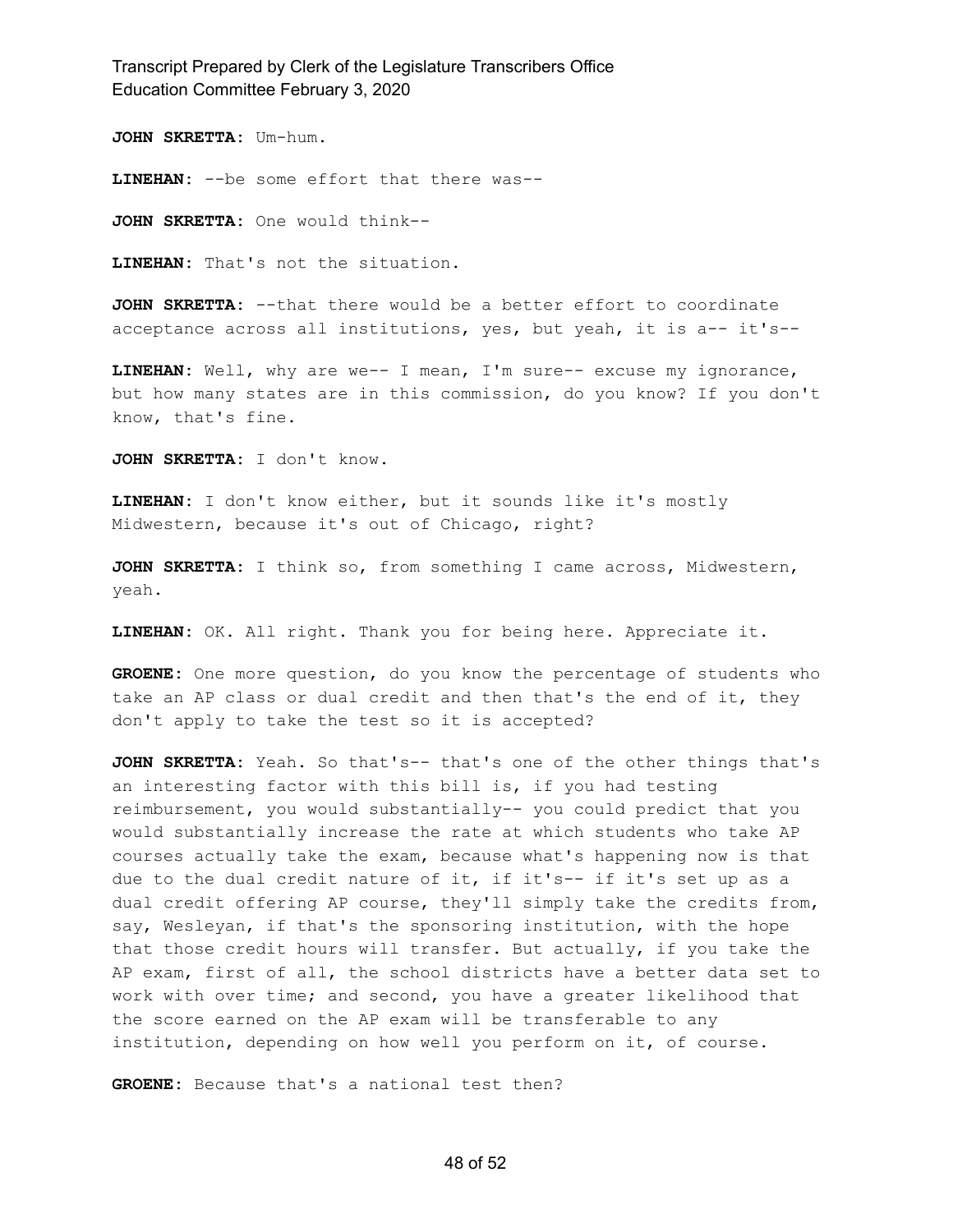**JOHN SKRETTA:** Um-hum.

**LINEHAN:** --be some effort that there was--

**JOHN SKRETTA:** One would think--

**LINEHAN:** That's not the situation.

**JOHN SKRETTA:** --that there would be a better effort to coordinate acceptance across all institutions, yes, but yeah, it is a-- it's--

**LINEHAN:** Well, why are we-- I mean, I'm sure-- excuse my ignorance, but how many states are in this commission, do you know? If you don't know, that's fine.

**JOHN SKRETTA:** I don't know.

**LINEHAN:** I don't know either, but it sounds like it's mostly Midwestern, because it's out of Chicago, right?

**JOHN SKRETTA:** I think so, from something I came across, Midwestern, yeah.

**LINEHAN:** OK. All right. Thank you for being here. Appreciate it.

**GROENE:** One more question, do you know the percentage of students who take an AP class or dual credit and then that's the end of it, they don't apply to take the test so it is accepted?

**JOHN SKRETTA:** Yeah. So that's-- that's one of the other things that's an interesting factor with this bill is, if you had testing reimbursement, you would substantially-- you could predict that you would substantially increase the rate at which students who take AP courses actually take the exam, because what's happening now is that due to the dual credit nature of it, if it's-- if it's set up as a dual credit offering AP course, they'll simply take the credits from, say, Wesleyan, if that's the sponsoring institution, with the hope that those credit hours will transfer. But actually, if you take the AP exam, first of all, the school districts have a better data set to work with over time; and second, you have a greater likelihood that the score earned on the AP exam will be transferable to any institution, depending on how well you perform on it, of course.

**GROENE:** Because that's a national test then?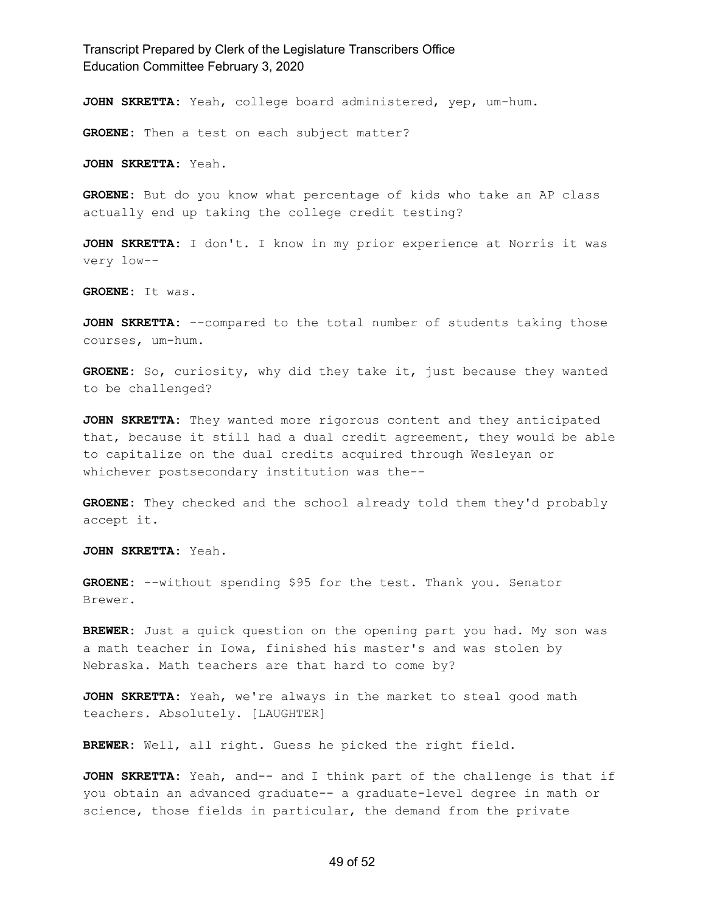**JOHN SKRETTA:** Yeah, college board administered, yep, um-hum.

**GROENE:** Then a test on each subject matter?

**JOHN SKRETTA:** Yeah.

**GROENE:** But do you know what percentage of kids who take an AP class actually end up taking the college credit testing?

**JOHN SKRETTA:** I don't. I know in my prior experience at Norris it was very low--

**GROENE:** It was.

**JOHN SKRETTA:** --compared to the total number of students taking those courses, um-hum.

**GROENE:** So, curiosity, why did they take it, just because they wanted to be challenged?

**JOHN SKRETTA:** They wanted more rigorous content and they anticipated that, because it still had a dual credit agreement, they would be able to capitalize on the dual credits acquired through Wesleyan or whichever postsecondary institution was the--

**GROENE:** They checked and the school already told them they'd probably accept it.

**JOHN SKRETTA:** Yeah.

**GROENE:** --without spending $95 for the test. Thank you. Senator Brewer.

**BREWER:** Just a quick question on the opening part you had. My son was a math teacher in Iowa, finished his master's and was stolen by Nebraska. Math teachers are that hard to come by?

**JOHN SKRETTA:** Yeah, we're always in the market to steal good math teachers. Absolutely. [LAUGHTER]

**BREWER:** Well, all right. Guess he picked the right field.

**JOHN SKRETTA:** Yeah, and-- and I think part of the challenge is that if you obtain an advanced graduate-- a graduate-level degree in math or science, those fields in particular, the demand from the private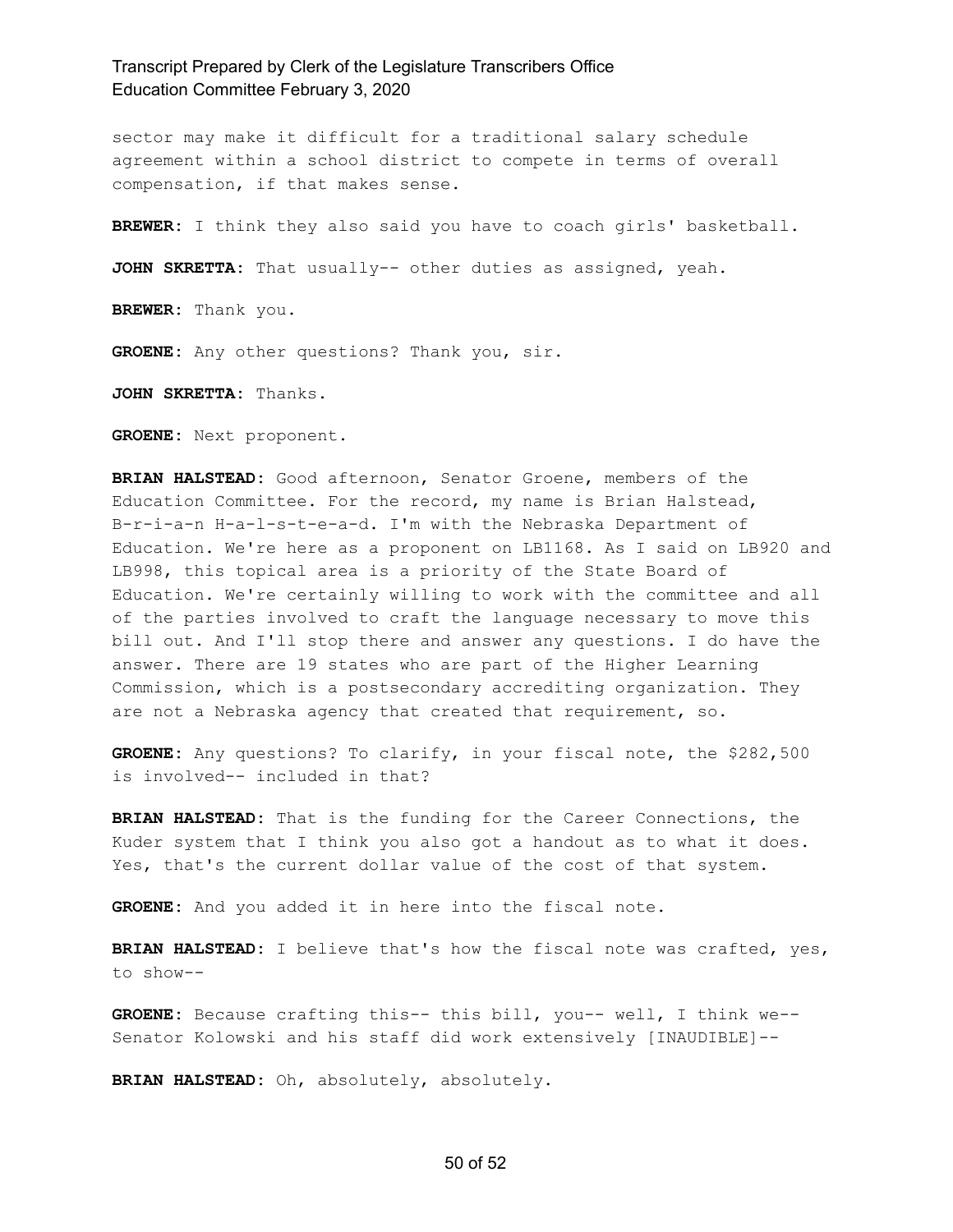sector may make it difficult for a traditional salary schedule agreement within a school district to compete in terms of overall compensation, if that makes sense.

**BREWER:** I think they also said you have to coach girls' basketball.

**JOHN SKRETTA:** That usually-- other duties as assigned, yeah.

**BREWER:** Thank you.

**GROENE:** Any other questions? Thank you, sir.

**JOHN SKRETTA:** Thanks.

**GROENE:** Next proponent.

**BRIAN HALSTEAD:** Good afternoon, Senator Groene, members of the Education Committee. For the record, my name is Brian Halstead, B-r-i-a-n H-a-l-s-t-e-a-d. I'm with the Nebraska Department of Education. We're here as a proponent on LB1168. As I said on LB920 and LB998, this topical area is a priority of the State Board of Education. We're certainly willing to work with the committee and all of the parties involved to craft the language necessary to move this bill out. And I'll stop there and answer any questions. I do have the answer. There are 19 states who are part of the Higher Learning Commission, which is a postsecondary accrediting organization. They are not a Nebraska agency that created that requirement, so.

**GROENE:** Any questions? To clarify, in your fiscal note, the $282,500 is involved-- included in that?

**BRIAN HALSTEAD:** That is the funding for the Career Connections, the Kuder system that I think you also got a handout as to what it does. Yes, that's the current dollar value of the cost of that system.

**GROENE:** And you added it in here into the fiscal note.

**BRIAN HALSTEAD:** I believe that's how the fiscal note was crafted, yes, to show--

**GROENE:** Because crafting this-- this bill, you-- well, I think we-- Senator Kolowski and his staff did work extensively [INAUDIBLE]--

**BRIAN HALSTEAD:** Oh, absolutely, absolutely.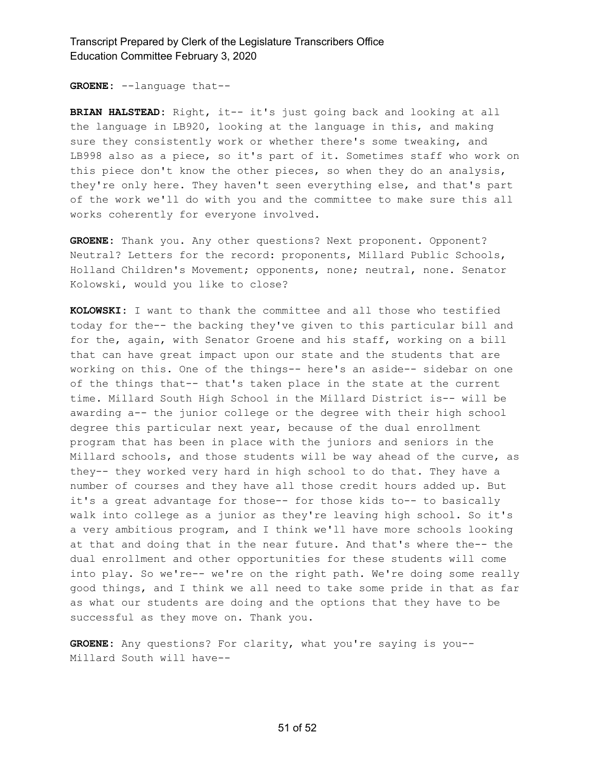**GROENE:** --language that--

**BRIAN HALSTEAD:** Right, it-- it's just going back and looking at all the language in LB920, looking at the language in this, and making sure they consistently work or whether there's some tweaking, and LB998 also as a piece, so it's part of it. Sometimes staff who work on this piece don't know the other pieces, so when they do an analysis, they're only here. They haven't seen everything else, and that's part of the work we'll do with you and the committee to make sure this all works coherently for everyone involved.

**GROENE:** Thank you. Any other questions? Next proponent. Opponent? Neutral? Letters for the record: proponents, Millard Public Schools, Holland Children's Movement; opponents, none; neutral, none. Senator Kolowski, would you like to close?

**KOLOWSKI:** I want to thank the committee and all those who testified today for the-- the backing they've given to this particular bill and for the, again, with Senator Groene and his staff, working on a bill that can have great impact upon our state and the students that are working on this. One of the things-- here's an aside-- sidebar on one of the things that-- that's taken place in the state at the current time. Millard South High School in the Millard District is-- will be awarding a-- the junior college or the degree with their high school degree this particular next year, because of the dual enrollment program that has been in place with the juniors and seniors in the Millard schools, and those students will be way ahead of the curve, as they-- they worked very hard in high school to do that. They have a number of courses and they have all those credit hours added up. But it's a great advantage for those-- for those kids to-- to basically walk into college as a junior as they're leaving high school. So it's a very ambitious program, and I think we'll have more schools looking at that and doing that in the near future. And that's where the-- the dual enrollment and other opportunities for these students will come into play. So we're-- we're on the right path. We're doing some really good things, and I think we all need to take some pride in that as far as what our students are doing and the options that they have to be successful as they move on. Thank you.

**GROENE:** Any questions? For clarity, what you're saying is you-- Millard South will have--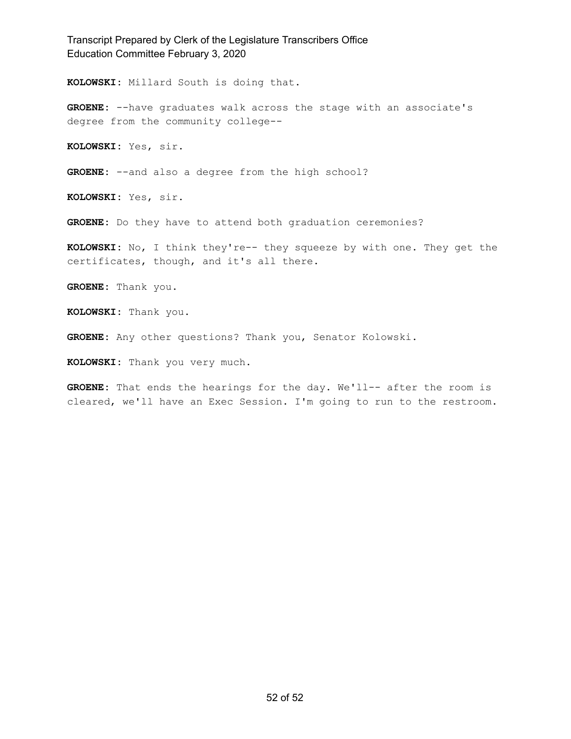**KOLOWSKI:** Millard South is doing that.

**GROENE:** --have graduates walk across the stage with an associate's degree from the community college--

**KOLOWSKI:** Yes, sir.

**GROENE:** --and also a degree from the high school?

**KOLOWSKI:** Yes, sir.

**GROENE:** Do they have to attend both graduation ceremonies?

**KOLOWSKI:** No, I think they're-- they squeeze by with one. They get the certificates, though, and it's all there.

**GROENE:** Thank you.

**KOLOWSKI:** Thank you.

**GROENE:** Any other questions? Thank you, Senator Kolowski.

**KOLOWSKI:** Thank you very much.

**GROENE:** That ends the hearings for the day. We'll-- after the room is cleared, we'll have an Exec Session. I'm going to run to the restroom.